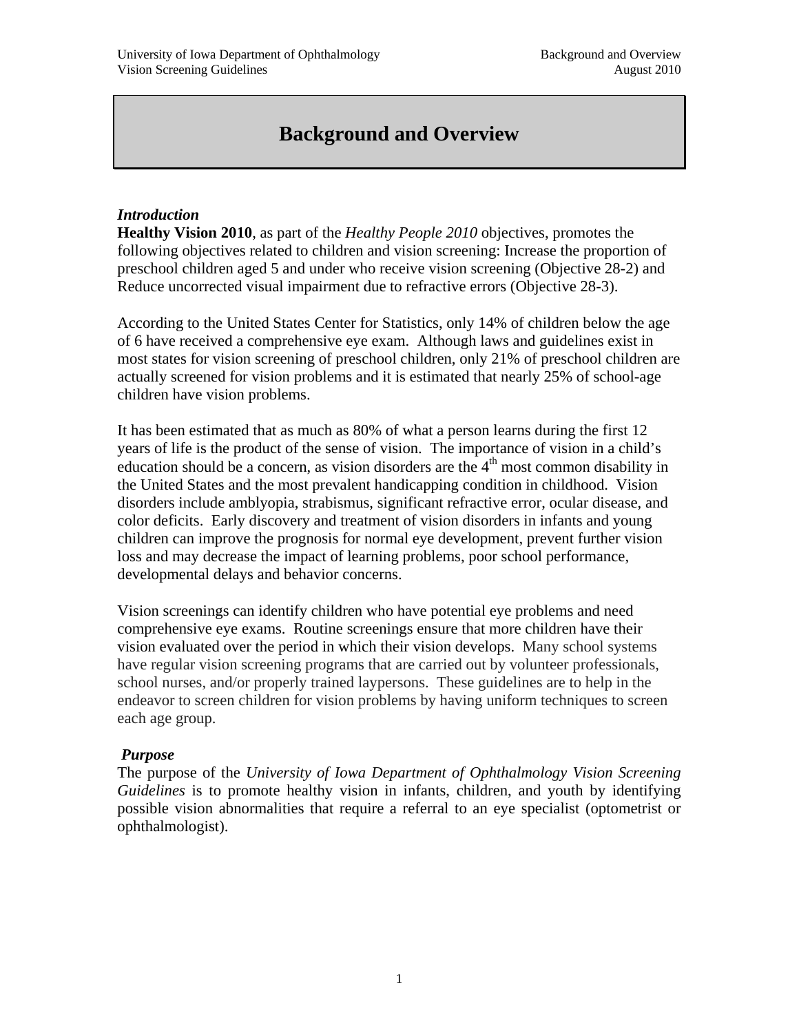# Background and Overview

### *Introduction*

**Healthy Vision 2010**, as part of the *Healthy People 2010* objectives, promotes the following objectives related to children and vision screening: Increase the proportion of preschool children aged 5 and under who receive vision screening (Objective 28-2) and Reduce uncorrected visual impairment due to refractive errors (Objective 28-3).

According to the United States Center for Statistics, only 14% of children below the age of 6 have received a comprehensive eye exam. Although laws and guidelines exist in most states for vision screening of preschool children, only 21% of preschool children are actually screened for vision problems and it is estimated that nearly 25% of school-age children have vision problems.

It has been estimated that as much as 80% of what a person learns during the first 12 years of life is the product of the sense of vision. The importance of vision in a child's education should be a concern, as vision disorders are the 4th most common disability in the United States and the most prevalent handicapping condition in childhood. Vision disorders include amblyopia, strabismus, significant refractive error, ocular disease, and color deficits. Early discovery and treatment of vision disorders in infants and young children can improve the prognosis for normal eye development, prevent further vision loss and may decrease the impact of learning problems, poor school performance, developmental delays and behavior concerns.

Vision screenings can identify children who have potential eye problems and need comprehensive eye exams. Routine screenings ensure that more children have their vision evaluated over the period in which their vision develops. Many school systems have regular vision screening programs that are carried out by volunteer professionals, school nurses, and/or properly trained laypersons. These guidelines are to help in the endeavor to screen children for vision problems by having uniform techniques to screen each age group.

### *Purpose*

The purpose of the *University of Iowa Department of Ophthalmology Vision Screening Guidelines* is to promote healthy vision in infants, children, and youth by identifying possible vision abnormalities that require a referral to an eye specialist (optometrist or ophthalmologist).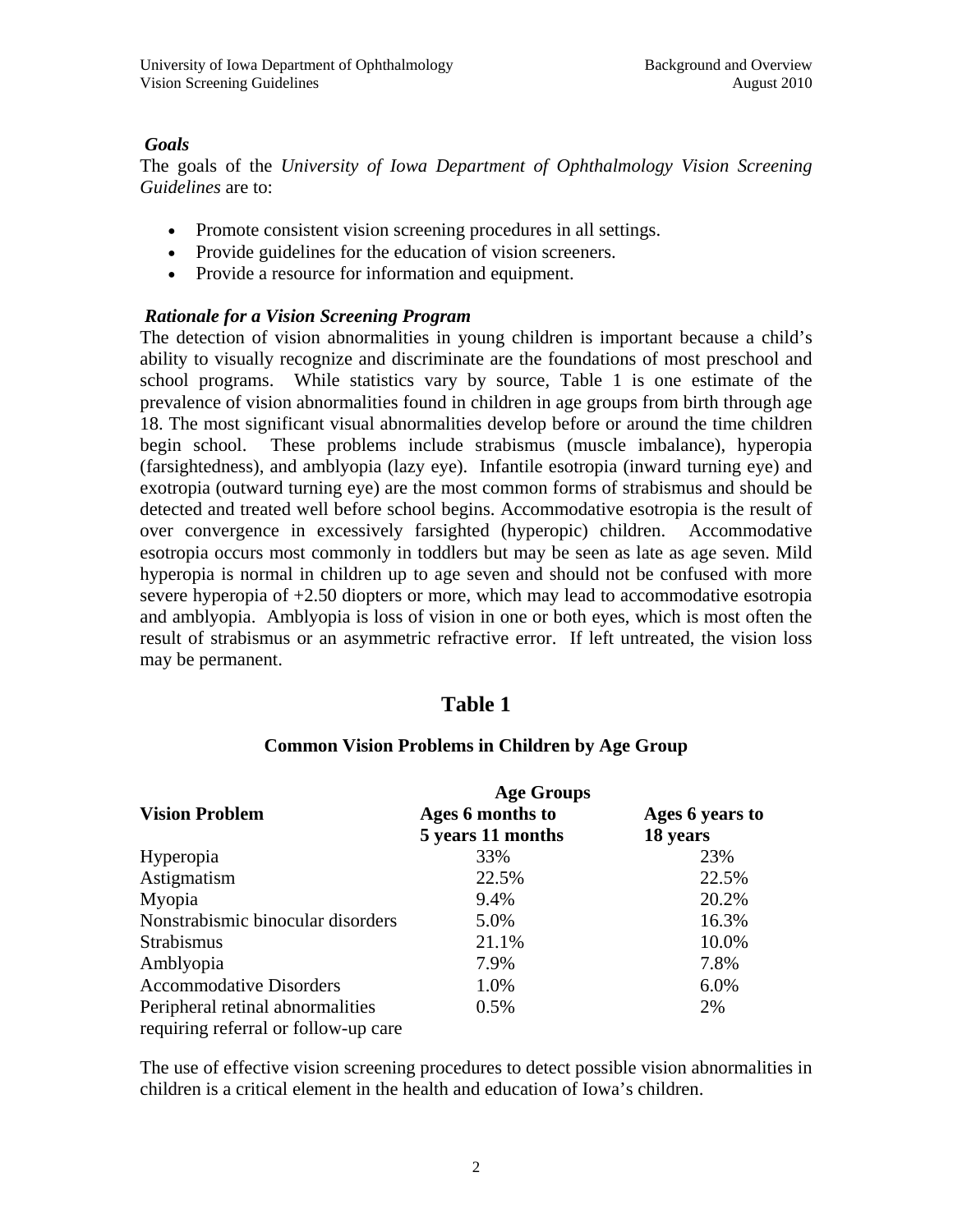### *Goals*

The goals of the *University of Iowa Department of Ophthalmology Vision Screening Guidelines* are to:

- Promote consistent vision screening procedures in all settings.
- Provide guidelines for the education of vision screeners.
- Provide a resource for information and equipment.

### *Rationale for a Vision Screening Program*

The detection of vision abnormalities in young children is important because a child's ability to visually recognize and discriminate are the foundations of most preschool and school programs. While statistics vary by source, Table 1 is one estimate of the prevalence of vision abnormalities found in children in age groups from birth through age 18. The most significant visual abnormalities develop before or around the time children begin school. These problems include strabismus (muscle imbalance), hyperopia (farsightedness), and amblyopia (lazy eye). Infantile esotropia (inward turning eye) and exotropia (outward turning eye) are the most common forms of strabismus and should be detected and treated well before school begins. Accommodative esotropia is the result of over convergence in excessively farsighted (hyperopic) children. Accommodative esotropia occurs most commonly in toddlers but may be seen as late as age seven. Mild hyperopia is normal in children up to age seven and should not be confused with more severe hyperopia of +2.50 diopters or more, which may lead to accommodative esotropia and amblyopia. Amblyopia is loss of vision in one or both eyes, which is most often the result of strabismus or an asymmetric refractive error. If left untreated, the vision loss may be permanent.

## Table 1

**Common Vision Problems in Children by Age Group**

| Vision Problem | Age Groups<br>Ages 6 months to 5 years 11 months | Ages 6 years to 18 years |
|---|---|---|
| Hyperopia | 33% | 23% |
| Astigmatism | 22.5% | 22.5% |
| Myopia | 9.4% | 20.2% |
| Nonstrabismic binocular disorders | 5.0% | 16.3% |
| Strabismus | 21.1% | 10.0% |
| Amblyopia | 7.9% | 7.8% |
| Accommodative Disorders | 1.0% | 6.0% |
| Peripheral retinal abnormalities requiring referral or follow-up care | 0.5% | 2% |

The use of effective vision screening procedures to detect possible vision abnormalities in children is a critical element in the health and education of Iowa's children.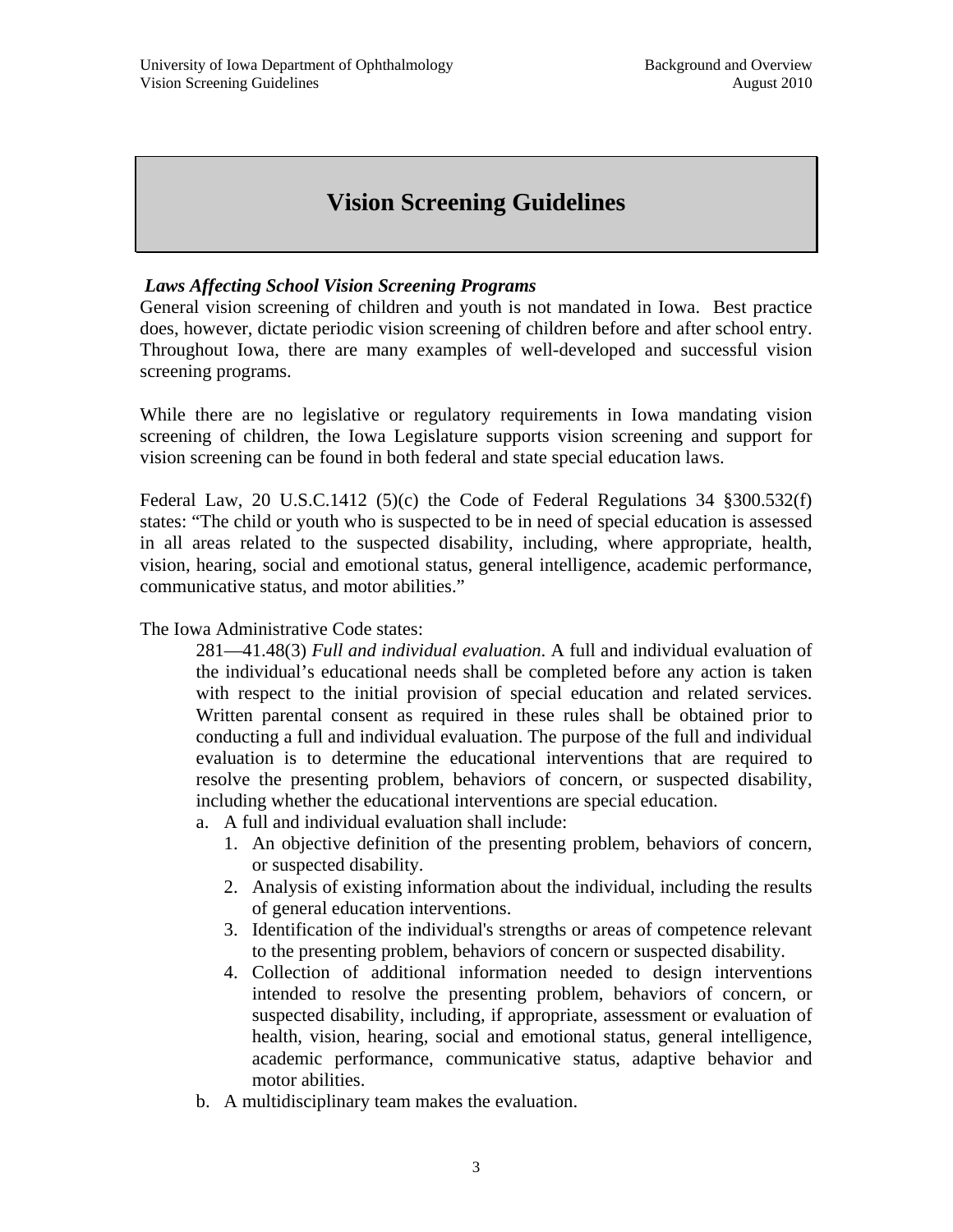# Vision Screening Guidelines

***Laws Affecting School Vision Screening Programs***

General vision screening of children and youth is not mandated in Iowa. Best practice does, however, dictate periodic vision screening of children before and after school entry. Throughout Iowa, there are many examples of well-developed and successful vision screening programs.

While there are no legislative or regulatory requirements in Iowa mandating vision screening of children, the Iowa Legislature supports vision screening and support for vision screening can be found in both federal and state special education laws.

Federal Law, 20 U.S.C.1412 (5)(c) the Code of Federal Regulations 34 §300.532(f) states: "The child or youth who is suspected to be in need of special education is assessed in all areas related to the suspected disability, including, where appropriate, health, vision, hearing, social and emotional status, general intelligence, academic performance, communicative status, and motor abilities."

The Iowa Administrative Code states:

> 281—41.48(3) *Full and individual evaluation*. A full and individual evaluation of the individual's educational needs shall be completed before any action is taken with respect to the initial provision of special education and related services. Written parental consent as required in these rules shall be obtained prior to conducting a full and individual evaluation. The purpose of the full and individual evaluation is to determine the educational interventions that are required to resolve the presenting problem, behaviors of concern, or suspected disability, including whether the educational interventions are special education.
>
> a. A full and individual evaluation shall include:
>    1. An objective definition of the presenting problem, behaviors of concern, or suspected disability.
>    2. Analysis of existing information about the individual, including the results of general education interventions.
>    3. Identification of the individual's strengths or areas of competence relevant to the presenting problem, behaviors of concern or suspected disability.
>    4. Collection of additional information needed to design interventions intended to resolve the presenting problem, behaviors of concern, or suspected disability, including, if appropriate, assessment or evaluation of health, vision, hearing, social and emotional status, general intelligence, academic performance, communicative status, adaptive behavior and motor abilities.
>
> b. A multidisciplinary team makes the evaluation.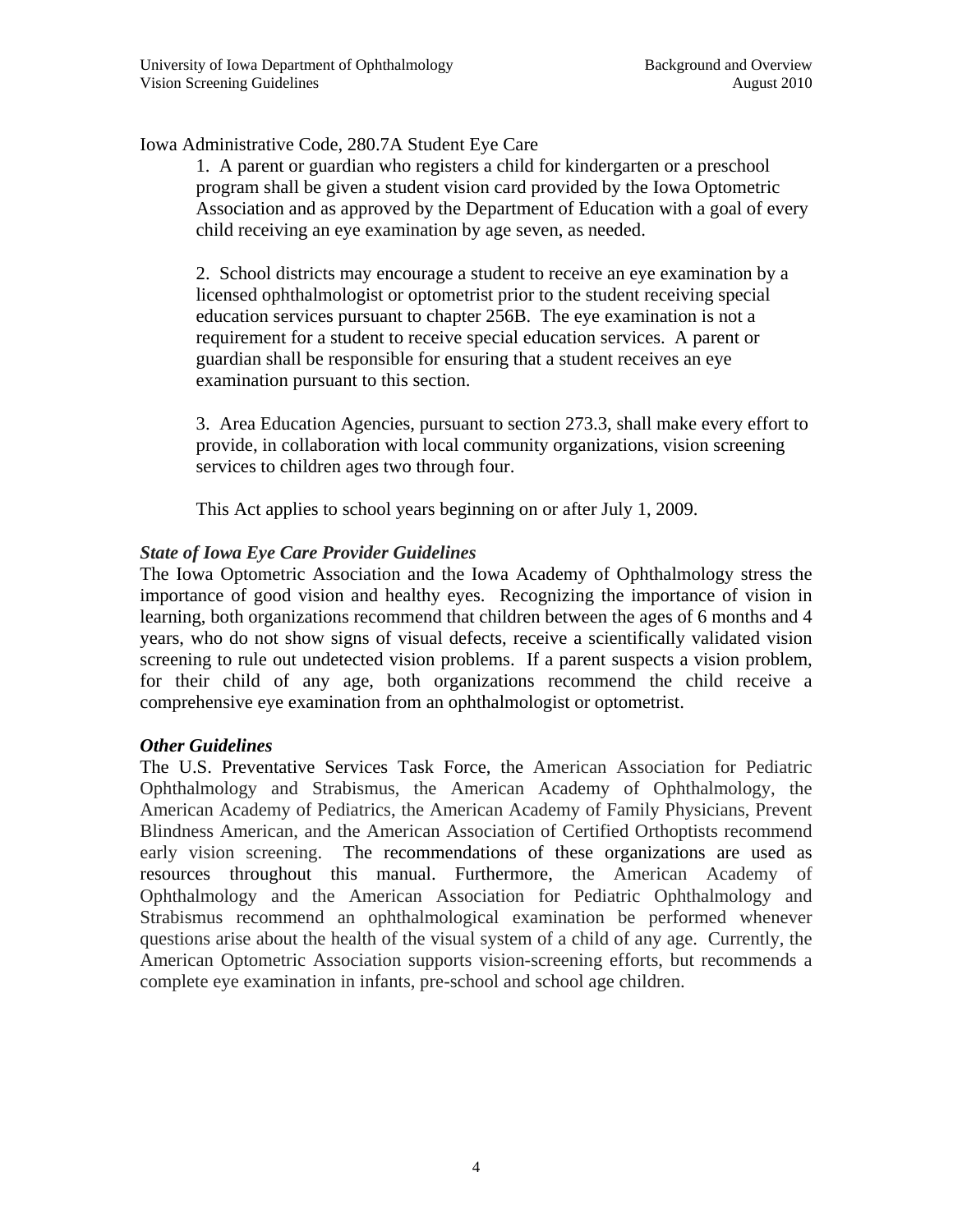Iowa Administrative Code, 280.7A Student Eye Care

> 1. A parent or guardian who registers a child for kindergarten or a preschool program shall be given a student vision card provided by the Iowa Optometric Association and as approved by the Department of Education with a goal of every child receiving an eye examination by age seven, as needed.
>
> 2. School districts may encourage a student to receive an eye examination by a licensed ophthalmologist or optometrist prior to the student receiving special education services pursuant to chapter 256B. The eye examination is not a requirement for a student to receive special education services. A parent or guardian shall be responsible for ensuring that a student receives an eye examination pursuant to this section.
>
> 3. Area Education Agencies, pursuant to section 273.3, shall make every effort to provide, in collaboration with local community organizations, vision screening services to children ages two through four.
>
> This Act applies to school years beginning on or after July 1, 2009.

***State of Iowa Eye Care Provider Guidelines***

The Iowa Optometric Association and the Iowa Academy of Ophthalmology stress the importance of good vision and healthy eyes. Recognizing the importance of vision in learning, both organizations recommend that children between the ages of 6 months and 4 years, who do not show signs of visual defects, receive a scientifically validated vision screening to rule out undetected vision problems. If a parent suspects a vision problem, for their child of any age, both organizations recommend the child receive a comprehensive eye examination from an ophthalmologist or optometrist.

***Other Guidelines***

The U.S. Preventative Services Task Force, the American Association for Pediatric Ophthalmology and Strabismus, the American Academy of Ophthalmology, the American Academy of Pediatrics, the American Academy of Family Physicians, Prevent Blindness American, and the American Association of Certified Orthoptists recommend early vision screening. The recommendations of these organizations are used as resources throughout this manual. Furthermore, the American Academy of Ophthalmology and the American Association for Pediatric Ophthalmology and Strabismus recommend an ophthalmological examination be performed whenever questions arise about the health of the visual system of a child of any age. Currently, the American Optometric Association supports vision-screening efforts, but recommends a complete eye examination in infants, pre-school and school age children.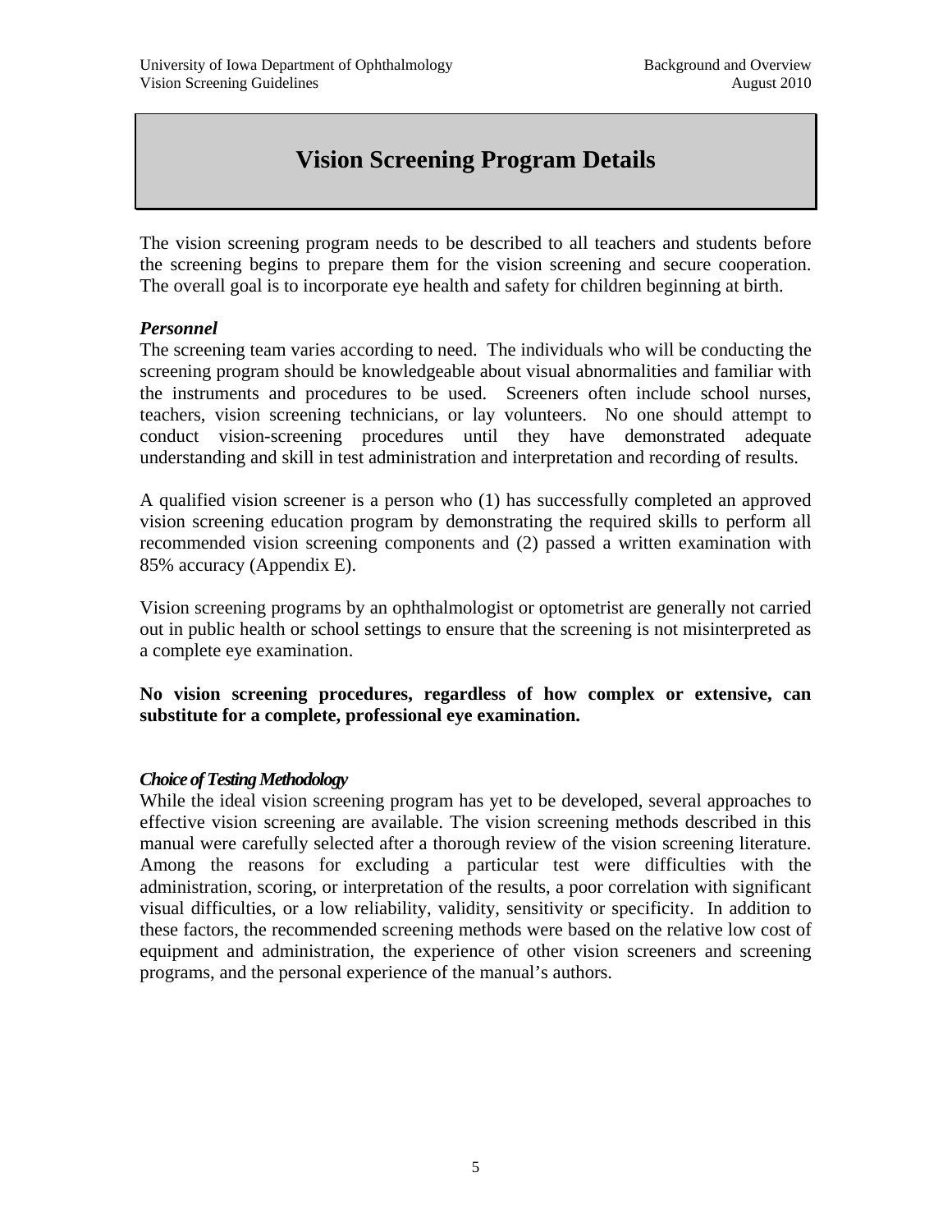# Vision Screening Program Details

The vision screening program needs to be described to all teachers and students before the screening begins to prepare them for the vision screening and secure cooperation. The overall goal is to incorporate eye health and safety for children beginning at birth.

### *Personnel*

The screening team varies according to need. The individuals who will be conducting the screening program should be knowledgeable about visual abnormalities and familiar with the instruments and procedures to be used. Screeners often include school nurses, teachers, vision screening technicians, or lay volunteers. No one should attempt to conduct vision-screening procedures until they have demonstrated adequate understanding and skill in test administration and interpretation and recording of results.

A qualified vision screener is a person who (1) has successfully completed an approved vision screening education program by demonstrating the required skills to perform all recommended vision screening components and (2) passed a written examination with 85% accuracy (Appendix E).

Vision screening programs by an ophthalmologist or optometrist are generally not carried out in public health or school settings to ensure that the screening is not misinterpreted as a complete eye examination.

**No vision screening procedures, regardless of how complex or extensive, can substitute for a complete, professional eye examination.**

### *Choice of Testing Methodology*

While the ideal vision screening program has yet to be developed, several approaches to effective vision screening are available. The vision screening methods described in this manual were carefully selected after a thorough review of the vision screening literature. Among the reasons for excluding a particular test were difficulties with the administration, scoring, or interpretation of the results, a poor correlation with significant visual difficulties, or a low reliability, validity, sensitivity or specificity. In addition to these factors, the recommended screening methods were based on the relative low cost of equipment and administration, the experience of other vision screeners and screening programs, and the personal experience of the manual's authors.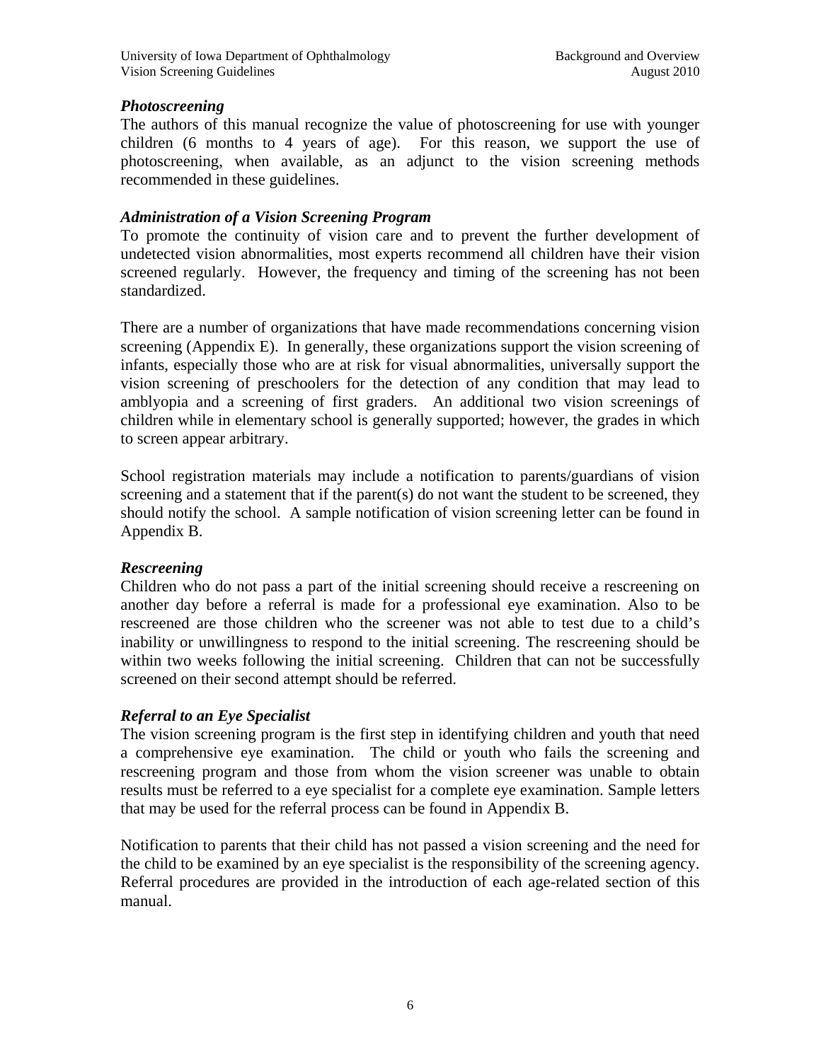### *Photoscreening*

The authors of this manual recognize the value of photoscreening for use with younger children (6 months to 4 years of age). For this reason, we support the use of photoscreening, when available, as an adjunct to the vision screening methods recommended in these guidelines.

### *Administration of a Vision Screening Program*

To promote the continuity of vision care and to prevent the further development of undetected vision abnormalities, most experts recommend all children have their vision screened regularly. However, the frequency and timing of the screening has not been standardized.

There are a number of organizations that have made recommendations concerning vision screening (Appendix E). In generally, these organizations support the vision screening of infants, especially those who are at risk for visual abnormalities, universally support the vision screening of preschoolers for the detection of any condition that may lead to amblyopia and a screening of first graders. An additional two vision screenings of children while in elementary school is generally supported; however, the grades in which to screen appear arbitrary.

School registration materials may include a notification to parents/guardians of vision screening and a statement that if the parent(s) do not want the student to be screened, they should notify the school. A sample notification of vision screening letter can be found in Appendix B.

### *Rescreening*

Children who do not pass a part of the initial screening should receive a rescreening on another day before a referral is made for a professional eye examination. Also to be rescreened are those children who the screener was not able to test due to a child's inability or unwillingness to respond to the initial screening. The rescreening should be within two weeks following the initial screening. Children that can not be successfully screened on their second attempt should be referred.

### *Referral to an Eye Specialist*

The vision screening program is the first step in identifying children and youth that need a comprehensive eye examination. The child or youth who fails the screening and rescreening program and those from whom the vision screener was unable to obtain results must be referred to a eye specialist for a complete eye examination. Sample letters that may be used for the referral process can be found in Appendix B.

Notification to parents that their child has not passed a vision screening and the need for the child to be examined by an eye specialist is the responsibility of the screening agency. Referral procedures are provided in the introduction of each age-related section of this manual.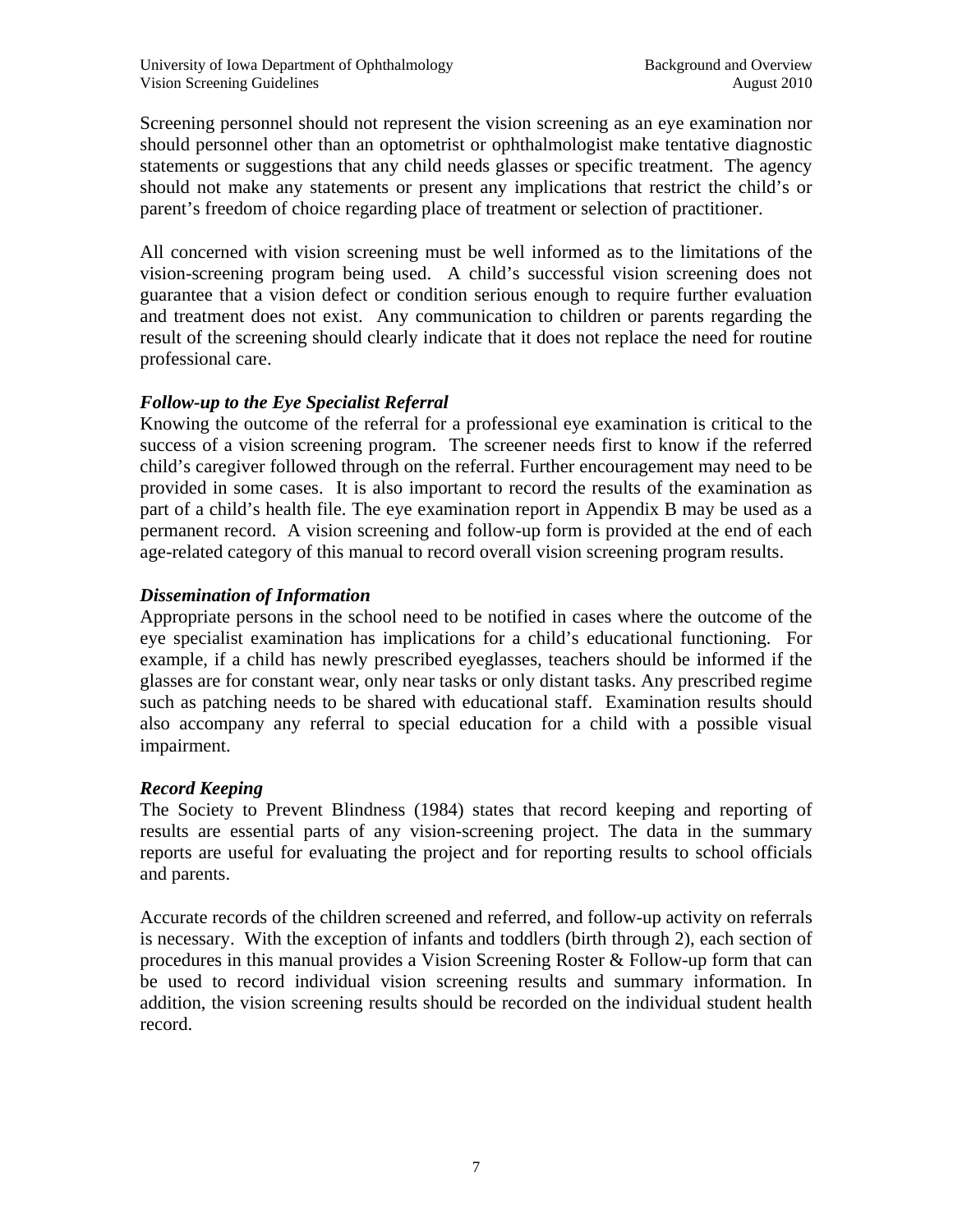Screening personnel should not represent the vision screening as an eye examination nor should personnel other than an optometrist or ophthalmologist make tentative diagnostic statements or suggestions that any child needs glasses or specific treatment. The agency should not make any statements or present any implications that restrict the child's or parent's freedom of choice regarding place of treatment or selection of practitioner.

All concerned with vision screening must be well informed as to the limitations of the vision-screening program being used. A child's successful vision screening does not guarantee that a vision defect or condition serious enough to require further evaluation and treatment does not exist. Any communication to children or parents regarding the result of the screening should clearly indicate that it does not replace the need for routine professional care.

### *Follow-up to the Eye Specialist Referral*

Knowing the outcome of the referral for a professional eye examination is critical to the success of a vision screening program. The screener needs first to know if the referred child's caregiver followed through on the referral. Further encouragement may need to be provided in some cases. It is also important to record the results of the examination as part of a child's health file. The eye examination report in Appendix B may be used as a permanent record. A vision screening and follow-up form is provided at the end of each age-related category of this manual to record overall vision screening program results.

### *Dissemination of Information*

Appropriate persons in the school need to be notified in cases where the outcome of the eye specialist examination has implications for a child's educational functioning. For example, if a child has newly prescribed eyeglasses, teachers should be informed if the glasses are for constant wear, only near tasks or only distant tasks. Any prescribed regime such as patching needs to be shared with educational staff. Examination results should also accompany any referral to special education for a child with a possible visual impairment.

### *Record Keeping*

The Society to Prevent Blindness (1984) states that record keeping and reporting of results are essential parts of any vision-screening project. The data in the summary reports are useful for evaluating the project and for reporting results to school officials and parents.

Accurate records of the children screened and referred, and follow-up activity on referrals is necessary. With the exception of infants and toddlers (birth through 2), each section of procedures in this manual provides a Vision Screening Roster & Follow-up form that can be used to record individual vision screening results and summary information. In addition, the vision screening results should be recorded on the individual student health record.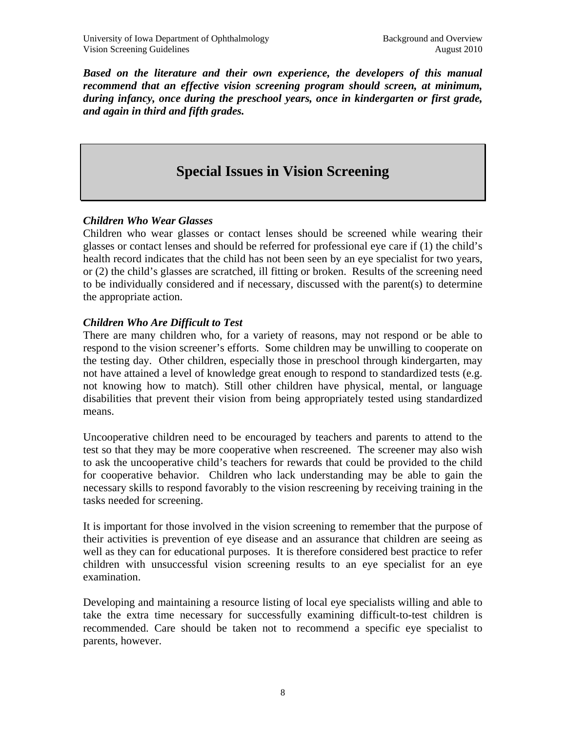***Based on the literature and their own experience, the developers of this manual recommend that an effective vision screening program should screen, at minimum, during infancy, once during the preschool years, once in kindergarten or first grade, and again in third and fifth grades.***

## Special Issues in Vision Screening

### *Children Who Wear Glasses*

Children who wear glasses or contact lenses should be screened while wearing their glasses or contact lenses and should be referred for professional eye care if (1) the child's health record indicates that the child has not been seen by an eye specialist for two years, or (2) the child's glasses are scratched, ill fitting or broken. Results of the screening need to be individually considered and if necessary, discussed with the parent(s) to determine the appropriate action.

### *Children Who Are Difficult to Test*

There are many children who, for a variety of reasons, may not respond or be able to respond to the vision screener's efforts. Some children may be unwilling to cooperate on the testing day. Other children, especially those in preschool through kindergarten, may not have attained a level of knowledge great enough to respond to standardized tests (e.g. not knowing how to match). Still other children have physical, mental, or language disabilities that prevent their vision from being appropriately tested using standardized means.

Uncooperative children need to be encouraged by teachers and parents to attend to the test so that they may be more cooperative when rescreened. The screener may also wish to ask the uncooperative child's teachers for rewards that could be provided to the child for cooperative behavior. Children who lack understanding may be able to gain the necessary skills to respond favorably to the vision rescreening by receiving training in the tasks needed for screening.

It is important for those involved in the vision screening to remember that the purpose of their activities is prevention of eye disease and an assurance that children are seeing as well as they can for educational purposes. It is therefore considered best practice to refer children with unsuccessful vision screening results to an eye specialist for an eye examination.

Developing and maintaining a resource listing of local eye specialists willing and able to take the extra time necessary for successfully examining difficult-to-test children is recommended. Care should be taken not to recommend a specific eye specialist to parents, however.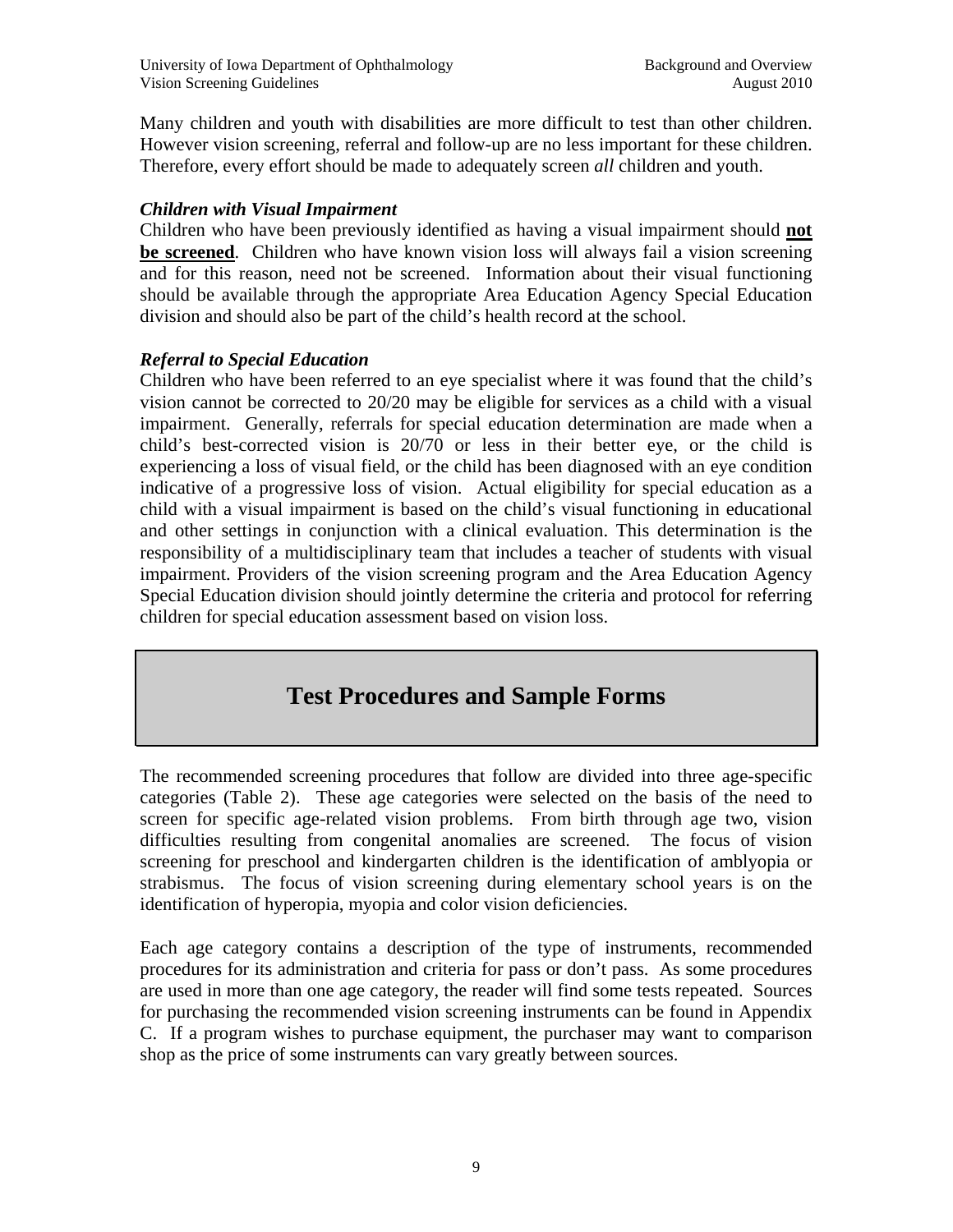Many children and youth with disabilities are more difficult to test than other children. However vision screening, referral and follow-up are no less important for these children. Therefore, every effort should be made to adequately screen *all* children and youth.

### *Children with Visual Impairment*

Children who have been previously identified as having a visual impairment should **<u>not be screened</u>**. Children who have known vision loss will always fail a vision screening and for this reason, need not be screened. Information about their visual functioning should be available through the appropriate Area Education Agency Special Education division and should also be part of the child's health record at the school.

### *Referral to Special Education*

Children who have been referred to an eye specialist where it was found that the child's vision cannot be corrected to 20/20 may be eligible for services as a child with a visual impairment. Generally, referrals for special education determination are made when a child's best-corrected vision is 20/70 or less in their better eye, or the child is experiencing a loss of visual field, or the child has been diagnosed with an eye condition indicative of a progressive loss of vision. Actual eligibility for special education as a child with a visual impairment is based on the child's visual functioning in educational and other settings in conjunction with a clinical evaluation. This determination is the responsibility of a multidisciplinary team that includes a teacher of students with visual impairment. Providers of the vision screening program and the Area Education Agency Special Education division should jointly determine the criteria and protocol for referring children for special education assessment based on vision loss.

# Test Procedures and Sample Forms

The recommended screening procedures that follow are divided into three age-specific categories (Table 2). These age categories were selected on the basis of the need to screen for specific age-related vision problems. From birth through age two, vision difficulties resulting from congenital anomalies are screened. The focus of vision screening for preschool and kindergarten children is the identification of amblyopia or strabismus. The focus of vision screening during elementary school years is on the identification of hyperopia, myopia and color vision deficiencies.

Each age category contains a description of the type of instruments, recommended procedures for its administration and criteria for pass or don't pass. As some procedures are used in more than one age category, the reader will find some tests repeated. Sources for purchasing the recommended vision screening instruments can be found in Appendix C. If a program wishes to purchase equipment, the purchaser may want to comparison shop as the price of some instruments can vary greatly between sources.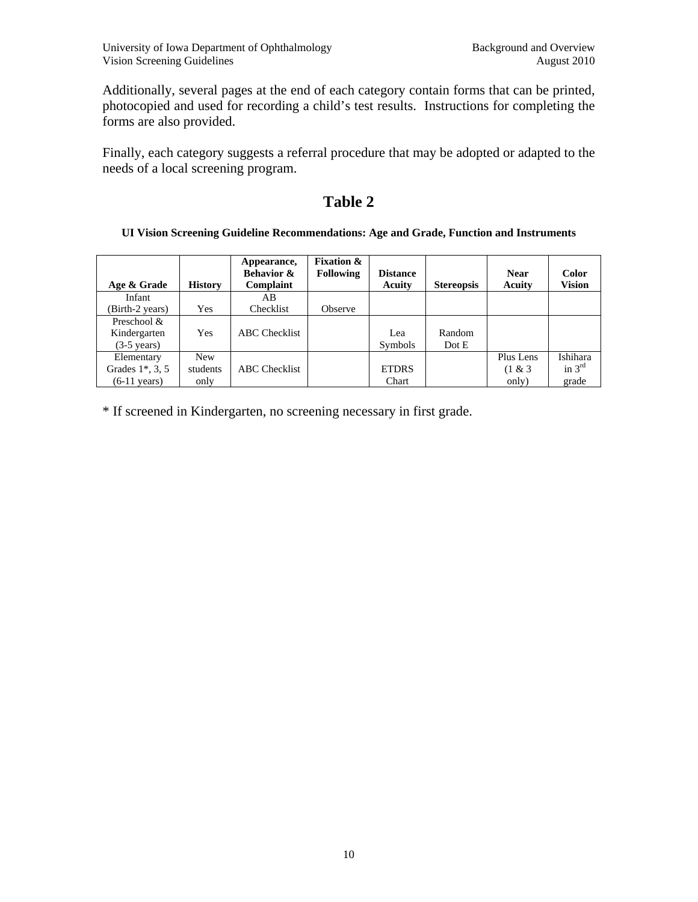Additionally, several pages at the end of each category contain forms that can be printed, photocopied and used for recording a child's test results. Instructions for completing the forms are also provided.

Finally, each category suggests a referral procedure that may be adopted or adapted to the needs of a local screening program.

## Table 2

**UI Vision Screening Guideline Recommendations: Age and Grade, Function and Instruments**

| Age & Grade | History | Appearance, Behavior & Complaint | Fixation & Following | Distance Acuity | Stereopsis | Near Acuity | Color Vision |
|---|---|---|---|---|---|---|---|
| Infant (Birth-2 years) | Yes | AB Checklist | Observe | | | | |
| Preschool & Kindergarten (3-5 years) | Yes | ABC Checklist | | Lea Symbols | Random Dot E | | |
| Elementary Grades 1*, 3, 5 (6-11 years) | New students only | ABC Checklist | | ETDRS Chart | | Plus Lens (1 & 3 only) | Ishihara in 3rd grade |

* If screened in Kindergarten, no screening necessary in first grade.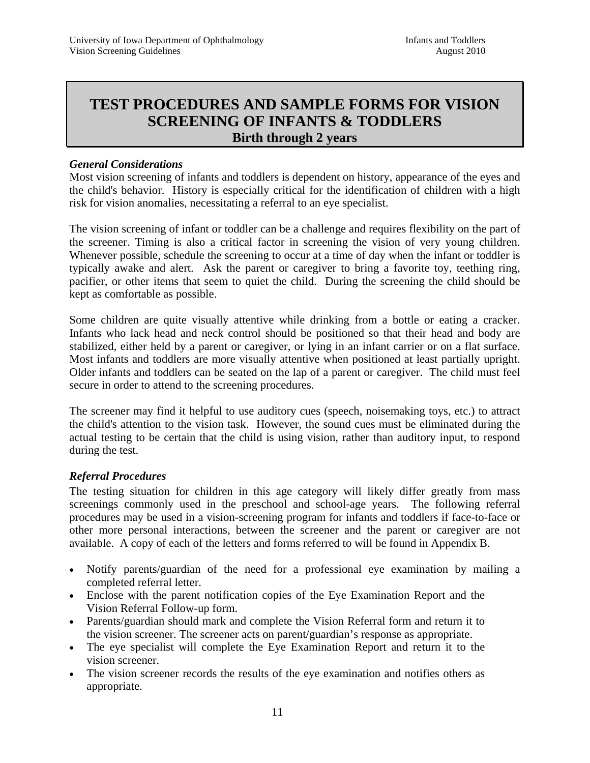# TEST PROCEDURES AND SAMPLE FORMS FOR VISION SCREENING OF INFANTS & TODDLERS

## Birth through 2 years

### *General Considerations*

Most vision screening of infants and toddlers is dependent on history, appearance of the eyes and the child's behavior. History is especially critical for the identification of children with a high risk for vision anomalies, necessitating a referral to an eye specialist.

The vision screening of infant or toddler can be a challenge and requires flexibility on the part of the screener. Timing is also a critical factor in screening the vision of very young children. Whenever possible, schedule the screening to occur at a time of day when the infant or toddler is typically awake and alert. Ask the parent or caregiver to bring a favorite toy, teething ring, pacifier, or other items that seem to quiet the child. During the screening the child should be kept as comfortable as possible.

Some children are quite visually attentive while drinking from a bottle or eating a cracker. Infants who lack head and neck control should be positioned so that their head and body are stabilized, either held by a parent or caregiver, or lying in an infant carrier or on a flat surface. Most infants and toddlers are more visually attentive when positioned at least partially upright. Older infants and toddlers can be seated on the lap of a parent or caregiver. The child must feel secure in order to attend to the screening procedures.

The screener may find it helpful to use auditory cues (speech, noisemaking toys, etc.) to attract the child's attention to the vision task. However, the sound cues must be eliminated during the actual testing to be certain that the child is using vision, rather than auditory input, to respond during the test.

### *Referral Procedures*

The testing situation for children in this age category will likely differ greatly from mass screenings commonly used in the preschool and school-age years. The following referral procedures may be used in a vision-screening program for infants and toddlers if face-to-face or other more personal interactions, between the screener and the parent or caregiver are not available. A copy of each of the letters and forms referred to will be found in Appendix B.

- Notify parents/guardian of the need for a professional eye examination by mailing a completed referral letter.
- Enclose with the parent notification copies of the Eye Examination Report and the Vision Referral Follow-up form.
- Parents/guardian should mark and complete the Vision Referral form and return it to the vision screener. The screener acts on parent/guardian's response as appropriate.
- The eye specialist will complete the Eye Examination Report and return it to the vision screener.
- The vision screener records the results of the eye examination and notifies others as appropriate.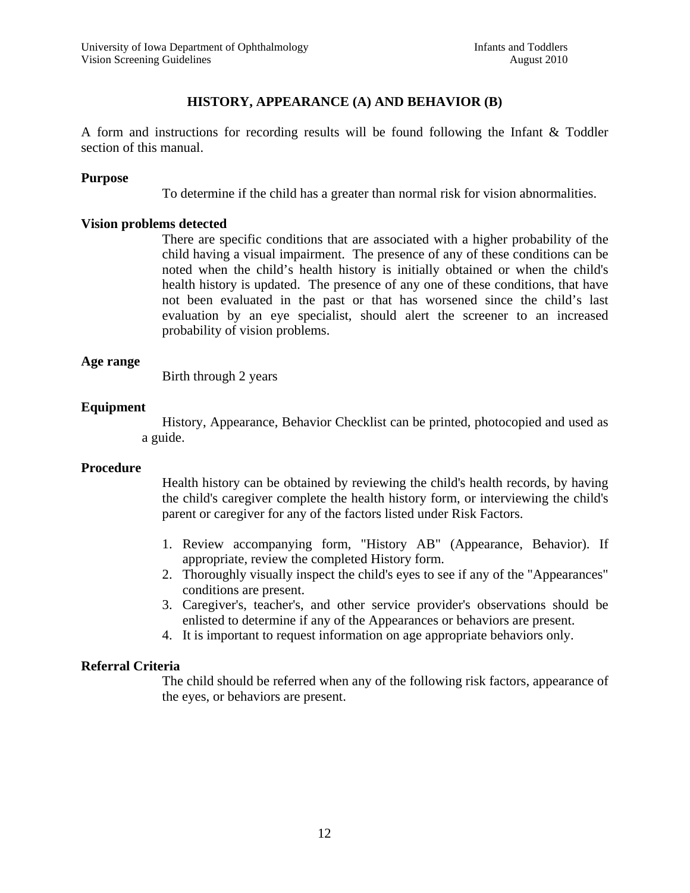## HISTORY, APPEARANCE (A) AND BEHAVIOR (B)

A form and instructions for recording results will be found following the Infant & Toddler section of this manual.

**Purpose**

To determine if the child has a greater than normal risk for vision abnormalities.

**Vision problems detected**

There are specific conditions that are associated with a higher probability of the child having a visual impairment. The presence of any of these conditions can be noted when the child's health history is initially obtained or when the child's health history is updated. The presence of any one of these conditions, that have not been evaluated in the past or that has worsened since the child's last evaluation by an eye specialist, should alert the screener to an increased probability of vision problems.

**Age range**

Birth through 2 years

**Equipment**

History, Appearance, Behavior Checklist can be printed, photocopied and used as a guide.

**Procedure**

Health history can be obtained by reviewing the child's health records, by having the child's caregiver complete the health history form, or interviewing the child's parent or caregiver for any of the factors listed under Risk Factors.

1. Review accompanying form, "History AB" (Appearance, Behavior). If appropriate, review the completed History form.
2. Thoroughly visually inspect the child's eyes to see if any of the "Appearances" conditions are present.
3. Caregiver's, teacher's, and other service provider's observations should be enlisted to determine if any of the Appearances or behaviors are present.
4. It is important to request information on age appropriate behaviors only.

**Referral Criteria**

The child should be referred when any of the following risk factors, appearance of the eyes, or behaviors are present.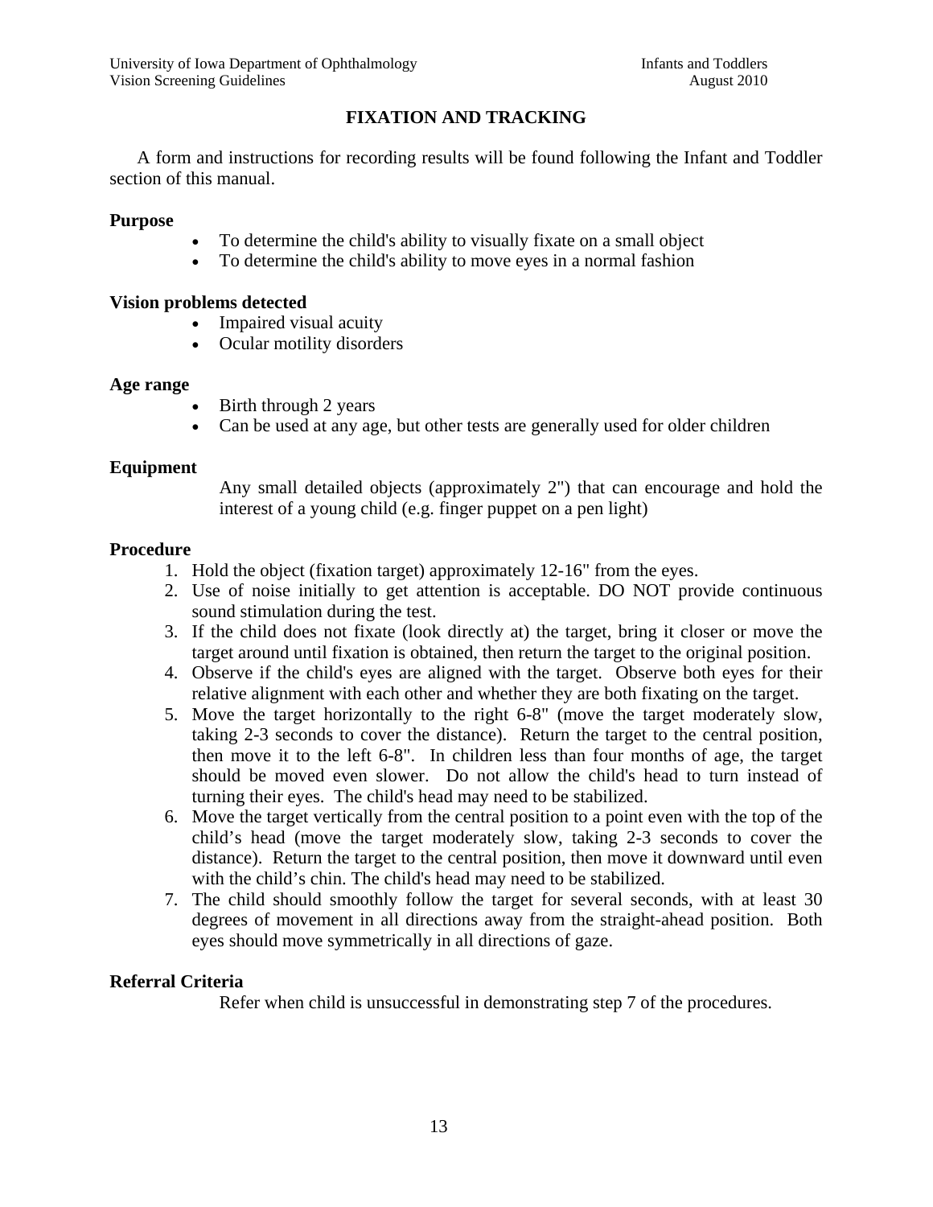# FIXATION AND TRACKING

A form and instructions for recording results will be found following the Infant and Toddler section of this manual.

**Purpose**

- To determine the child's ability to visually fixate on a small object
- To determine the child's ability to move eyes in a normal fashion

**Vision problems detected**

- Impaired visual acuity
- Ocular motility disorders

**Age range**

- Birth through 2 years
- Can be used at any age, but other tests are generally used for older children

**Equipment**

Any small detailed objects (approximately 2") that can encourage and hold the interest of a young child (e.g. finger puppet on a pen light)

**Procedure**

1. Hold the object (fixation target) approximately 12-16" from the eyes.
2. Use of noise initially to get attention is acceptable. DO NOT provide continuous sound stimulation during the test.
3. If the child does not fixate (look directly at) the target, bring it closer or move the target around until fixation is obtained, then return the target to the original position.
4. Observe if the child's eyes are aligned with the target. Observe both eyes for their relative alignment with each other and whether they are both fixating on the target.
5. Move the target horizontally to the right 6-8" (move the target moderately slow, taking 2-3 seconds to cover the distance). Return the target to the central position, then move it to the left 6-8". In children less than four months of age, the target should be moved even slower. Do not allow the child's head to turn instead of turning their eyes. The child's head may need to be stabilized.
6. Move the target vertically from the central position to a point even with the top of the child's head (move the target moderately slow, taking 2-3 seconds to cover the distance). Return the target to the central position, then move it downward until even with the child's chin. The child's head may need to be stabilized.
7. The child should smoothly follow the target for several seconds, with at least 30 degrees of movement in all directions away from the straight-ahead position. Both eyes should move symmetrically in all directions of gaze.

**Referral Criteria**

Refer when child is unsuccessful in demonstrating step 7 of the procedures.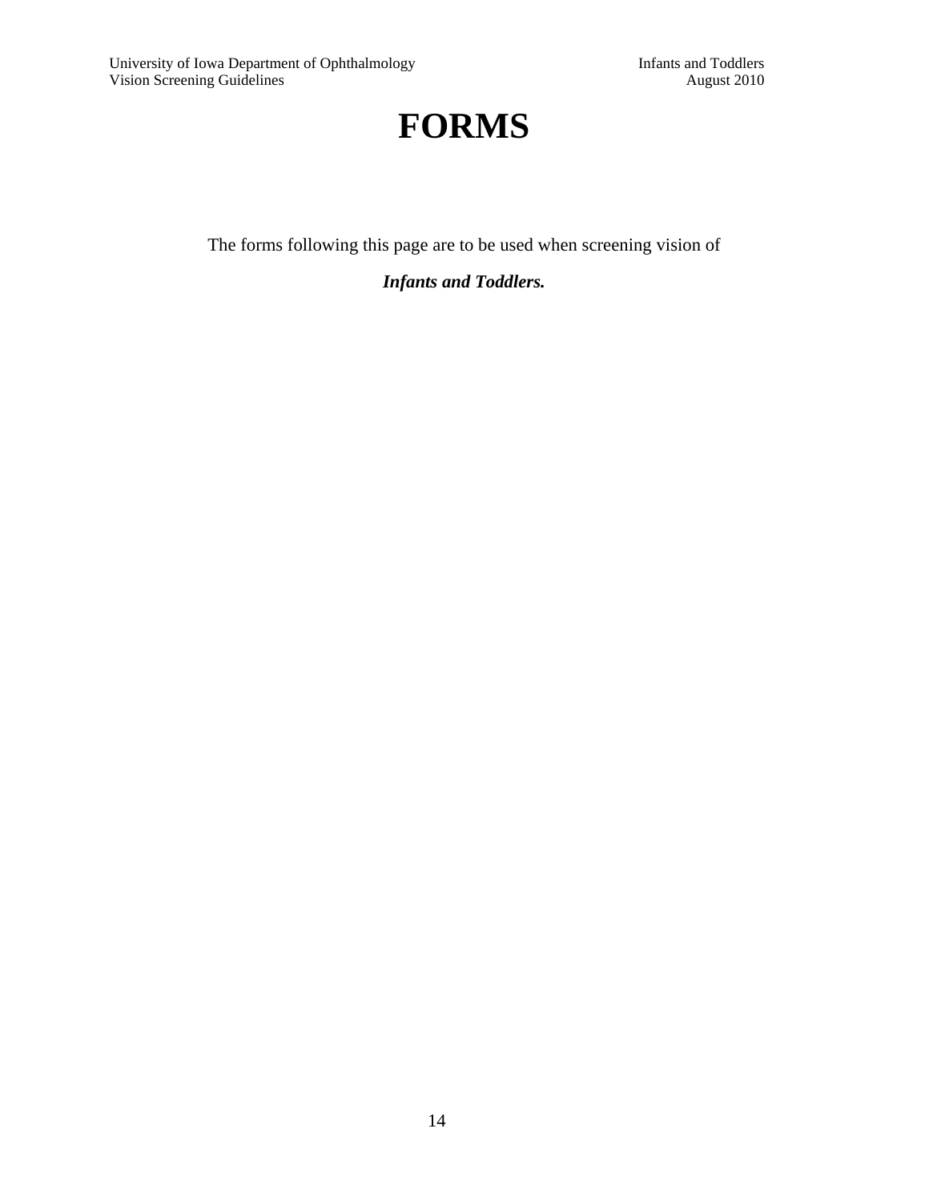# FORMS

The forms following this page are to be used when screening vision of

***Infants and Toddlers.***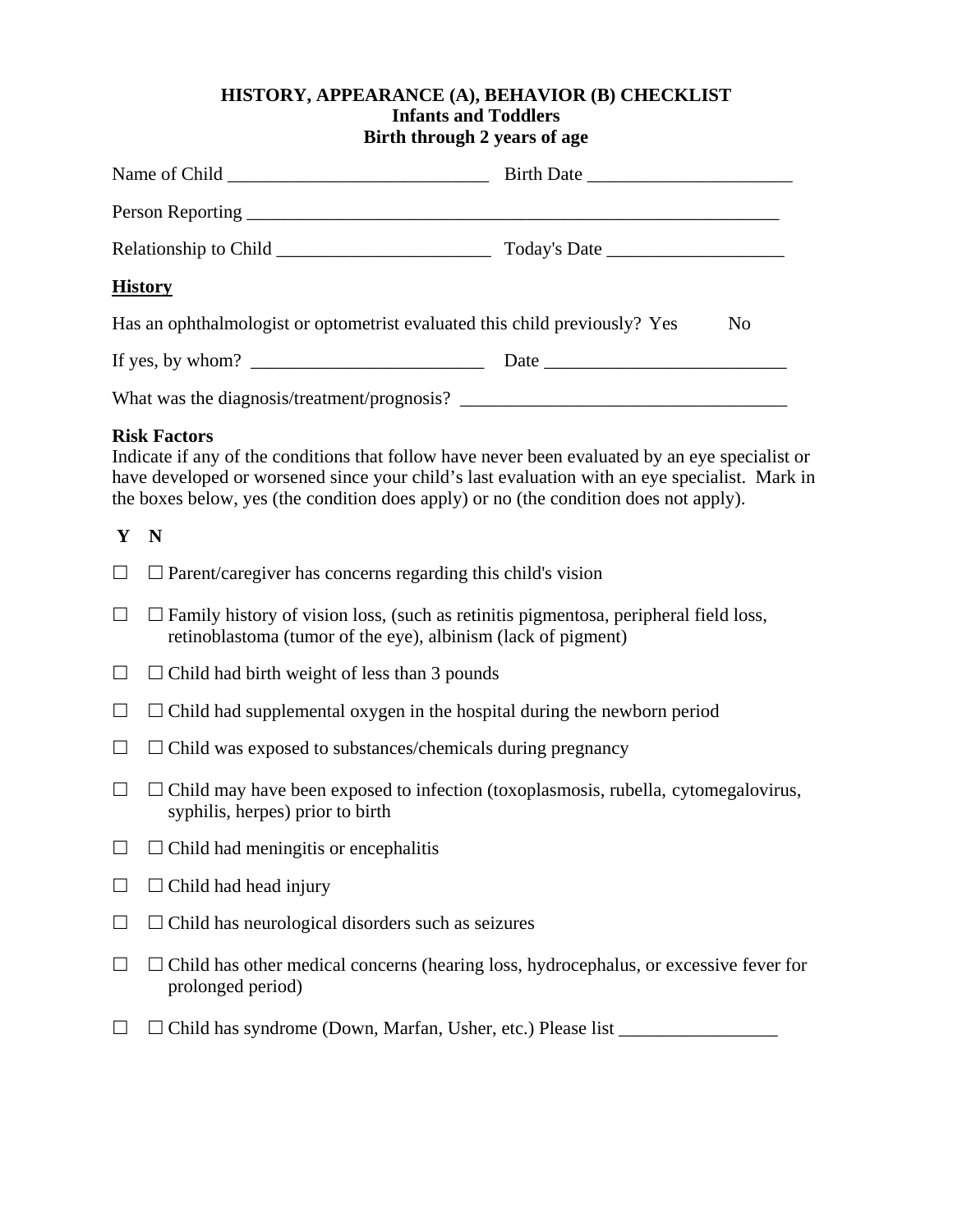**HISTORY, APPEARANCE (A), BEHAVIOR (B) CHECKLIST**
**Infants and Toddlers**
**Birth through 2 years of age**

Name of Child ____________________________ Birth Date ______________________

Person Reporting __________________________________________________________

Relationship to Child _______________________ Today's Date ___________________

**History**

Has an ophthalmologist or optometrist evaluated this child previously? Yes No

If yes, by whom? _________________________ Date __________________________

What was the diagnosis/treatment/prognosis? ___________________________________

**Risk Factors**
Indicate if any of the conditions that follow have never been evaluated by an eye specialist or have developed or worsened since your child's last evaluation with an eye specialist. Mark in the boxes below, yes (the condition does apply) or no (the condition does not apply).

**Y N**

☐ ☐ Parent/caregiver has concerns regarding this child's vision

☐ ☐ Family history of vision loss, (such as retinitis pigmentosa, peripheral field loss, retinoblastoma (tumor of the eye), albinism (lack of pigment)

☐ ☐ Child had birth weight of less than 3 pounds

☐ ☐ Child had supplemental oxygen in the hospital during the newborn period

☐ ☐ Child was exposed to substances/chemicals during pregnancy

☐ ☐ Child may have been exposed to infection (toxoplasmosis, rubella, cytomegalovirus, syphilis, herpes) prior to birth

☐ ☐ Child had meningitis or encephalitis

☐ ☐ Child had head injury

☐ ☐ Child has neurological disorders such as seizures

☐ ☐ Child has other medical concerns (hearing loss, hydrocephalus, or excessive fever for prolonged period)

☐ ☐ Child has syndrome (Down, Marfan, Usher, etc.) Please list _________________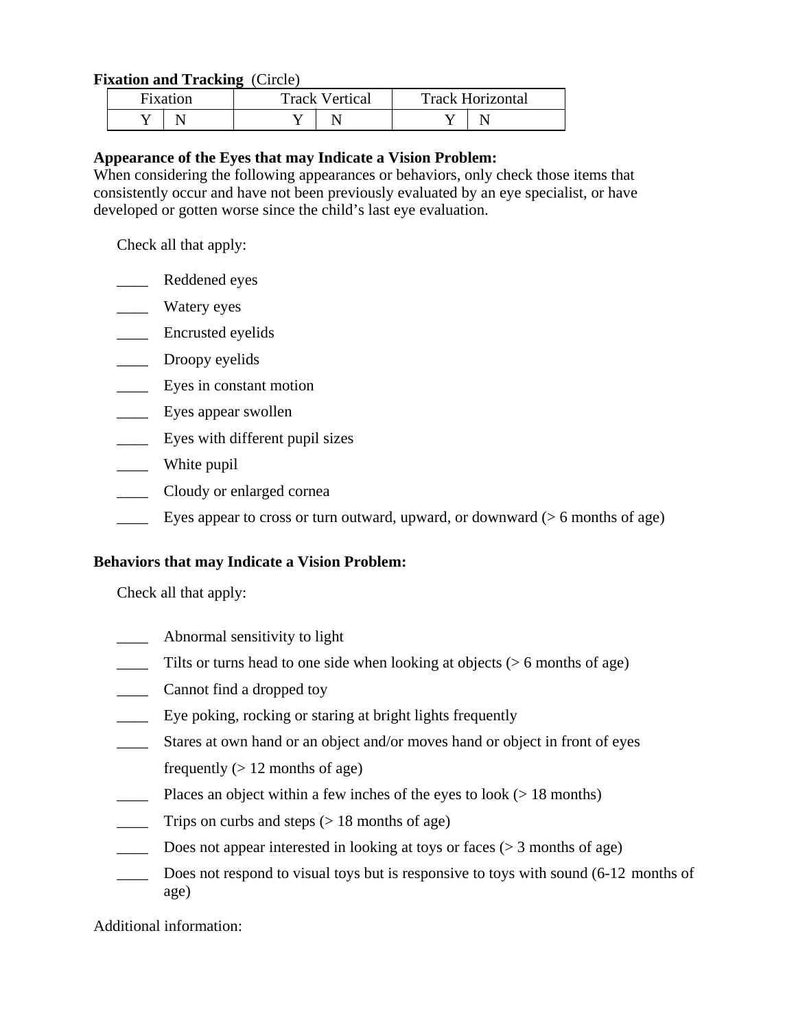**Fixation and Tracking** (Circle)

| Fixation | | Track Vertical | | Track Horizontal | |
|---|---|---|---|---|---|
| Y | N | Y | N | Y | N |

**Appearance of the Eyes that may Indicate a Vision Problem:**
When considering the following appearances or behaviors, only check those items that consistently occur and have not been previously evaluated by an eye specialist, or have developed or gotten worse since the child's last eye evaluation.

Check all that apply:

- ____ Reddened eyes
- ____ Watery eyes
- ____ Encrusted eyelids
- ____ Droopy eyelids
- ____ Eyes in constant motion
- ____ Eyes appear swollen
- ____ Eyes with different pupil sizes
- ____ White pupil
- ____ Cloudy or enlarged cornea
- ____ Eyes appear to cross or turn outward, upward, or downward (> 6 months of age)

**Behaviors that may Indicate a Vision Problem:**

Check all that apply:

- ____ Abnormal sensitivity to light
- ____ Tilts or turns head to one side when looking at objects (> 6 months of age)
- ____ Cannot find a dropped toy
- ____ Eye poking, rocking or staring at bright lights frequently
- ____ Stares at own hand or an object and/or moves hand or object in front of eyes frequently (> 12 months of age)
- ____ Places an object within a few inches of the eyes to look (> 18 months)
- ____ Trips on curbs and steps (> 18 months of age)
- ____ Does not appear interested in looking at toys or faces (> 3 months of age)
- ____ Does not respond to visual toys but is responsive to toys with sound (6-12 months of age)

Additional information: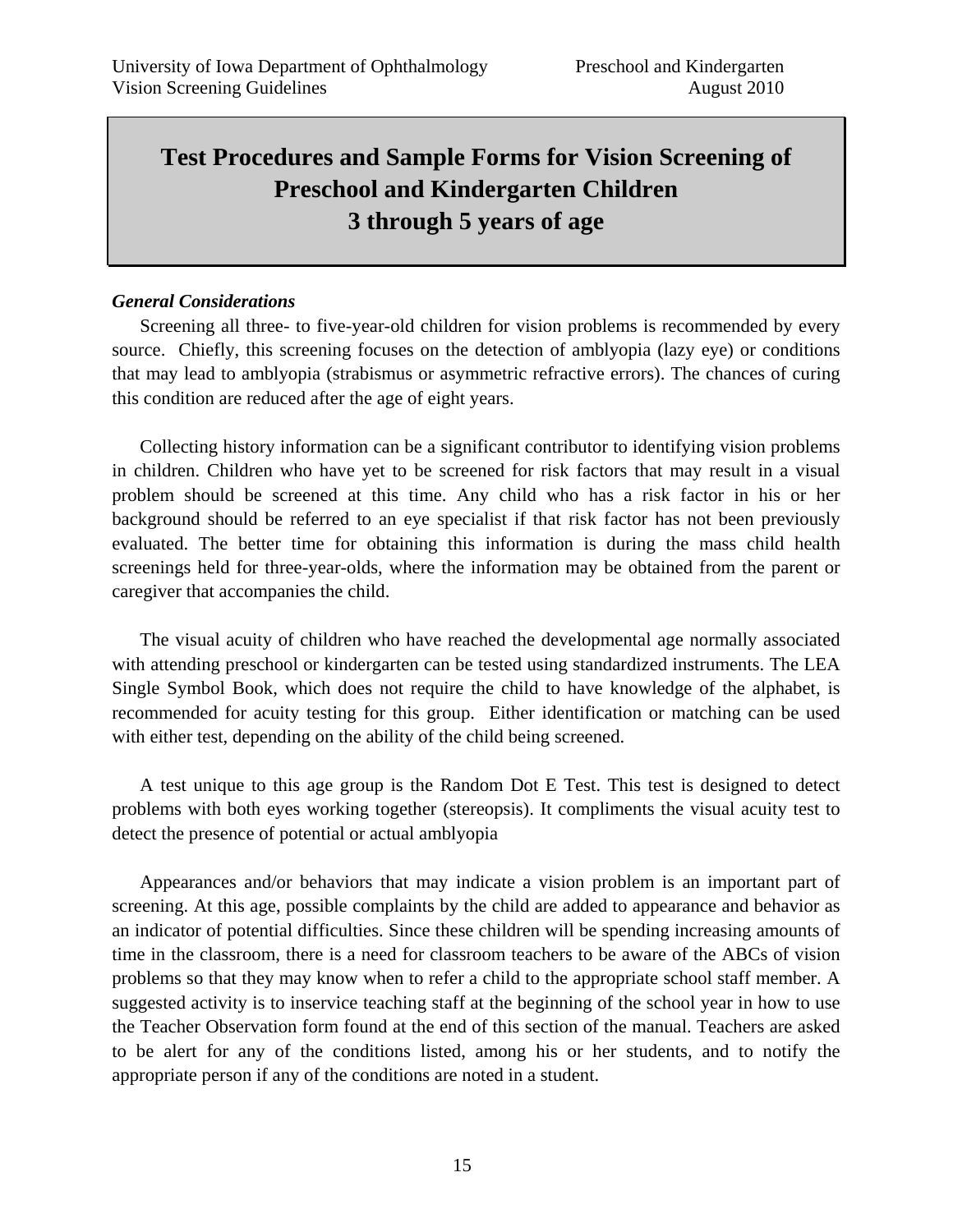# Test Procedures and Sample Forms for Vision Screening of Preschool and Kindergarten Children 3 through 5 years of age

***General Considerations***

Screening all three- to five-year-old children for vision problems is recommended by every source. Chiefly, this screening focuses on the detection of amblyopia (lazy eye) or conditions that may lead to amblyopia (strabismus or asymmetric refractive errors). The chances of curing this condition are reduced after the age of eight years.

Collecting history information can be a significant contributor to identifying vision problems in children. Children who have yet to be screened for risk factors that may result in a visual problem should be screened at this time. Any child who has a risk factor in his or her background should be referred to an eye specialist if that risk factor has not been previously evaluated. The better time for obtaining this information is during the mass child health screenings held for three-year-olds, where the information may be obtained from the parent or caregiver that accompanies the child.

The visual acuity of children who have reached the developmental age normally associated with attending preschool or kindergarten can be tested using standardized instruments. The LEA Single Symbol Book, which does not require the child to have knowledge of the alphabet, is recommended for acuity testing for this group. Either identification or matching can be used with either test, depending on the ability of the child being screened.

A test unique to this age group is the Random Dot E Test. This test is designed to detect problems with both eyes working together (stereopsis). It compliments the visual acuity test to detect the presence of potential or actual amblyopia

Appearances and/or behaviors that may indicate a vision problem is an important part of screening. At this age, possible complaints by the child are added to appearance and behavior as an indicator of potential difficulties. Since these children will be spending increasing amounts of time in the classroom, there is a need for classroom teachers to be aware of the ABCs of vision problems so that they may know when to refer a child to the appropriate school staff member. A suggested activity is to inservice teaching staff at the beginning of the school year in how to use the Teacher Observation form found at the end of this section of the manual. Teachers are asked to be alert for any of the conditions listed, among his or her students, and to notify the appropriate person if any of the conditions are noted in a student.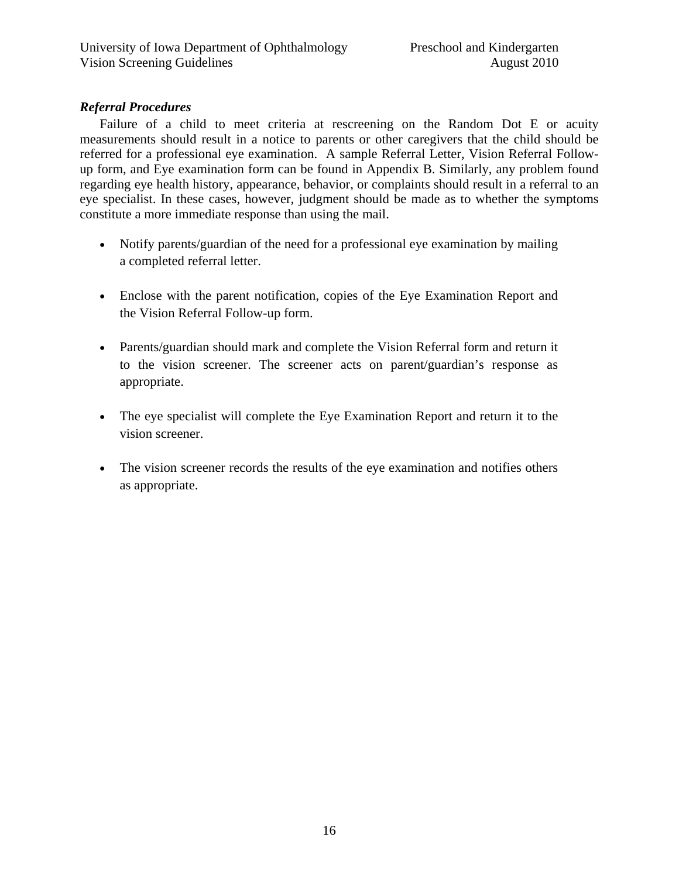### *Referral Procedures*

Failure of a child to meet criteria at rescreening on the Random Dot E or acuity measurements should result in a notice to parents or other caregivers that the child should be referred for a professional eye examination. A sample Referral Letter, Vision Referral Follow-up form, and Eye examination form can be found in Appendix B. Similarly, any problem found regarding eye health history, appearance, behavior, or complaints should result in a referral to an eye specialist. In these cases, however, judgment should be made as to whether the symptoms constitute a more immediate response than using the mail.

- Notify parents/guardian of the need for a professional eye examination by mailing a completed referral letter.
- Enclose with the parent notification, copies of the Eye Examination Report and the Vision Referral Follow-up form.
- Parents/guardian should mark and complete the Vision Referral form and return it to the vision screener. The screener acts on parent/guardian's response as appropriate.
- The eye specialist will complete the Eye Examination Report and return it to the vision screener.
- The vision screener records the results of the eye examination and notifies others as appropriate.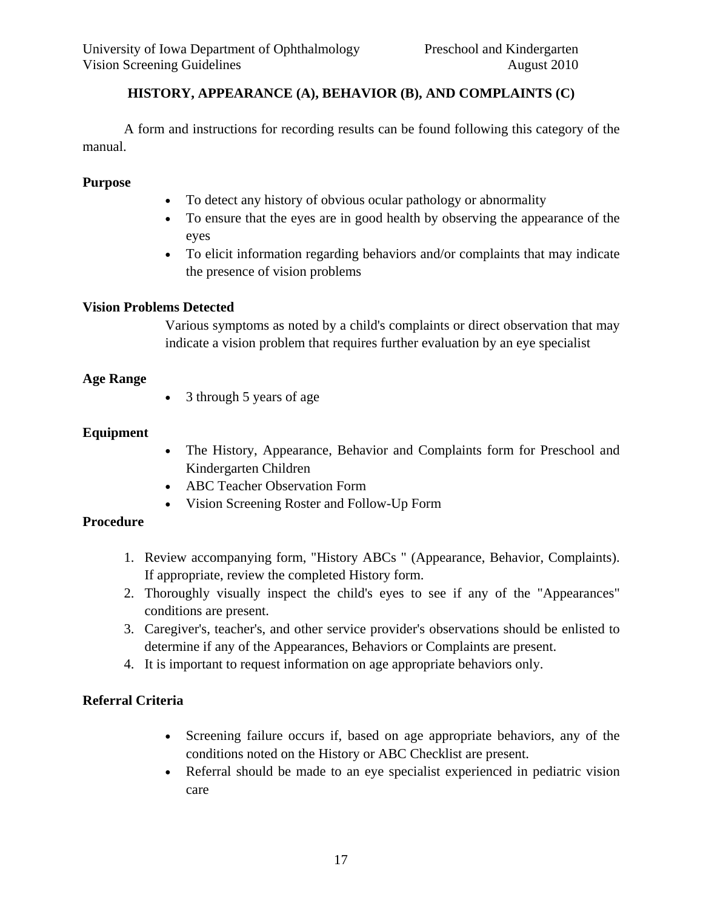## HISTORY, APPEARANCE (A), BEHAVIOR (B), AND COMPLAINTS (C)

A form and instructions for recording results can be found following this category of the manual.

**Purpose**

- To detect any history of obvious ocular pathology or abnormality
- To ensure that the eyes are in good health by observing the appearance of the eyes
- To elicit information regarding behaviors and/or complaints that may indicate the presence of vision problems

**Vision Problems Detected**

Various symptoms as noted by a child's complaints or direct observation that may indicate a vision problem that requires further evaluation by an eye specialist

**Age Range**

- 3 through 5 years of age

**Equipment**

- The History, Appearance, Behavior and Complaints form for Preschool and Kindergarten Children
- ABC Teacher Observation Form
- Vision Screening Roster and Follow-Up Form

**Procedure**

1. Review accompanying form, "History ABCs " (Appearance, Behavior, Complaints). If appropriate, review the completed History form.
2. Thoroughly visually inspect the child's eyes to see if any of the "Appearances" conditions are present.
3. Caregiver's, teacher's, and other service provider's observations should be enlisted to determine if any of the Appearances, Behaviors or Complaints are present.
4. It is important to request information on age appropriate behaviors only.

**Referral Criteria**

- Screening failure occurs if, based on age appropriate behaviors, any of the conditions noted on the History or ABC Checklist are present.
- Referral should be made to an eye specialist experienced in pediatric vision care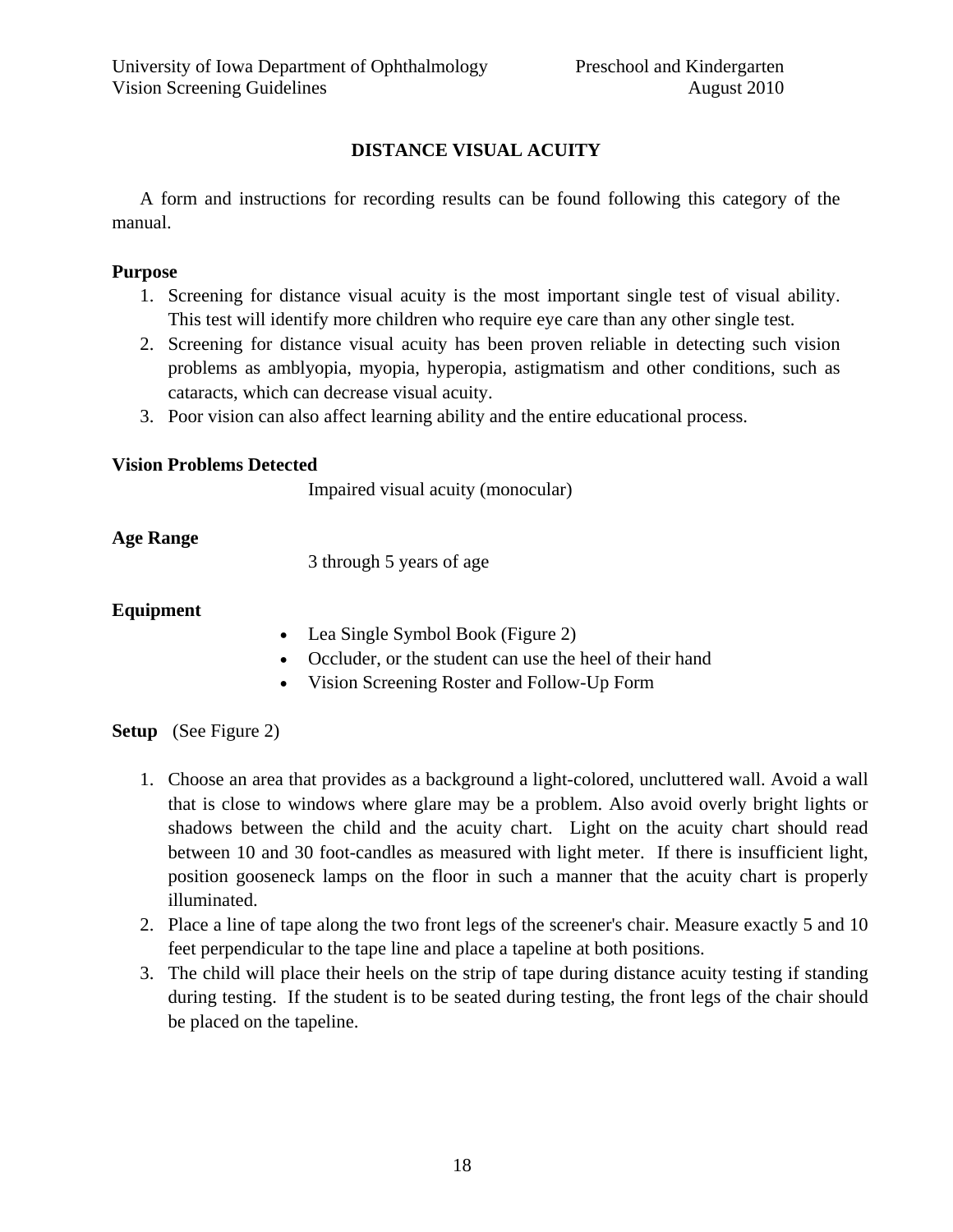# DISTANCE VISUAL ACUITY

A form and instructions for recording results can be found following this category of the manual.

**Purpose**

1. Screening for distance visual acuity is the most important single test of visual ability. This test will identify more children who require eye care than any other single test.
2. Screening for distance visual acuity has been proven reliable in detecting such vision problems as amblyopia, myopia, hyperopia, astigmatism and other conditions, such as cataracts, which can decrease visual acuity.
3. Poor vision can also affect learning ability and the entire educational process.

**Vision Problems Detected**

Impaired visual acuity (monocular)

**Age Range**

3 through 5 years of age

**Equipment**

- Lea Single Symbol Book (Figure 2)
- Occluder, or the student can use the heel of their hand
- Vision Screening Roster and Follow-Up Form

**Setup** (See Figure 2)

1. Choose an area that provides as a background a light-colored, uncluttered wall. Avoid a wall that is close to windows where glare may be a problem. Also avoid overly bright lights or shadows between the child and the acuity chart. Light on the acuity chart should read between 10 and 30 foot-candles as measured with light meter. If there is insufficient light, position gooseneck lamps on the floor in such a manner that the acuity chart is properly illuminated.
2. Place a line of tape along the two front legs of the screener's chair. Measure exactly 5 and 10 feet perpendicular to the tape line and place a tapeline at both positions.
3. The child will place their heels on the strip of tape during distance acuity testing if standing during testing. If the student is to be seated during testing, the front legs of the chair should be placed on the tapeline.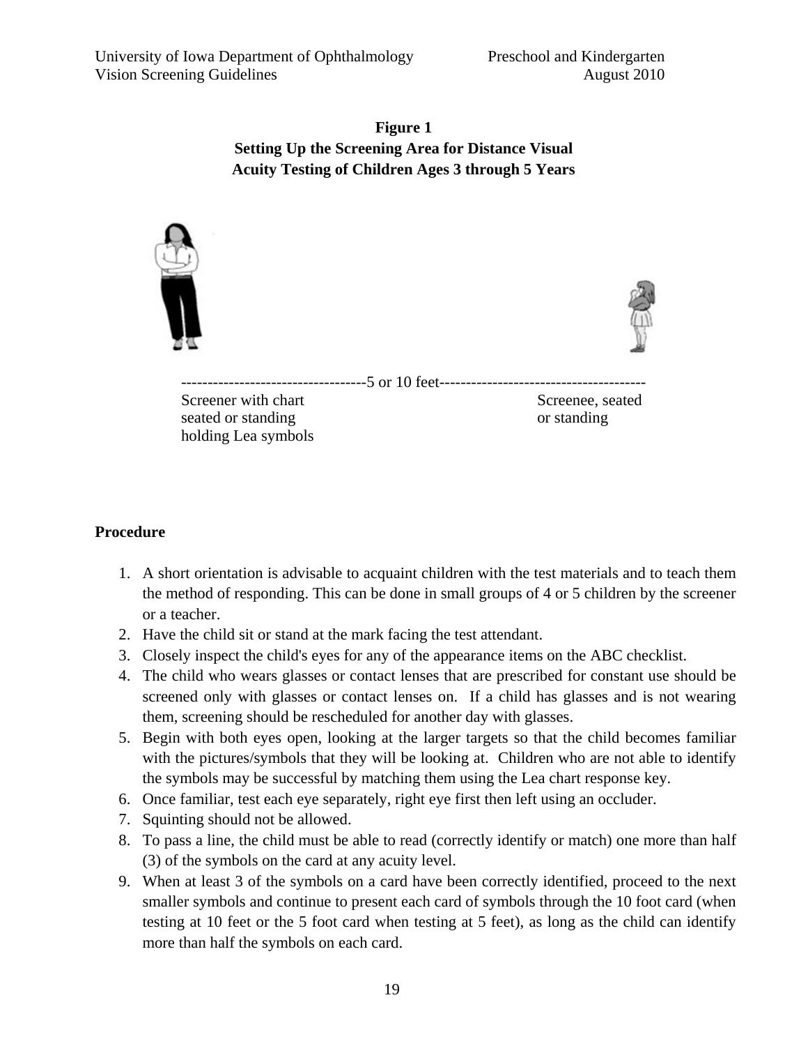**Figure 1**
**Setting Up the Screening Area for Distance Visual Acuity Testing of Children Ages 3 through 5 Years**

-----------------------------------5 or 10 feet---------------------------------------

Screener with chart seated or standing holding Lea symbols

Screenee, seated or standing

**Procedure**

1. A short orientation is advisable to acquaint children with the test materials and to teach them the method of responding. This can be done in small groups of 4 or 5 children by the screener or a teacher.
2. Have the child sit or stand at the mark facing the test attendant.
3. Closely inspect the child's eyes for any of the appearance items on the ABC checklist.
4. The child who wears glasses or contact lenses that are prescribed for constant use should be screened only with glasses or contact lenses on. If a child has glasses and is not wearing them, screening should be rescheduled for another day with glasses.
5. Begin with both eyes open, looking at the larger targets so that the child becomes familiar with the pictures/symbols that they will be looking at. Children who are not able to identify the symbols may be successful by matching them using the Lea chart response key.
6. Once familiar, test each eye separately, right eye first then left using an occluder.
7. Squinting should not be allowed.
8. To pass a line, the child must be able to read (correctly identify or match) one more than half (3) of the symbols on the card at any acuity level.
9. When at least 3 of the symbols on a card have been correctly identified, proceed to the next smaller symbols and continue to present each card of symbols through the 10 foot card (when testing at 10 feet or the 5 foot card when testing at 5 feet), as long as the child can identify more than half the symbols on each card.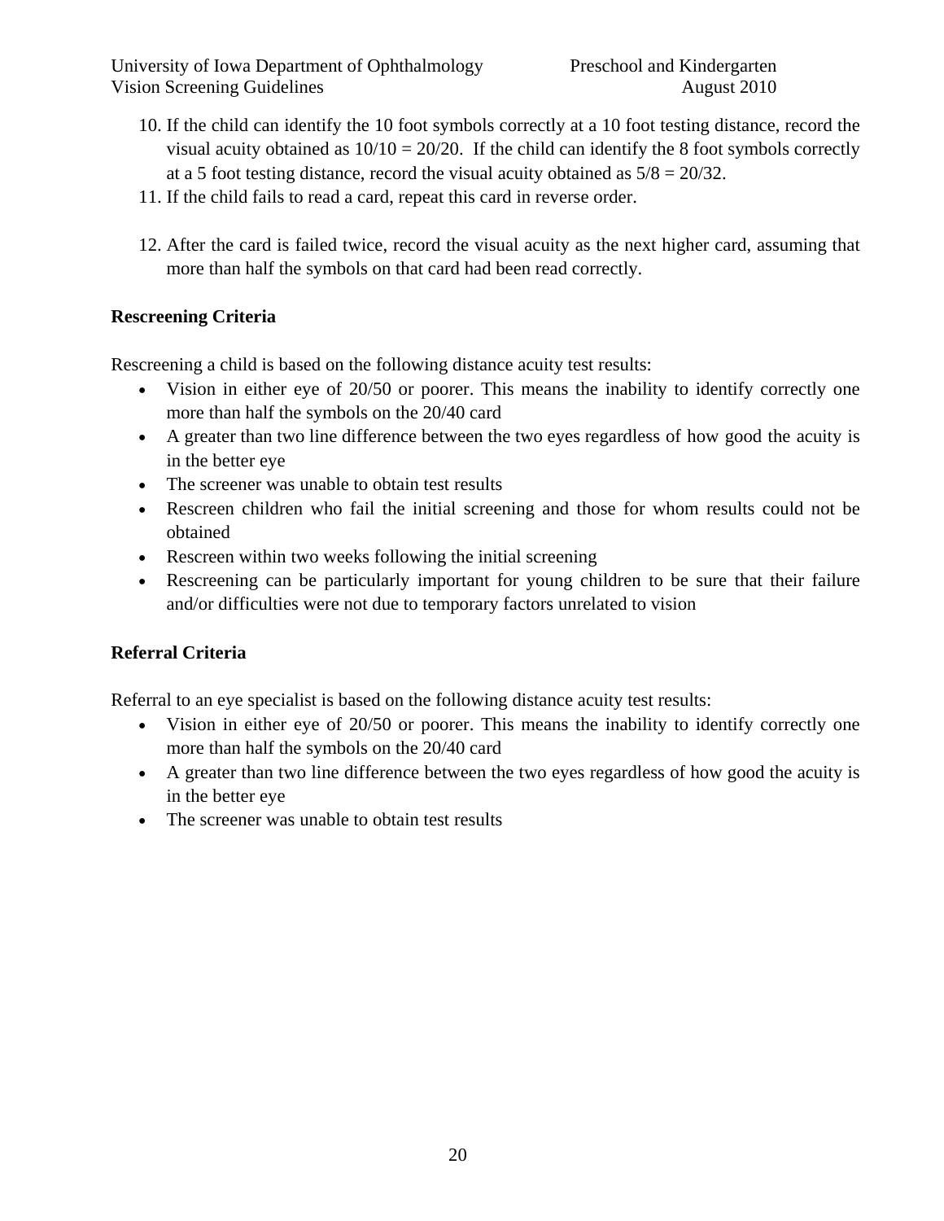10. If the child can identify the 10 foot symbols correctly at a 10 foot testing distance, record the visual acuity obtained as 10/10 = 20/20. If the child can identify the 8 foot symbols correctly at a 5 foot testing distance, record the visual acuity obtained as 5/8 = 20/32.
11. If the child fails to read a card, repeat this card in reverse order.
12. After the card is failed twice, record the visual acuity as the next higher card, assuming that more than half the symbols on that card had been read correctly.

**Rescreening Criteria**

Rescreening a child is based on the following distance acuity test results:

- Vision in either eye of 20/50 or poorer. This means the inability to identify correctly one more than half the symbols on the 20/40 card
- A greater than two line difference between the two eyes regardless of how good the acuity is in the better eye
- The screener was unable to obtain test results
- Rescreen children who fail the initial screening and those for whom results could not be obtained
- Rescreen within two weeks following the initial screening
- Rescreening can be particularly important for young children to be sure that their failure and/or difficulties were not due to temporary factors unrelated to vision

**Referral Criteria**

Referral to an eye specialist is based on the following distance acuity test results:

- Vision in either eye of 20/50 or poorer. This means the inability to identify correctly one more than half the symbols on the 20/40 card
- A greater than two line difference between the two eyes regardless of how good the acuity is in the better eye
- The screener was unable to obtain test results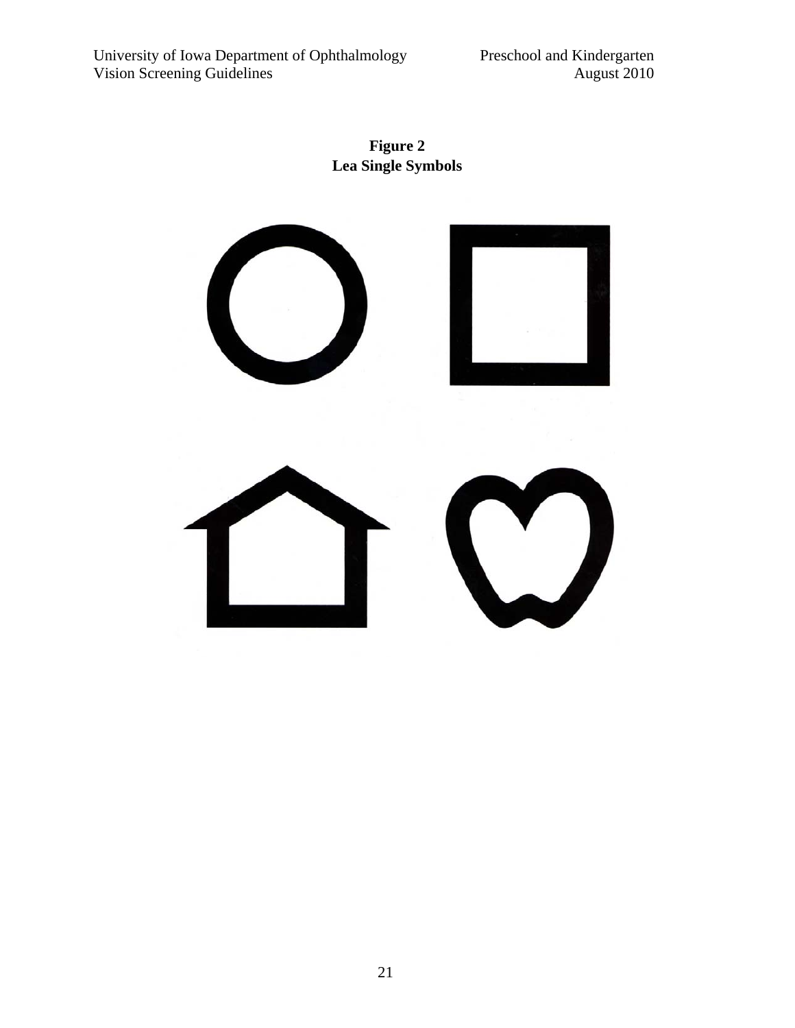**Figure 2**
**Lea Single Symbols**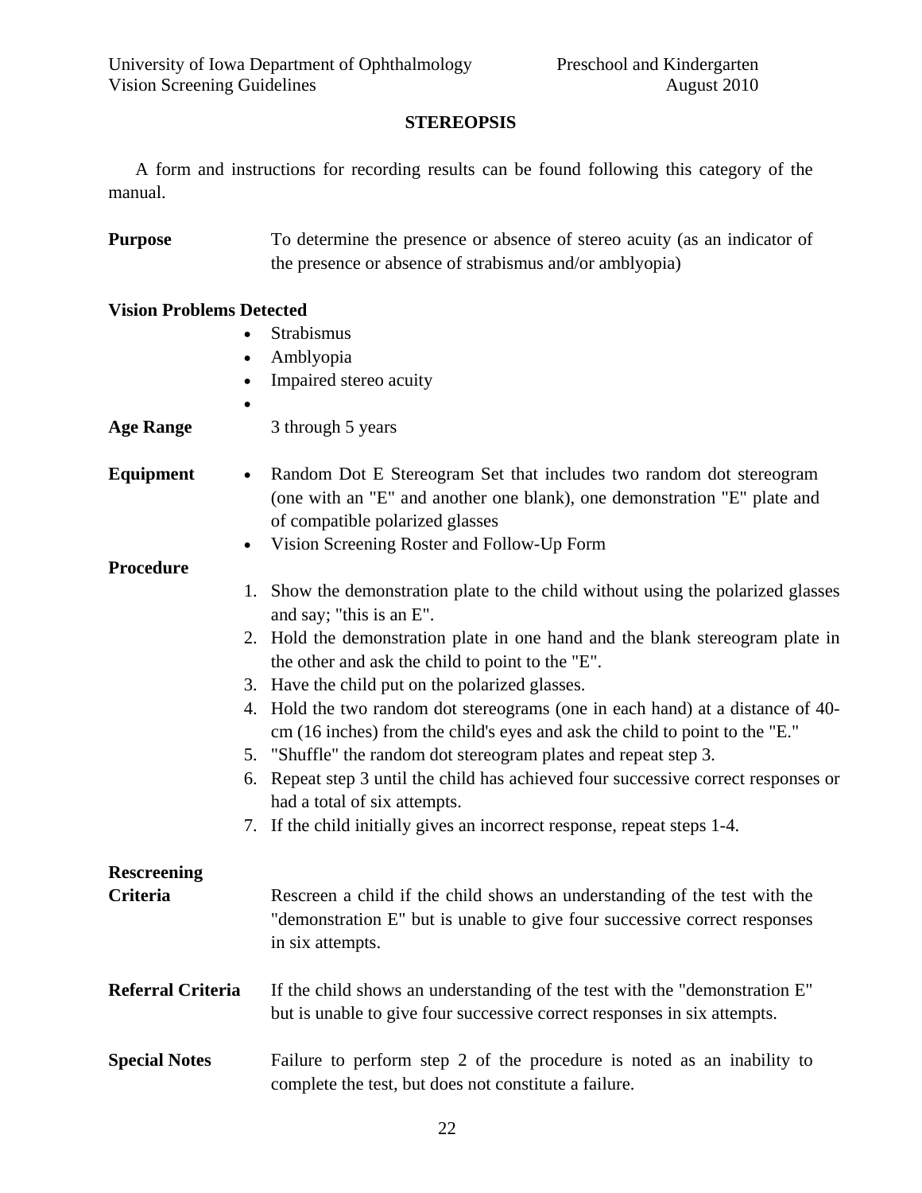## STEREOPSIS

A form and instructions for recording results can be found following this category of the manual.

**Purpose** To determine the presence or absence of stereo acuity (as an indicator of the presence or absence of strabismus and/or amblyopia)

**Vision Problems Detected**

- Strabismus
- Amblyopia
- Impaired stereo acuity
- 

**Age Range** 3 through 5 years

**Equipment**

- Random Dot E Stereogram Set that includes two random dot stereogram (one with an "E" and another one blank), one demonstration "E" plate and of compatible polarized glasses
- Vision Screening Roster and Follow-Up Form

**Procedure**

1. Show the demonstration plate to the child without using the polarized glasses and say; "this is an E".
2. Hold the demonstration plate in one hand and the blank stereogram plate in the other and ask the child to point to the "E".
3. Have the child put on the polarized glasses.
4. Hold the two random dot stereograms (one in each hand) at a distance of 40-cm (16 inches) from the child's eyes and ask the child to point to the "E."
5. "Shuffle" the random dot stereogram plates and repeat step 3.
6. Repeat step 3 until the child has achieved four successive correct responses or had a total of six attempts.
7. If the child initially gives an incorrect response, repeat steps 1-4.

**Rescreening Criteria** Rescreen a child if the child shows an understanding of the test with the "demonstration E" but is unable to give four successive correct responses in six attempts.

**Referral Criteria** If the child shows an understanding of the test with the "demonstration E" but is unable to give four successive correct responses in six attempts.

**Special Notes** Failure to perform step 2 of the procedure is noted as an inability to complete the test, but does not constitute a failure.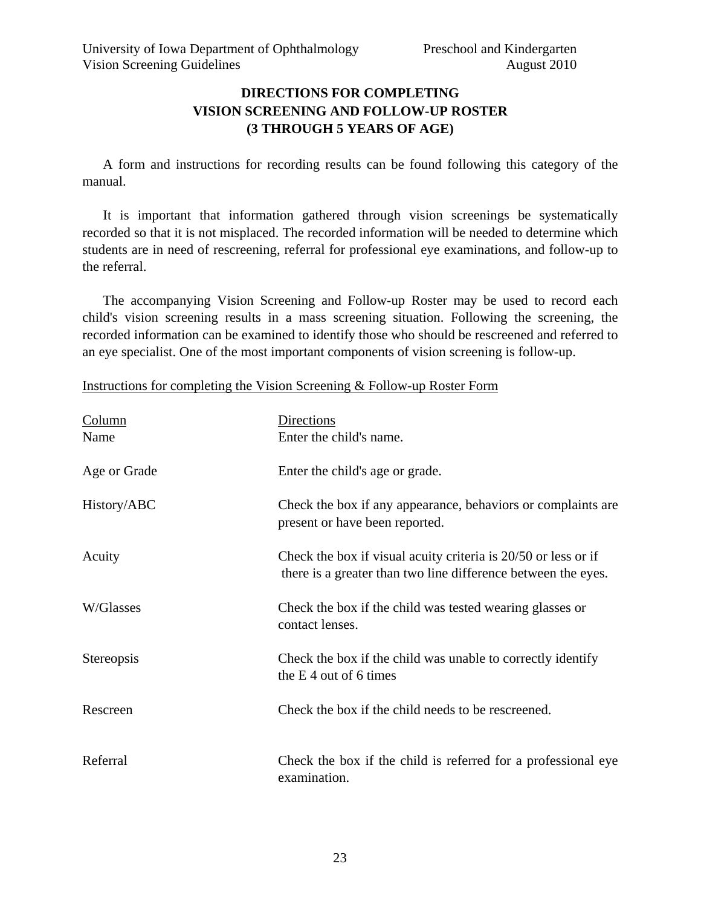# DIRECTIONS FOR COMPLETING VISION SCREENING AND FOLLOW-UP ROSTER (3 THROUGH 5 YEARS OF AGE)

A form and instructions for recording results can be found following this category of the manual.

It is important that information gathered through vision screenings be systematically recorded so that it is not misplaced. The recorded information will be needed to determine which students are in need of rescreening, referral for professional eye examinations, and follow-up to the referral.

The accompanying Vision Screening and Follow-up Roster may be used to record each child's vision screening results in a mass screening situation. Following the screening, the recorded information can be examined to identify those who should be rescreened and referred to an eye specialist. One of the most important components of vision screening is follow-up.

Instructions for completing the Vision Screening & Follow-up Roster Form

| Column | Directions |
|---|---|
| Name | Enter the child's name. |
| Age or Grade | Enter the child's age or grade. |
| History/ABC | Check the box if any appearance, behaviors or complaints are present or have been reported. |
| Acuity | Check the box if visual acuity criteria is 20/50 or less or if there is a greater than two line difference between the eyes. |
| W/Glasses | Check the box if the child was tested wearing glasses or contact lenses. |
| Stereopsis | Check the box if the child was unable to correctly identify the E 4 out of 6 times |
| Rescreen | Check the box if the child needs to be rescreened. |
| Referral | Check the box if the child is referred for a professional eye examination. |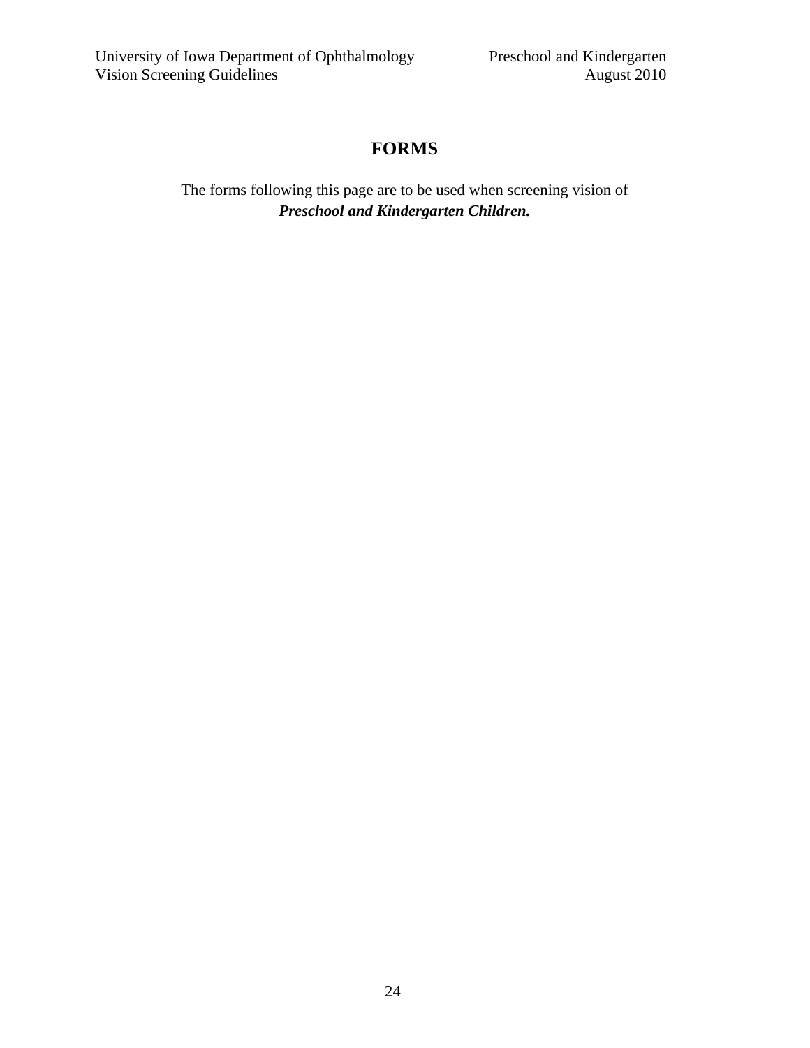# FORMS

The forms following this page are to be used when screening vision of ***Preschool and Kindergarten Children.***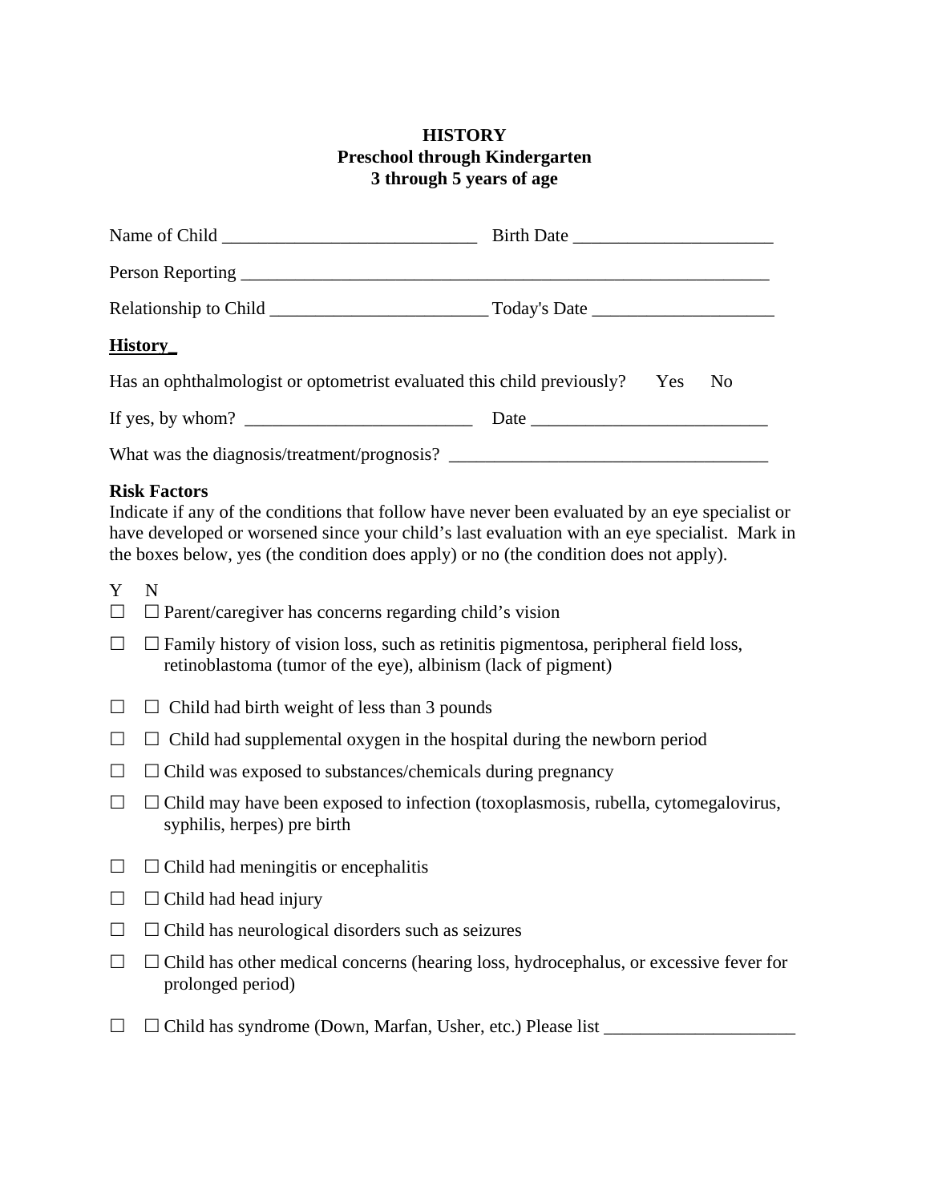# HISTORY
## Preschool through Kindergarten
## 3 through 5 years of age

Name of Child ____________________________ Birth Date ______________________

Person Reporting ____________________________________________________________

Relationship to Child ________________________ Today's Date ____________________

**History**

Has an ophthalmologist or optometrist evaluated this child previously? Yes No

If yes, by whom? _________________________ Date __________________________

What was the diagnosis/treatment/prognosis? ___________________________________

**Risk Factors**

Indicate if any of the conditions that follow have never been evaluated by an eye specialist or have developed or worsened since your child's last evaluation with an eye specialist. Mark in the boxes below, yes (the condition does apply) or no (the condition does not apply).

| Y | N | |
|---|---|---|
| ☐ | ☐ | Parent/caregiver has concerns regarding child's vision |
| ☐ | ☐ | Family history of vision loss, such as retinitis pigmentosa, peripheral field loss, retinoblastoma (tumor of the eye), albinism (lack of pigment) |
| ☐ | ☐ | Child had birth weight of less than 3 pounds |
| ☐ | ☐ | Child had supplemental oxygen in the hospital during the newborn period |
| ☐ | ☐ | Child was exposed to substances/chemicals during pregnancy |
| ☐ | ☐ | Child may have been exposed to infection (toxoplasmosis, rubella, cytomegalovirus, syphilis, herpes) pre birth |
| ☐ | ☐ | Child had meningitis or encephalitis |
| ☐ | ☐ | Child had head injury |
| ☐ | ☐ | Child has neurological disorders such as seizures |
| ☐ | ☐ | Child has other medical concerns (hearing loss, hydrocephalus, or excessive fever for prolonged period) |
| ☐ | ☐ | Child has syndrome (Down, Marfan, Usher, etc.) Please list _____________________ |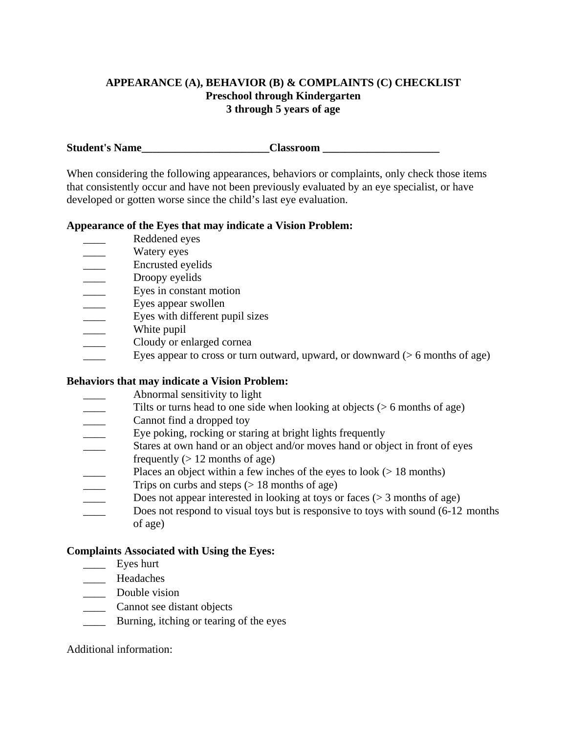**APPEARANCE (A), BEHAVIOR (B) & COMPLAINTS (C) CHECKLIST**
**Preschool through Kindergarten**
**3 through 5 years of age**

**Student's Name_______________________Classroom _____________________**

When considering the following appearances, behaviors or complaints, only check those items that consistently occur and have not been previously evaluated by an eye specialist, or have developed or gotten worse since the child's last eye evaluation.

**Appearance of the Eyes that may indicate a Vision Problem:**

- ____ Reddened eyes
- ____ Watery eyes
- ____ Encrusted eyelids
- ____ Droopy eyelids
- ____ Eyes in constant motion
- ____ Eyes appear swollen
- ____ Eyes with different pupil sizes
- ____ White pupil
- ____ Cloudy or enlarged cornea
- ____ Eyes appear to cross or turn outward, upward, or downward (> 6 months of age)

**Behaviors that may indicate a Vision Problem:**

- ____ Abnormal sensitivity to light
- ____ Tilts or turns head to one side when looking at objects (> 6 months of age)
- ____ Cannot find a dropped toy
- ____ Eye poking, rocking or staring at bright lights frequently
- ____ Stares at own hand or an object and/or moves hand or object in front of eyes frequently (> 12 months of age)
- ____ Places an object within a few inches of the eyes to look (> 18 months)
- ____ Trips on curbs and steps (> 18 months of age)
- ____ Does not appear interested in looking at toys or faces (> 3 months of age)
- ____ Does not respond to visual toys but is responsive to toys with sound (6-12 months of age)

**Complaints Associated with Using the Eyes:**

- ____ Eyes hurt
- ____ Headaches
- ____ Double vision
- ____ Cannot see distant objects
- ____ Burning, itching or tearing of the eyes

Additional information: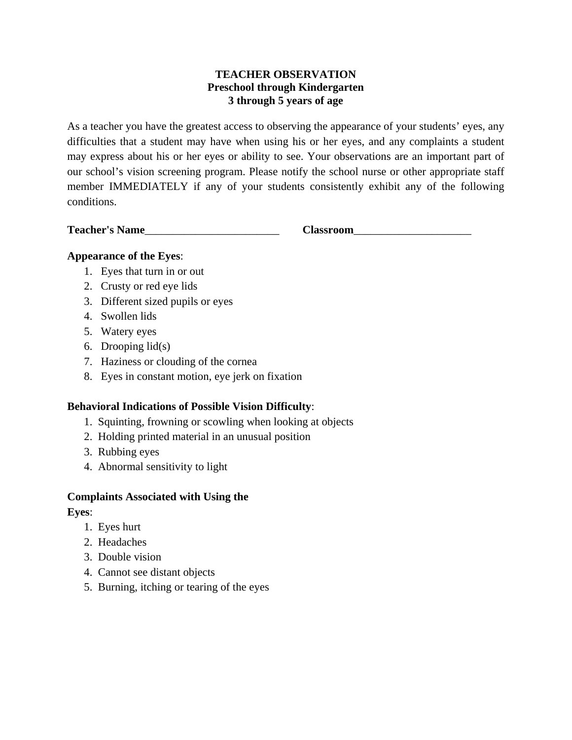**TEACHER OBSERVATION**
**Preschool through Kindergarten**
**3 through 5 years of age**

As a teacher you have the greatest access to observing the appearance of your students' eyes, any difficulties that a student may have when using his or her eyes, and any complaints a student may express about his or her eyes or ability to see. Your observations are an important part of our school's vision screening program. Please notify the school nurse or other appropriate staff member IMMEDIATELY if any of your students consistently exhibit any of the following conditions.

**Teacher's Name**_________________________ **Classroom**_____________________

**Appearance of the Eyes**:

1. Eyes that turn in or out
2. Crusty or red eye lids
3. Different sized pupils or eyes
4. Swollen lids
5. Watery eyes
6. Drooping lid(s)
7. Haziness or clouding of the cornea
8. Eyes in constant motion, eye jerk on fixation

**Behavioral Indications of Possible Vision Difficulty**:

1. Squinting, frowning or scowling when looking at objects
2. Holding printed material in an unusual position
3. Rubbing eyes
4. Abnormal sensitivity to light

**Complaints Associated with Using the Eyes**:

1. Eyes hurt
2. Headaches
3. Double vision
4. Cannot see distant objects
5. Burning, itching or tearing of the eyes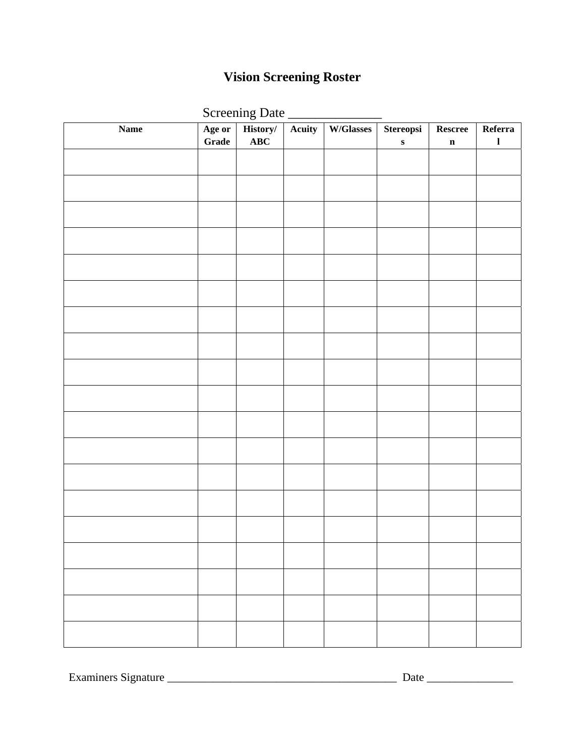# Vision Screening Roster

Screening Date _______________

| Name | Age or Grade | History/ ABC | Acuity | W/Glasses | Stereopsis | Rescreen | Referral |
|---|---|---|---|---|---|---|---|
| | | | | | | | |
| | | | | | | | |
| | | | | | | | |
| | | | | | | | |
| | | | | | | | |
| | | | | | | | |
| | | | | | | | |
| | | | | | | | |
| | | | | | | | |
| | | | | | | | |
| | | | | | | | |
| | | | | | | | |
| | | | | | | | |
| | | | | | | | |
| | | | | | | | |
| | | | | | | | |
| | | | | | | | |
| | | | | | | | |
| | | | | | | | |

Examiners Signature ________________________________________ Date _______________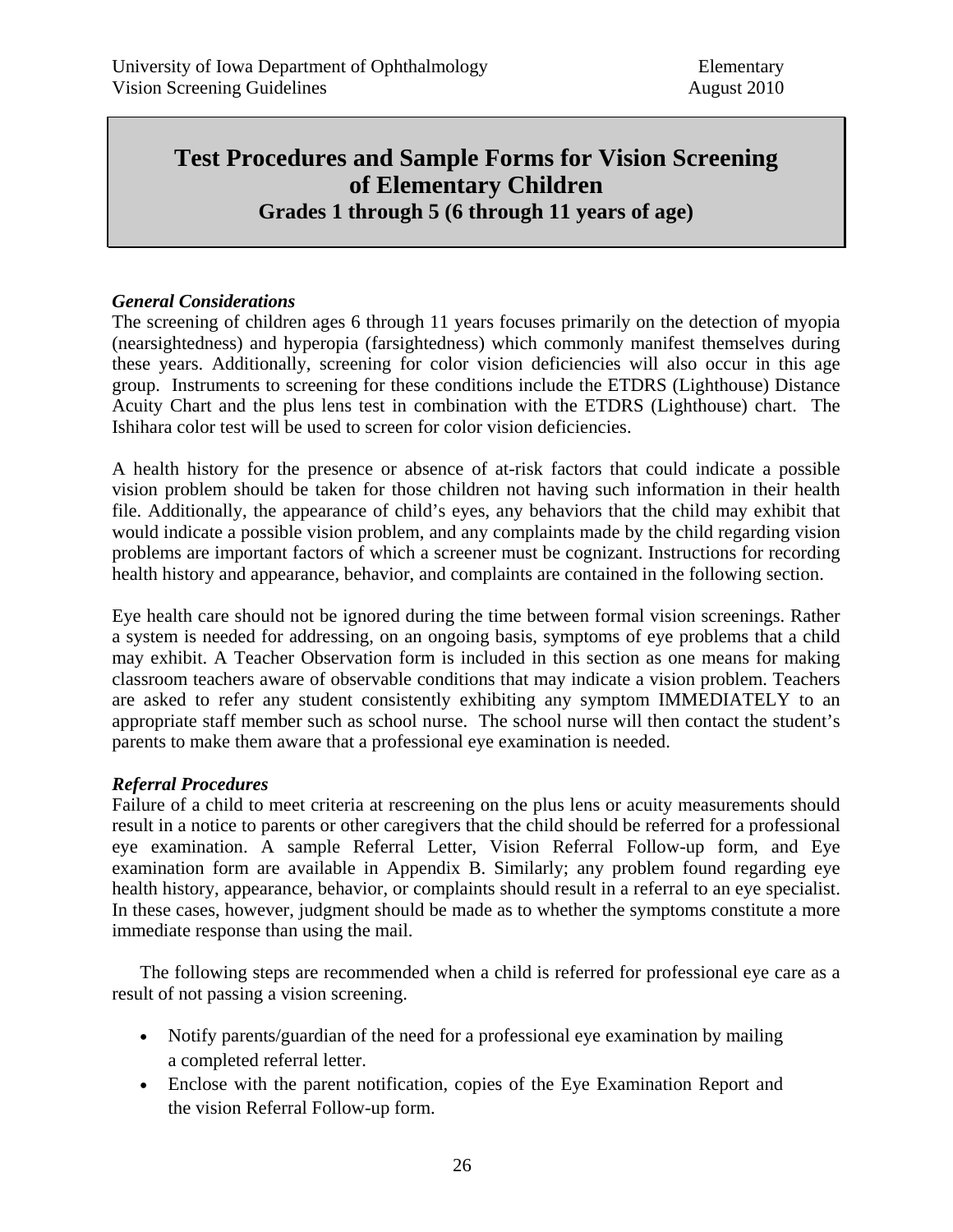## Test Procedures and Sample Forms for Vision Screening of Elementary Children

### Grades 1 through 5 (6 through 11 years of age)

***General Considerations***

The screening of children ages 6 through 11 years focuses primarily on the detection of myopia (nearsightedness) and hyperopia (farsightedness) which commonly manifest themselves during these years. Additionally, screening for color vision deficiencies will also occur in this age group. Instruments to screening for these conditions include the ETDRS (Lighthouse) Distance Acuity Chart and the plus lens test in combination with the ETDRS (Lighthouse) chart. The Ishihara color test will be used to screen for color vision deficiencies.

A health history for the presence or absence of at-risk factors that could indicate a possible vision problem should be taken for those children not having such information in their health file. Additionally, the appearance of child's eyes, any behaviors that the child may exhibit that would indicate a possible vision problem, and any complaints made by the child regarding vision problems are important factors of which a screener must be cognizant. Instructions for recording health history and appearance, behavior, and complaints are contained in the following section.

Eye health care should not be ignored during the time between formal vision screenings. Rather a system is needed for addressing, on an ongoing basis, symptoms of eye problems that a child may exhibit. A Teacher Observation form is included in this section as one means for making classroom teachers aware of observable conditions that may indicate a vision problem. Teachers are asked to refer any student consistently exhibiting any symptom IMMEDIATELY to an appropriate staff member such as school nurse. The school nurse will then contact the student's parents to make them aware that a professional eye examination is needed.

***Referral Procedures***

Failure of a child to meet criteria at rescreening on the plus lens or acuity measurements should result in a notice to parents or other caregivers that the child should be referred for a professional eye examination. A sample Referral Letter, Vision Referral Follow-up form, and Eye examination form are available in Appendix B. Similarly; any problem found regarding eye health history, appearance, behavior, or complaints should result in a referral to an eye specialist. In these cases, however, judgment should be made as to whether the symptoms constitute a more immediate response than using the mail.

The following steps are recommended when a child is referred for professional eye care as a result of not passing a vision screening.

- Notify parents/guardian of the need for a professional eye examination by mailing a completed referral letter.
- Enclose with the parent notification, copies of the Eye Examination Report and the vision Referral Follow-up form.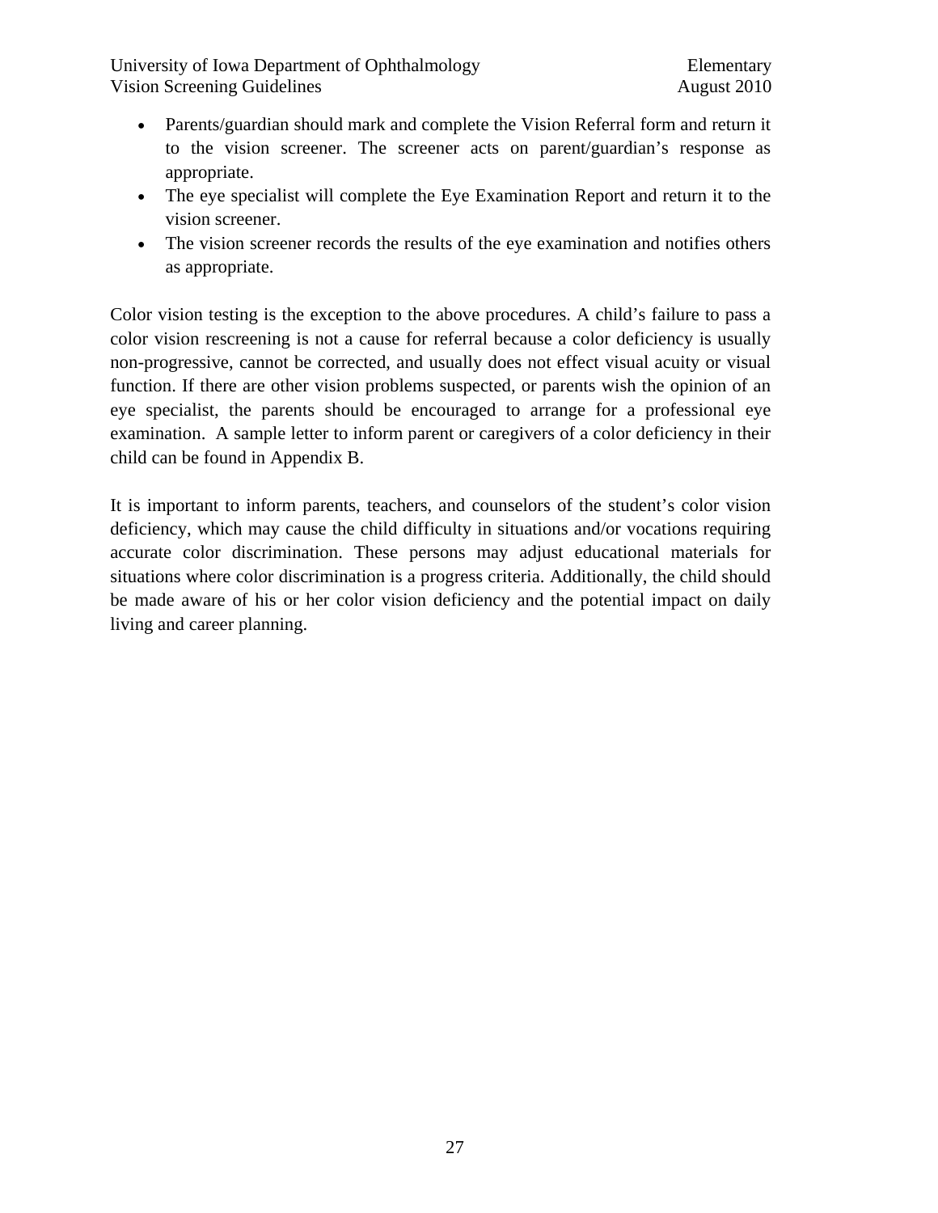- Parents/guardian should mark and complete the Vision Referral form and return it to the vision screener. The screener acts on parent/guardian's response as appropriate.
- The eye specialist will complete the Eye Examination Report and return it to the vision screener.
- The vision screener records the results of the eye examination and notifies others as appropriate.

Color vision testing is the exception to the above procedures. A child's failure to pass a color vision rescreening is not a cause for referral because a color deficiency is usually non-progressive, cannot be corrected, and usually does not effect visual acuity or visual function. If there are other vision problems suspected, or parents wish the opinion of an eye specialist, the parents should be encouraged to arrange for a professional eye examination. A sample letter to inform parent or caregivers of a color deficiency in their child can be found in Appendix B.

It is important to inform parents, teachers, and counselors of the student's color vision deficiency, which may cause the child difficulty in situations and/or vocations requiring accurate color discrimination. These persons may adjust educational materials for situations where color discrimination is a progress criteria. Additionally, the child should be made aware of his or her color vision deficiency and the potential impact on daily living and career planning.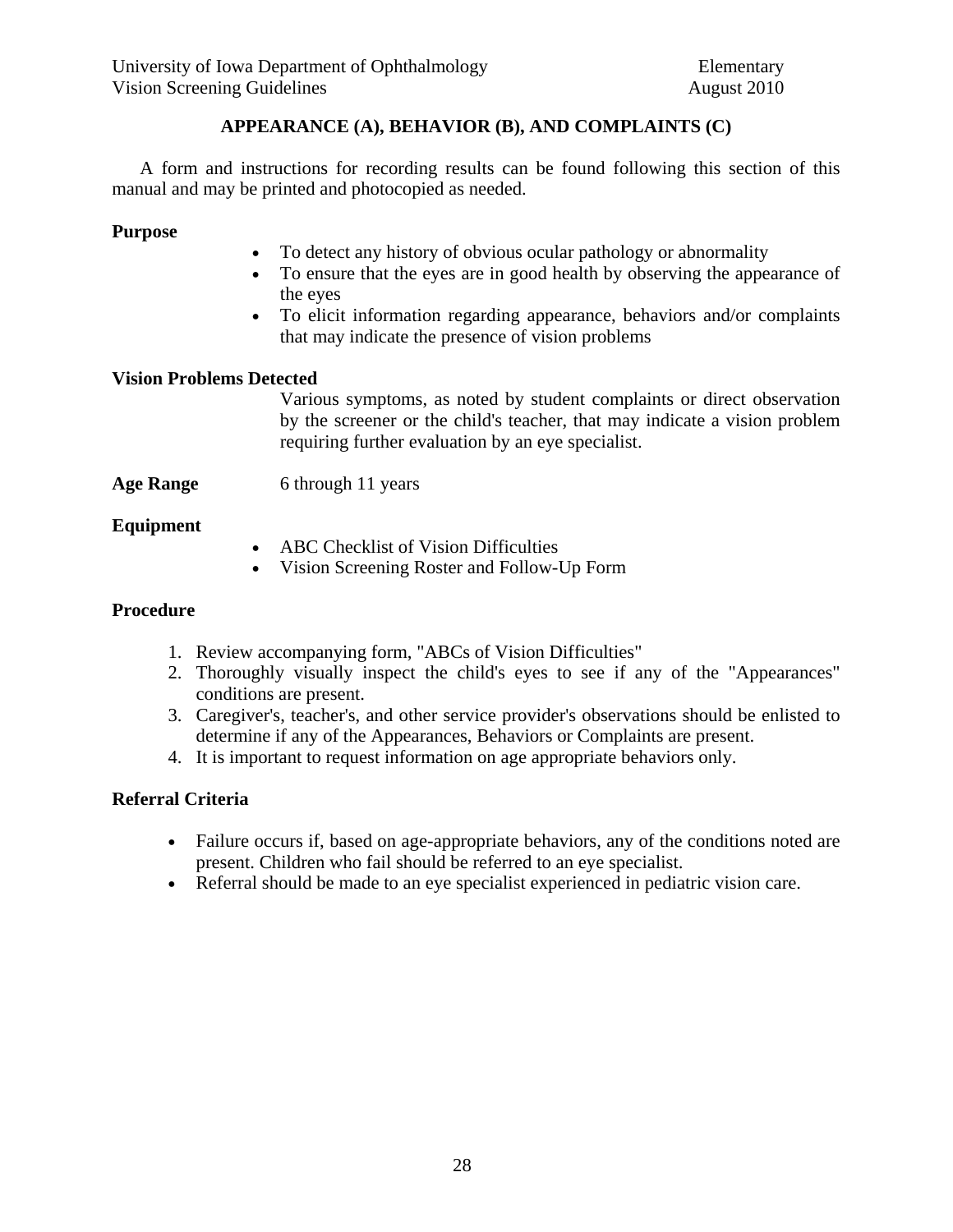## APPEARANCE (A), BEHAVIOR (B), AND COMPLAINTS (C)

A form and instructions for recording results can be found following this section of this manual and may be printed and photocopied as needed.

**Purpose**

- To detect any history of obvious ocular pathology or abnormality
- To ensure that the eyes are in good health by observing the appearance of the eyes
- To elicit information regarding appearance, behaviors and/or complaints that may indicate the presence of vision problems

**Vision Problems Detected**

Various symptoms, as noted by student complaints or direct observation by the screener or the child's teacher, that may indicate a vision problem requiring further evaluation by an eye specialist.

**Age Range** 6 through 11 years

**Equipment**

- ABC Checklist of Vision Difficulties
- Vision Screening Roster and Follow-Up Form

**Procedure**

1. Review accompanying form, "ABCs of Vision Difficulties"
2. Thoroughly visually inspect the child's eyes to see if any of the "Appearances" conditions are present.
3. Caregiver's, teacher's, and other service provider's observations should be enlisted to determine if any of the Appearances, Behaviors or Complaints are present.
4. It is important to request information on age appropriate behaviors only.

**Referral Criteria**

- Failure occurs if, based on age-appropriate behaviors, any of the conditions noted are present. Children who fail should be referred to an eye specialist.
- Referral should be made to an eye specialist experienced in pediatric vision care.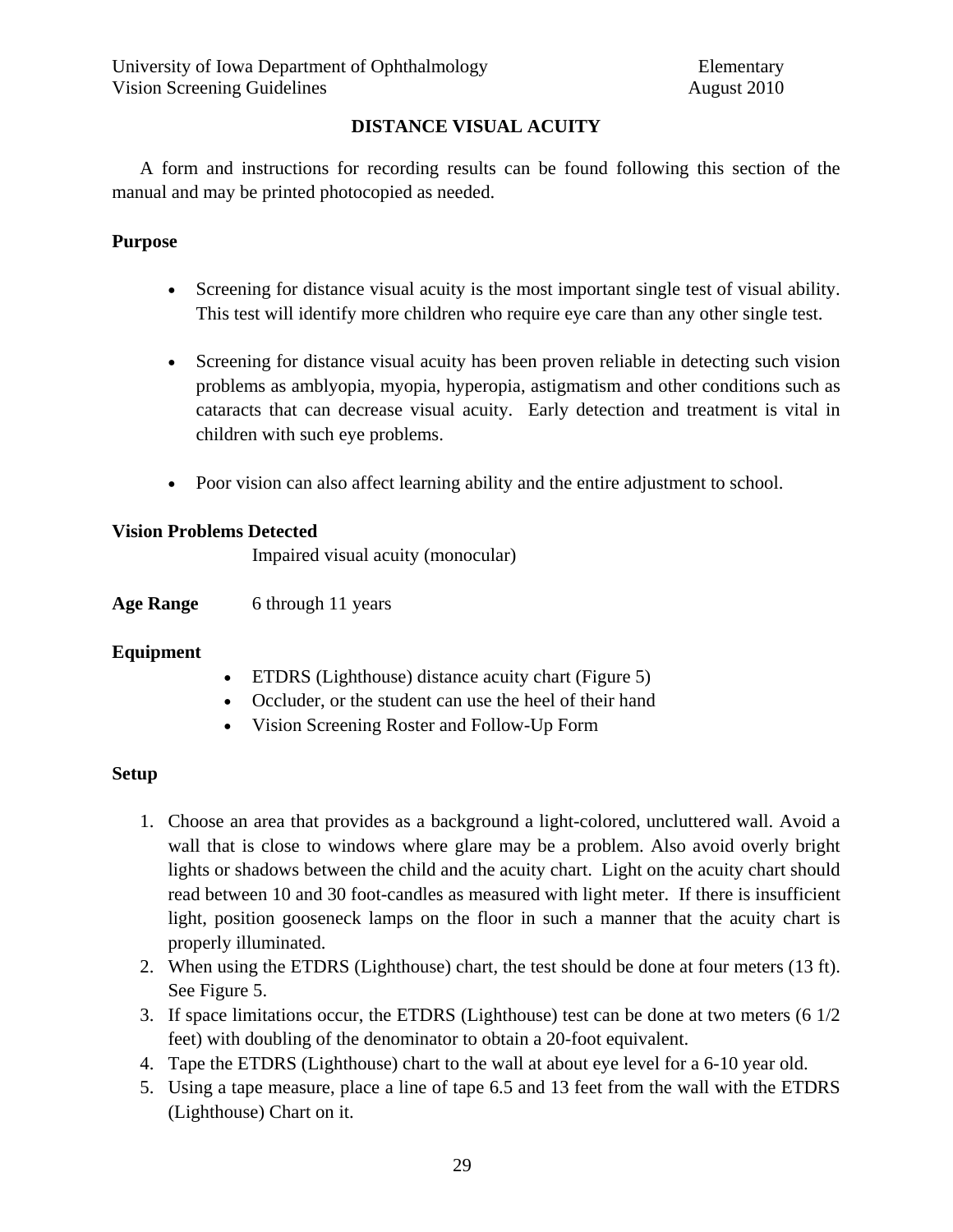# DISTANCE VISUAL ACUITY

A form and instructions for recording results can be found following this section of the manual and may be printed photocopied as needed.

**Purpose**

- Screening for distance visual acuity is the most important single test of visual ability. This test will identify more children who require eye care than any other single test.
- Screening for distance visual acuity has been proven reliable in detecting such vision problems as amblyopia, myopia, hyperopia, astigmatism and other conditions such as cataracts that can decrease visual acuity. Early detection and treatment is vital in children with such eye problems.
- Poor vision can also affect learning ability and the entire adjustment to school.

**Vision Problems Detected**

Impaired visual acuity (monocular)

**Age Range** 6 through 11 years

**Equipment**

- ETDRS (Lighthouse) distance acuity chart (Figure 5)
- Occluder, or the student can use the heel of their hand
- Vision Screening Roster and Follow-Up Form

**Setup**

1. Choose an area that provides as a background a light-colored, uncluttered wall. Avoid a wall that is close to windows where glare may be a problem. Also avoid overly bright lights or shadows between the child and the acuity chart. Light on the acuity chart should read between 10 and 30 foot-candles as measured with light meter. If there is insufficient light, position gooseneck lamps on the floor in such a manner that the acuity chart is properly illuminated.
2. When using the ETDRS (Lighthouse) chart, the test should be done at four meters (13 ft). See Figure 5.
3. If space limitations occur, the ETDRS (Lighthouse) test can be done at two meters (6 1/2 feet) with doubling of the denominator to obtain a 20-foot equivalent.
4. Tape the ETDRS (Lighthouse) chart to the wall at about eye level for a 6-10 year old.
5. Using a tape measure, place a line of tape 6.5 and 13 feet from the wall with the ETDRS (Lighthouse) Chart on it.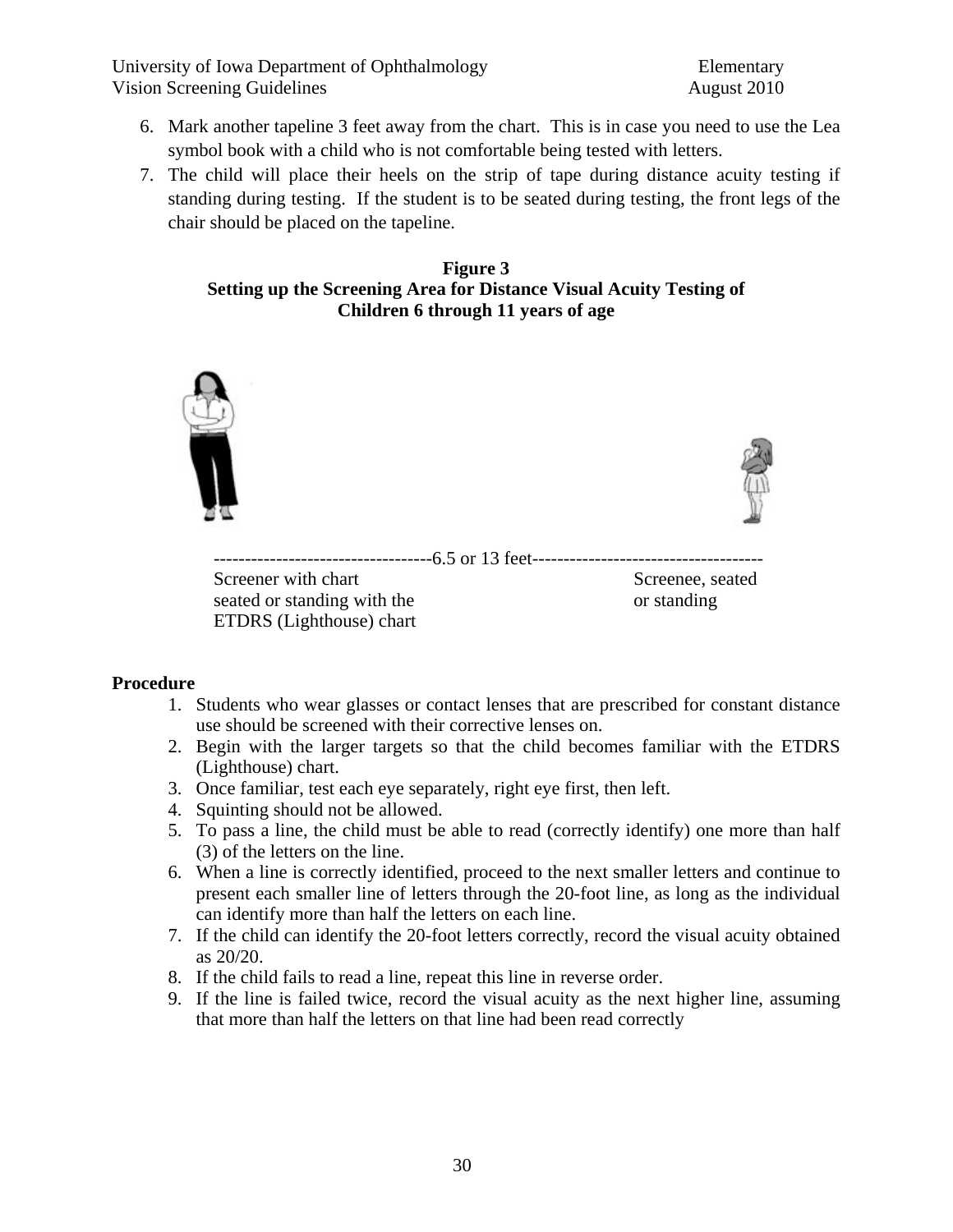6. Mark another tapeline 3 feet away from the chart. This is in case you need to use the Lea symbol book with a child who is not comfortable being tested with letters.
7. The child will place their heels on the strip of tape during distance acuity testing if standing during testing. If the student is to be seated during testing, the front legs of the chair should be placed on the tapeline.

**Figure 3**
**Setting up the Screening Area for Distance Visual Acuity Testing of Children 6 through 11 years of age**

-----------------------------------6.5 or 13 feet-------------------------------------

Screener with chart seated or standing with the ETDRS (Lighthouse) chart

Screenee, seated or standing

## Procedure

1. Students who wear glasses or contact lenses that are prescribed for constant distance use should be screened with their corrective lenses on.
2. Begin with the larger targets so that the child becomes familiar with the ETDRS (Lighthouse) chart.
3. Once familiar, test each eye separately, right eye first, then left.
4. Squinting should not be allowed.
5. To pass a line, the child must be able to read (correctly identify) one more than half (3) of the letters on the line.
6. When a line is correctly identified, proceed to the next smaller letters and continue to present each smaller line of letters through the 20-foot line, as long as the individual can identify more than half the letters on each line.
7. If the child can identify the 20-foot letters correctly, record the visual acuity obtained as 20/20.
8. If the child fails to read a line, repeat this line in reverse order.
9. If the line is failed twice, record the visual acuity as the next higher line, assuming that more than half the letters on that line had been read correctly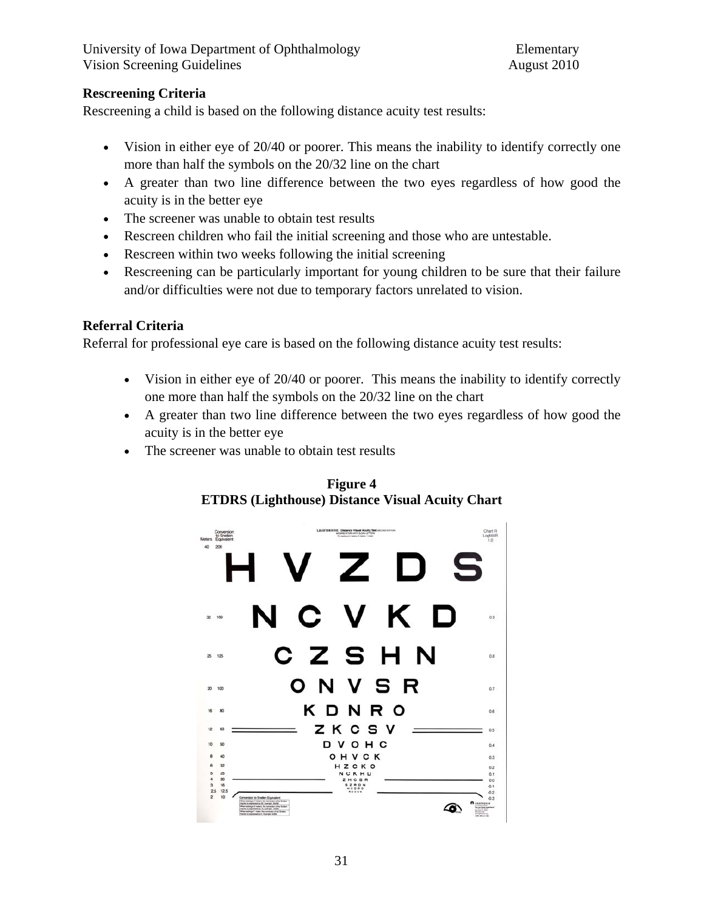### Rescreening Criteria

Rescreening a child is based on the following distance acuity test results:

- Vision in either eye of 20/40 or poorer. This means the inability to identify correctly one more than half the symbols on the 20/32 line on the chart
- A greater than two line difference between the two eyes regardless of how good the acuity is in the better eye
- The screener was unable to obtain test results
- Rescreen children who fail the initial screening and those who are untestable.
- Rescreen within two weeks following the initial screening
- Rescreening can be particularly important for young children to be sure that their failure and/or difficulties were not due to temporary factors unrelated to vision.

### Referral Criteria

Referral for professional eye care is based on the following distance acuity test results:

- Vision in either eye of 20/40 or poorer. This means the inability to identify correctly one more than half the symbols on the 20/32 line on the chart
- A greater than two line difference between the two eyes regardless of how good the acuity is in the better eye
- The screener was unable to obtain test results

**Figure 4**
**ETDRS (Lighthouse) Distance Visual Acuity Chart**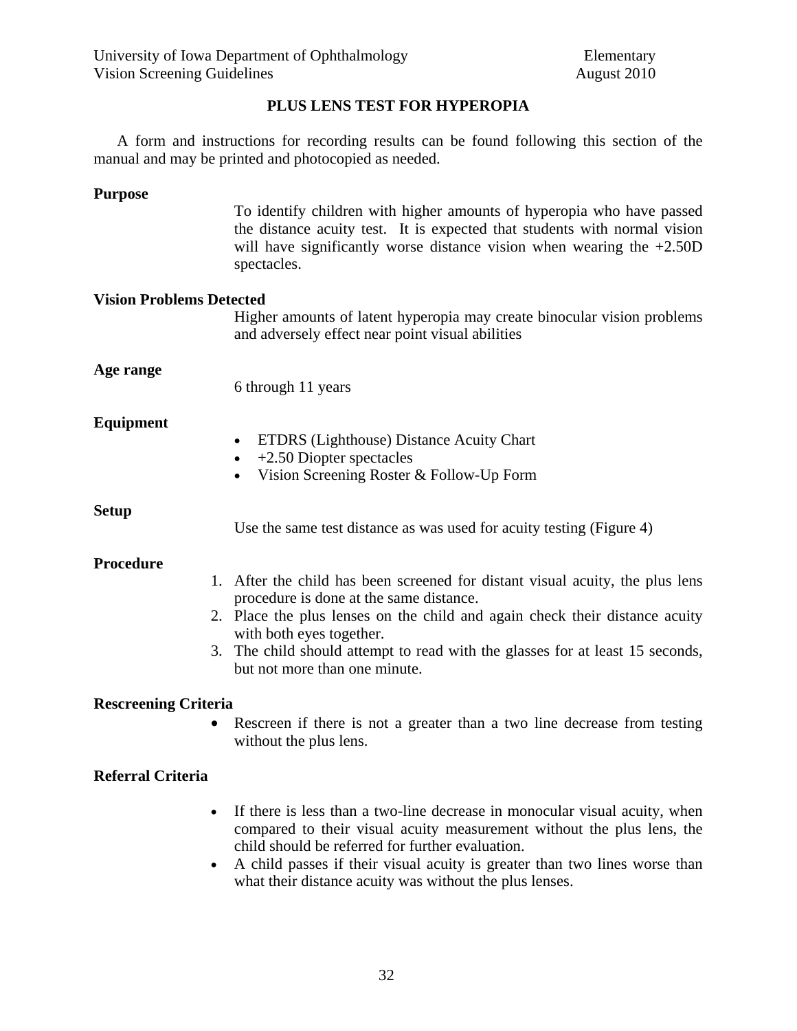## PLUS LENS TEST FOR HYPEROPIA

A form and instructions for recording results can be found following this section of the manual and may be printed and photocopied as needed.

**Purpose**

To identify children with higher amounts of hyperopia who have passed the distance acuity test. It is expected that students with normal vision will have significantly worse distance vision when wearing the +2.50D spectacles.

**Vision Problems Detected**

Higher amounts of latent hyperopia may create binocular vision problems and adversely effect near point visual abilities

**Age range**

6 through 11 years

**Equipment**

- ETDRS (Lighthouse) Distance Acuity Chart
- +2.50 Diopter spectacles
- Vision Screening Roster & Follow-Up Form

**Setup**

Use the same test distance as was used for acuity testing (Figure 4)

**Procedure**

1. After the child has been screened for distant visual acuity, the plus lens procedure is done at the same distance.
2. Place the plus lenses on the child and again check their distance acuity with both eyes together.
3. The child should attempt to read with the glasses for at least 15 seconds, but not more than one minute.

**Rescreening Criteria**

- Rescreen if there is not a greater than a two line decrease from testing without the plus lens.

**Referral Criteria**

- If there is less than a two-line decrease in monocular visual acuity, when compared to their visual acuity measurement without the plus lens, the child should be referred for further evaluation.
- A child passes if their visual acuity is greater than two lines worse than what their distance acuity was without the plus lenses.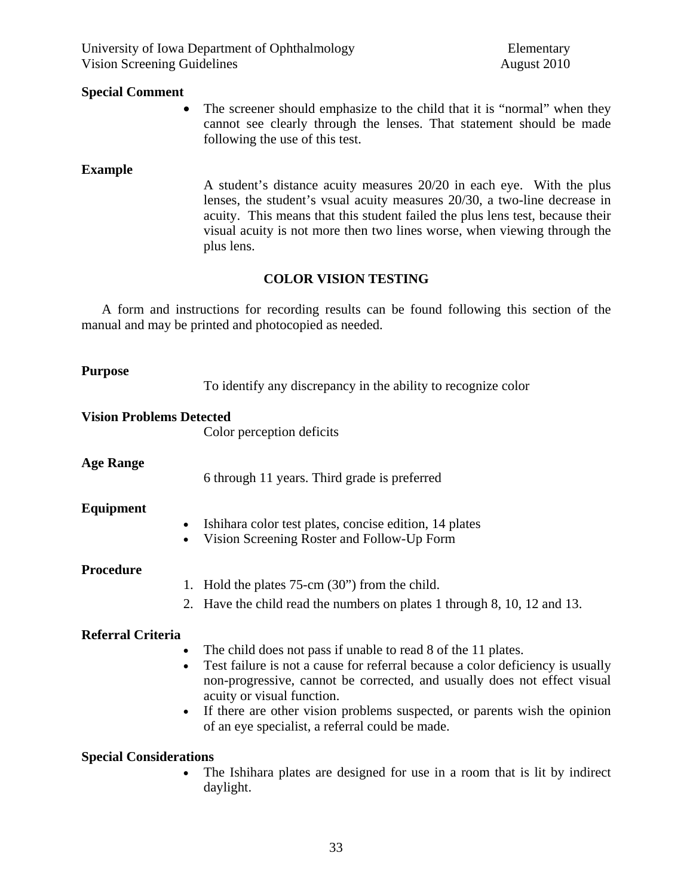**Special Comment**

- The screener should emphasize to the child that it is "normal" when they cannot see clearly through the lenses. That statement should be made following the use of this test.

**Example**

A student's distance acuity measures 20/20 in each eye. With the plus lenses, the student's vsual acuity measures 20/30, a two-line decrease in acuity. This means that this student failed the plus lens test, because their visual acuity is not more then two lines worse, when viewing through the plus lens.

## COLOR VISION TESTING

A form and instructions for recording results can be found following this section of the manual and may be printed and photocopied as needed.

**Purpose**

To identify any discrepancy in the ability to recognize color

**Vision Problems Detected**

Color perception deficits

**Age Range**

6 through 11 years. Third grade is preferred

**Equipment**

- Ishihara color test plates, concise edition, 14 plates
- Vision Screening Roster and Follow-Up Form

**Procedure**

1. Hold the plates 75-cm (30") from the child.
2. Have the child read the numbers on plates 1 through 8, 10, 12 and 13.

**Referral Criteria**

- The child does not pass if unable to read 8 of the 11 plates.
- Test failure is not a cause for referral because a color deficiency is usually non-progressive, cannot be corrected, and usually does not effect visual acuity or visual function.
- If there are other vision problems suspected, or parents wish the opinion of an eye specialist, a referral could be made.

**Special Considerations**

- The Ishihara plates are designed for use in a room that is lit by indirect daylight.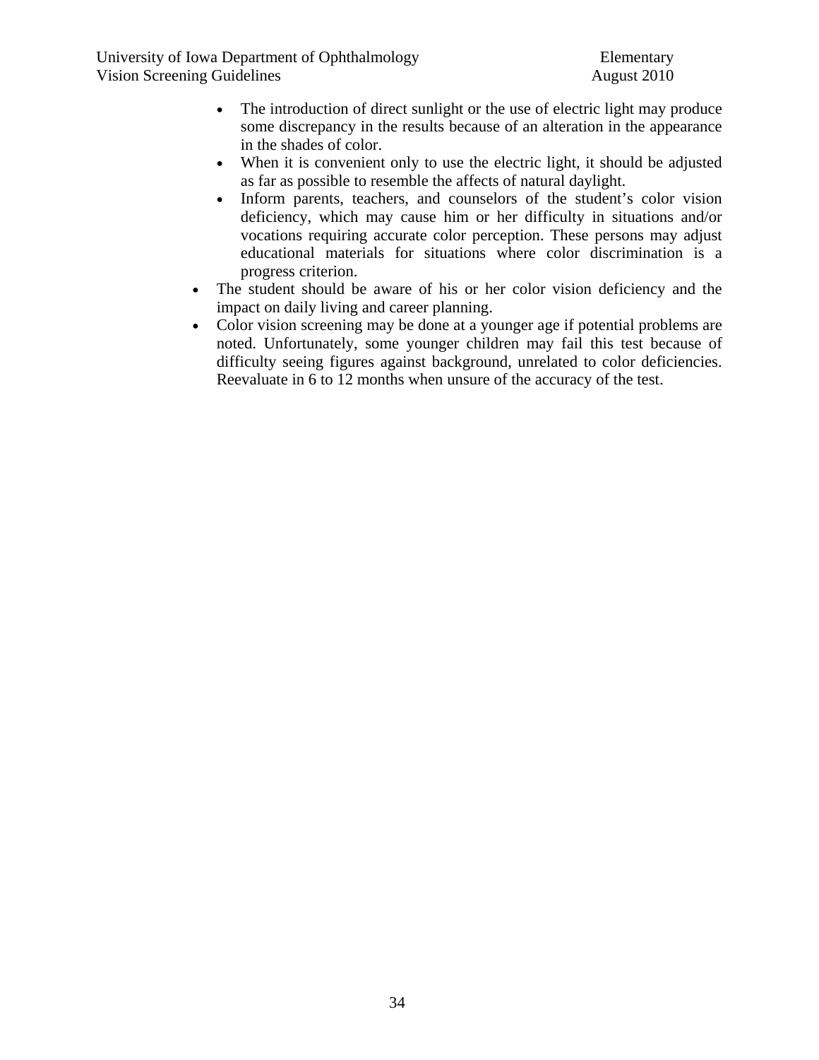- The introduction of direct sunlight or the use of electric light may produce some discrepancy in the results because of an alteration in the appearance in the shades of color.
    - When it is convenient only to use the electric light, it should be adjusted as far as possible to resemble the affects of natural daylight.
    - Inform parents, teachers, and counselors of the student's color vision deficiency, which may cause him or her difficulty in situations and/or vocations requiring accurate color perception. These persons may adjust educational materials for situations where color discrimination is a progress criterion.
- The student should be aware of his or her color vision deficiency and the impact on daily living and career planning.
- Color vision screening may be done at a younger age if potential problems are noted. Unfortunately, some younger children may fail this test because of difficulty seeing figures against background, unrelated to color deficiencies. Reevaluate in 6 to 12 months when unsure of the accuracy of the test.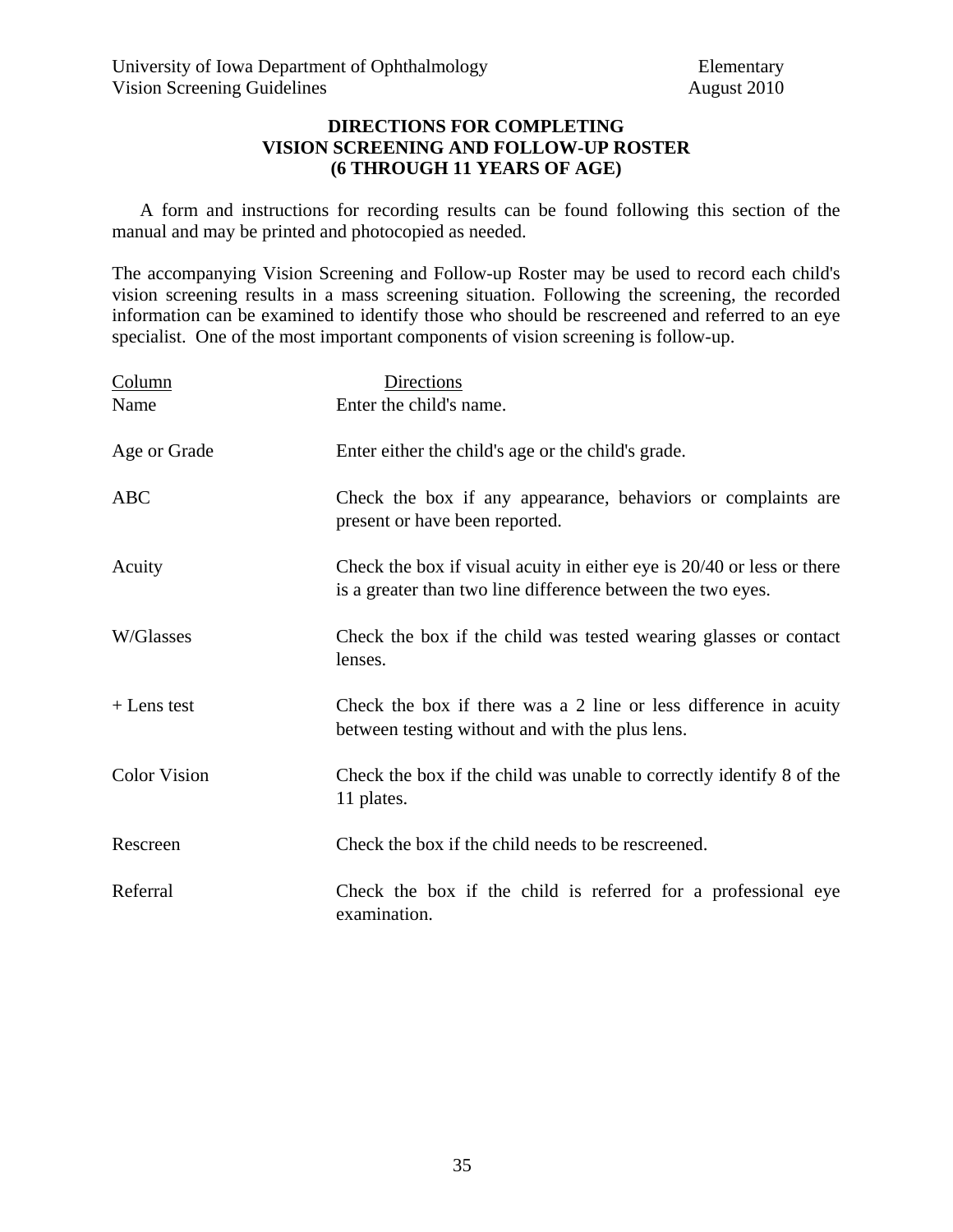## DIRECTIONS FOR COMPLETING VISION SCREENING AND FOLLOW-UP ROSTER (6 THROUGH 11 YEARS OF AGE)

A form and instructions for recording results can be found following this section of the manual and may be printed and photocopied as needed.

The accompanying Vision Screening and Follow-up Roster may be used to record each child's vision screening results in a mass screening situation. Following the screening, the recorded information can be examined to identify those who should be rescreened and referred to an eye specialist. One of the most important components of vision screening is follow-up.

| Column | Directions |
|---|---|
| Name | Enter the child's name. |
| Age or Grade | Enter either the child's age or the child's grade. |
| ABC | Check the box if any appearance, behaviors or complaints are present or have been reported. |
| Acuity | Check the box if visual acuity in either eye is 20/40 or less or there is a greater than two line difference between the two eyes. |
| W/Glasses | Check the box if the child was tested wearing glasses or contact lenses. |
| + Lens test | Check the box if there was a 2 line or less difference in acuity between testing without and with the plus lens. |
| Color Vision | Check the box if the child was unable to correctly identify 8 of the 11 plates. |
| Rescreen | Check the box if the child needs to be rescreened. |
| Referral | Check the box if the child is referred for a professional eye examination. |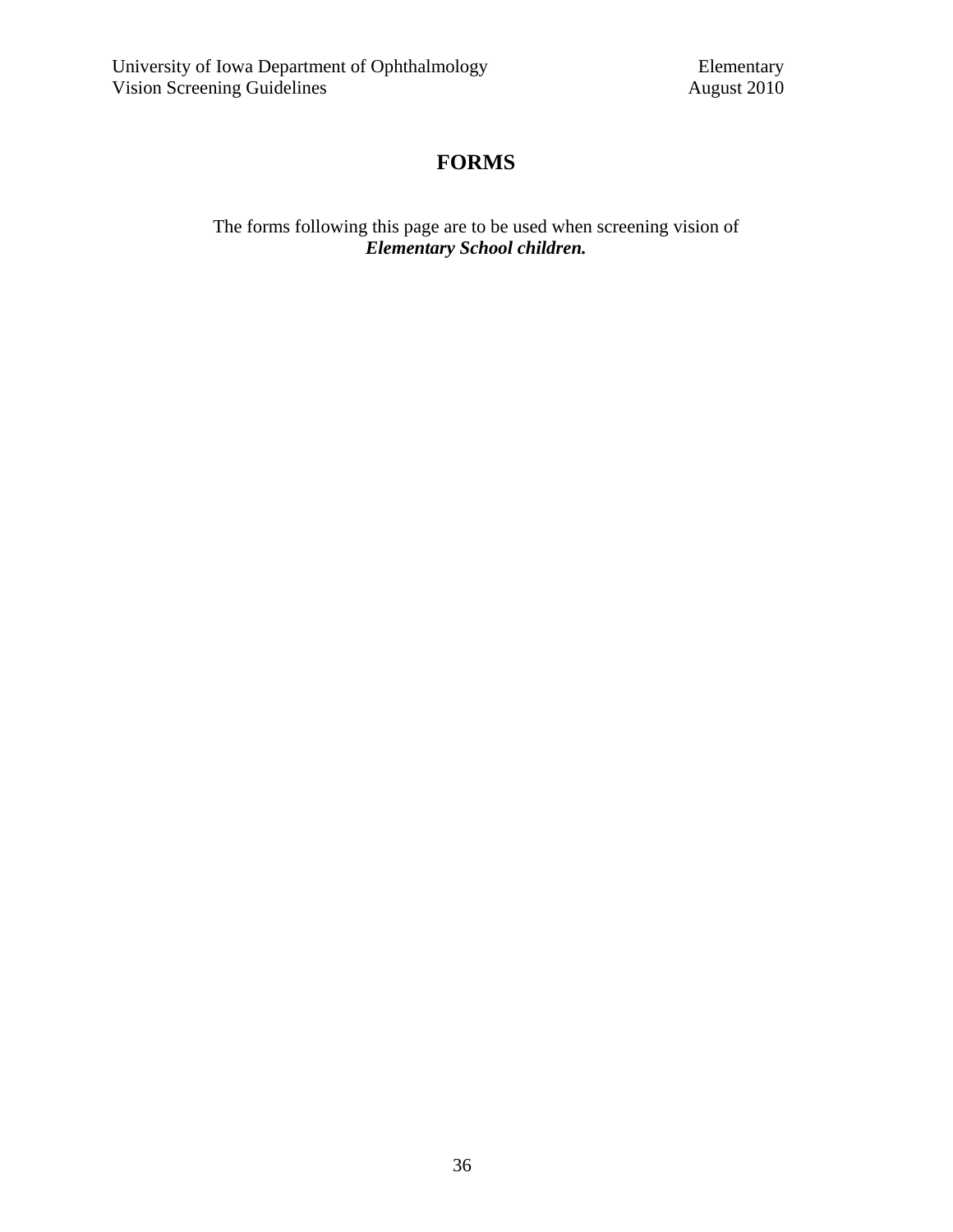# FORMS

The forms following this page are to be used when screening vision of ***Elementary School children.***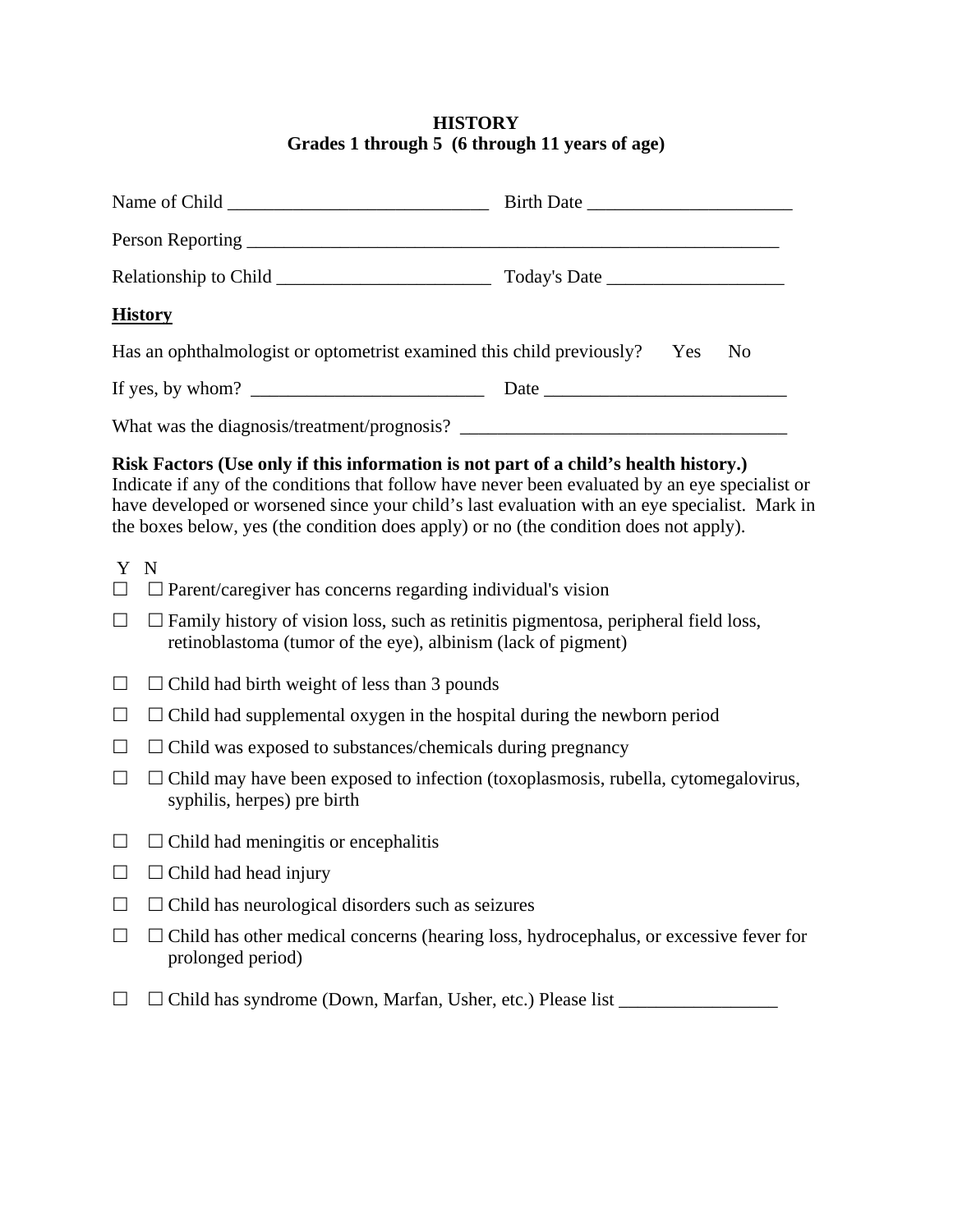# HISTORY
## Grades 1 through 5 (6 through 11 years of age)

Name of Child ____________________________ Birth Date ______________________

Person Reporting ___________________________________________________________

Relationship to Child _______________________ Today's Date ___________________

**History**

Has an ophthalmologist or optometrist examined this child previously? Yes No

If yes, by whom? _________________________ Date __________________________

What was the diagnosis/treatment/prognosis? ___________________________________

**Risk Factors (Use only if this information is not part of a child's health history.)**
Indicate if any of the conditions that follow have never been evaluated by an eye specialist or have developed or worsened since your child's last evaluation with an eye specialist. Mark in the boxes below, yes (the condition does apply) or no (the condition does not apply).

| Y | N | |
|---|---|---|
| ☐ | ☐ | Parent/caregiver has concerns regarding individual's vision |
| ☐ | ☐ | Family history of vision loss, such as retinitis pigmentosa, peripheral field loss, retinoblastoma (tumor of the eye), albinism (lack of pigment) |
| ☐ | ☐ | Child had birth weight of less than 3 pounds |
| ☐ | ☐ | Child had supplemental oxygen in the hospital during the newborn period |
| ☐ | ☐ | Child was exposed to substances/chemicals during pregnancy |
| ☐ | ☐ | Child may have been exposed to infection (toxoplasmosis, rubella, cytomegalovirus, syphilis, herpes) pre birth |
| ☐ | ☐ | Child had meningitis or encephalitis |
| ☐ | ☐ | Child had head injury |
| ☐ | ☐ | Child has neurological disorders such as seizures |
| ☐ | ☐ | Child has other medical concerns (hearing loss, hydrocephalus, or excessive fever for prolonged period) |
| ☐ | ☐ | Child has syndrome (Down, Marfan, Usher, etc.) Please list _________________ |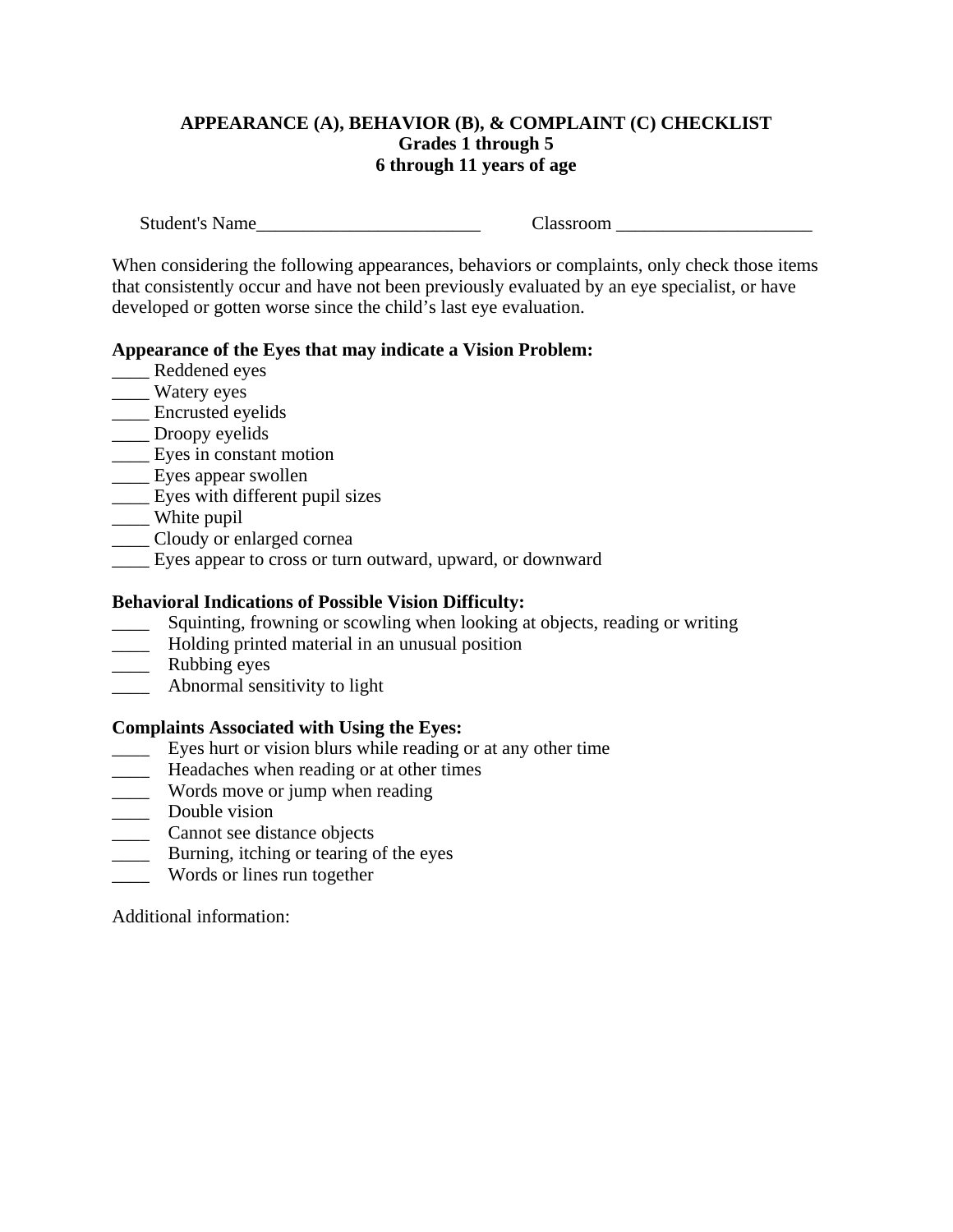**APPEARANCE (A), BEHAVIOR (B), & COMPLAINT (C) CHECKLIST**
**Grades 1 through 5**
**6 through 11 years of age**

Student's Name________________________ Classroom _____________________

When considering the following appearances, behaviors or complaints, only check those items that consistently occur and have not been previously evaluated by an eye specialist, or have developed or gotten worse since the child's last eye evaluation.

**Appearance of the Eyes that may indicate a Vision Problem:**

____ Reddened eyes
____ Watery eyes
____ Encrusted eyelids
____ Droopy eyelids
____ Eyes in constant motion
____ Eyes appear swollen
____ Eyes with different pupil sizes
____ White pupil
____ Cloudy or enlarged cornea
____ Eyes appear to cross or turn outward, upward, or downward

**Behavioral Indications of Possible Vision Difficulty:**

____ Squinting, frowning or scowling when looking at objects, reading or writing
____ Holding printed material in an unusual position
____ Rubbing eyes
____ Abnormal sensitivity to light

**Complaints Associated with Using the Eyes:**

____ Eyes hurt or vision blurs while reading or at any other time
____ Headaches when reading or at other times
____ Words move or jump when reading
____ Double vision
____ Cannot see distance objects
____ Burning, itching or tearing of the eyes
____ Words or lines run together

Additional information: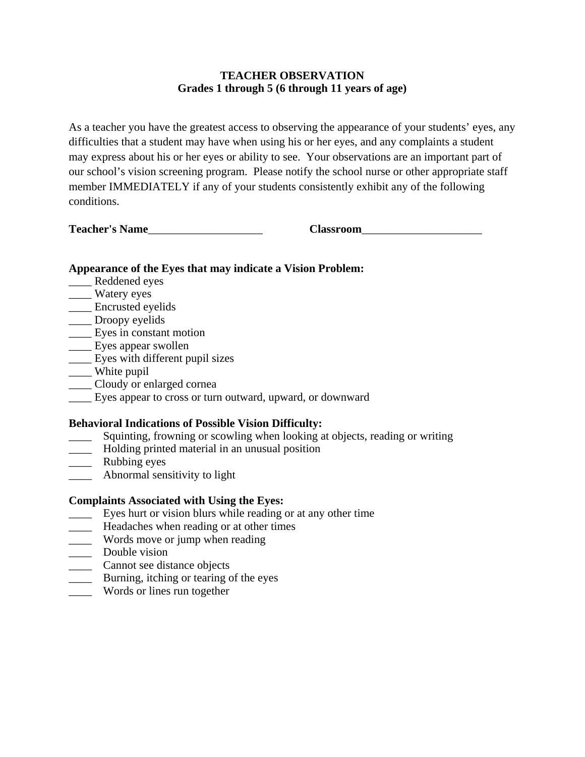**TEACHER OBSERVATION**
**Grades 1 through 5 (6 through 11 years of age)**

As a teacher you have the greatest access to observing the appearance of your students' eyes, any difficulties that a student may have when using his or her eyes, and any complaints a student may express about his or her eyes or ability to see. Your observations are an important part of our school's vision screening program. Please notify the school nurse or other appropriate staff member IMMEDIATELY if any of your students consistently exhibit any of the following conditions.

**Teacher's Name**____________________ **Classroom**_____________________

**Appearance of the Eyes that may indicate a Vision Problem:**

____ Reddened eyes
____ Watery eyes
____ Encrusted eyelids
____ Droopy eyelids
____ Eyes in constant motion
____ Eyes appear swollen
____ Eyes with different pupil sizes
____ White pupil
____ Cloudy or enlarged cornea
____ Eyes appear to cross or turn outward, upward, or downward

**Behavioral Indications of Possible Vision Difficulty:**

____ Squinting, frowning or scowling when looking at objects, reading or writing
____ Holding printed material in an unusual position
____ Rubbing eyes
____ Abnormal sensitivity to light

**Complaints Associated with Using the Eyes:**

____ Eyes hurt or vision blurs while reading or at any other time
____ Headaches when reading or at other times
____ Words move or jump when reading
____ Double vision
____ Cannot see distance objects
____ Burning, itching or tearing of the eyes
____ Words or lines run together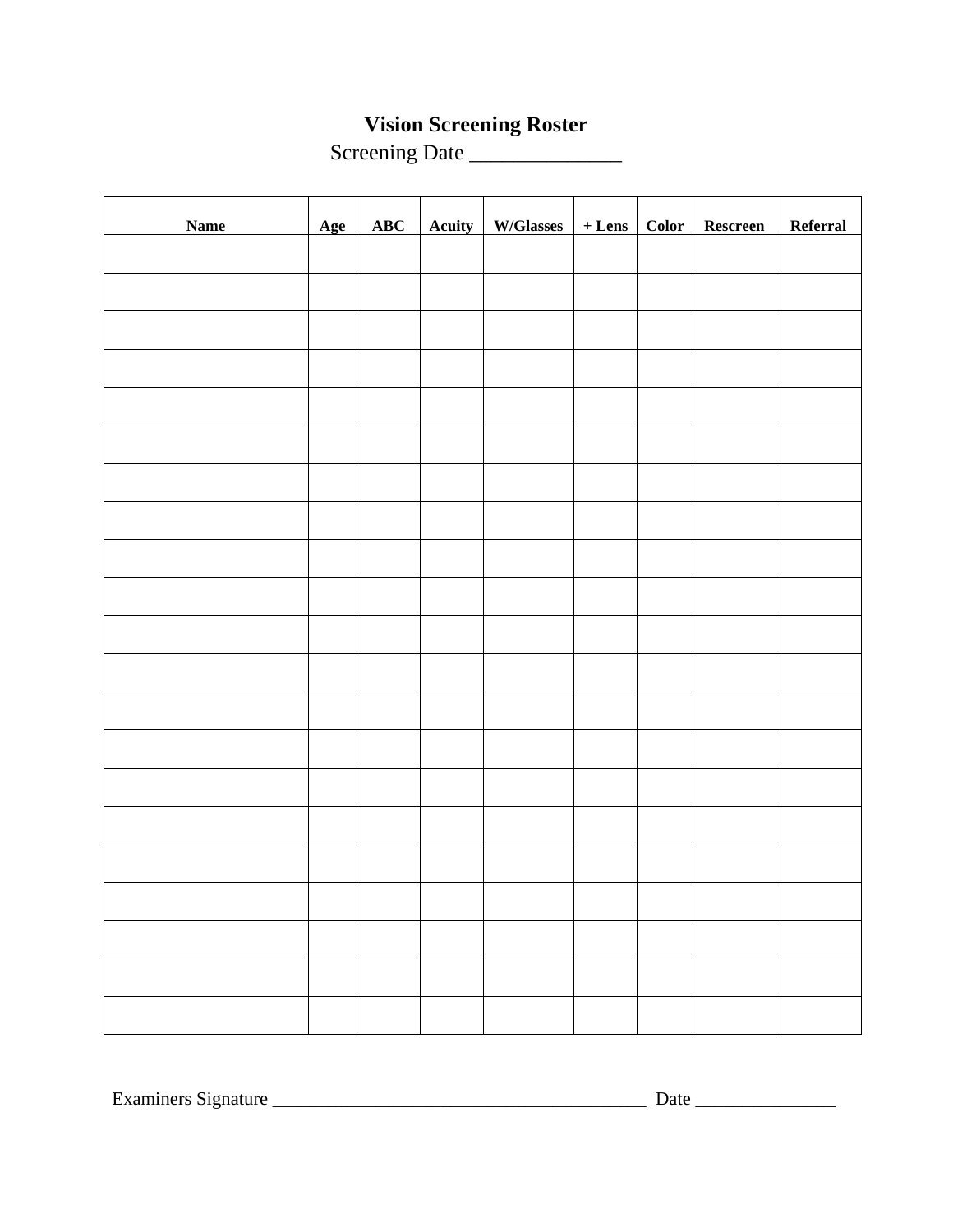# Vision Screening Roster

Screening Date _______________

| Name | Age | ABC | Acuity | W/Glasses | + Lens | Color | Rescreen | Referral |
|---|---|---|---|---|---|---|---|---|
| | | | | | | | | |
| | | | | | | | | |
| | | | | | | | | |
| | | | | | | | | |
| | | | | | | | | |
| | | | | | | | | |
| | | | | | | | | |
| | | | | | | | | |
| | | | | | | | | |
| | | | | | | | | |
| | | | | | | | | |
| | | | | | | | | |
| | | | | | | | | |
| | | | | | | | | |
| | | | | | | | | |
| | | | | | | | | |
| | | | | | | | | |
| | | | | | | | | |
| | | | | | | | | |
| | | | | | | | | |
| | | | | | | | | |

Examiners Signature _________________________________________ Date _______________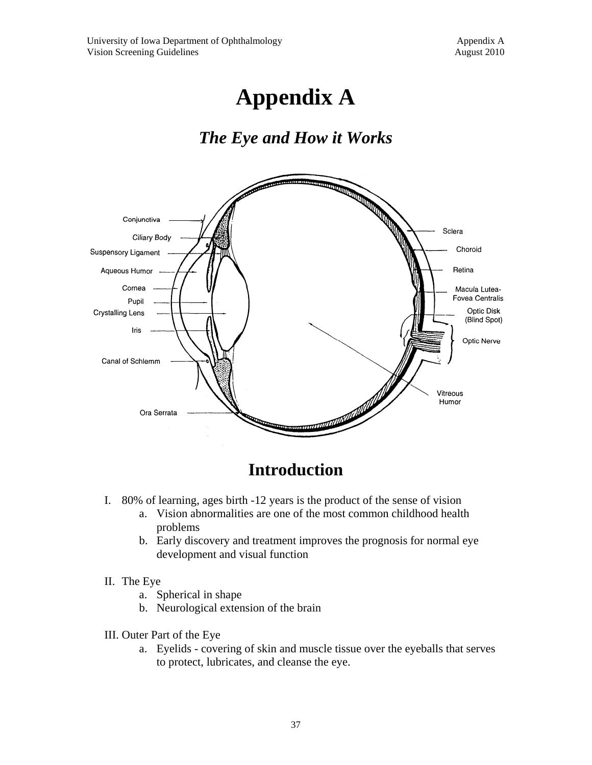# Appendix A

## *The Eye and How it Works*

## Introduction

I. 80% of learning, ages birth -12 years is the product of the sense of vision
   a. Vision abnormalities are one of the most common childhood health problems
   b. Early discovery and treatment improves the prognosis for normal eye development and visual function

II. The Eye
   a. Spherical in shape
   b. Neurological extension of the brain

III. Outer Part of the Eye
   a. Eyelids - covering of skin and muscle tissue over the eyeballs that serves to protect, lubricates, and cleanse the eye.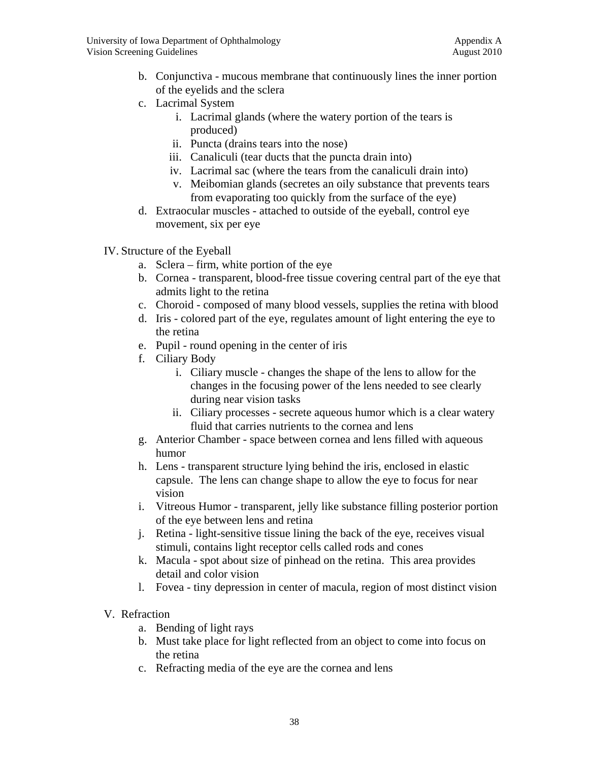b. Conjunctiva - mucous membrane that continuously lines the inner portion of the eyelids and the sclera
c. Lacrimal System
    i. Lacrimal glands (where the watery portion of the tears is produced)
    ii. Puncta (drains tears into the nose)
    iii. Canaliculi (tear ducts that the puncta drain into)
    iv. Lacrimal sac (where the tears from the canaliculi drain into)
    v. Meibomian glands (secretes an oily substance that prevents tears from evaporating too quickly from the surface of the eye)
d. Extraocular muscles - attached to outside of the eyeball, control eye movement, six per eye

IV. Structure of the Eyeball

a. Sclera – firm, white portion of the eye
b. Cornea - transparent, blood-free tissue covering central part of the eye that admits light to the retina
c. Choroid - composed of many blood vessels, supplies the retina with blood
d. Iris - colored part of the eye, regulates amount of light entering the eye to the retina
e. Pupil - round opening in the center of iris
f. Ciliary Body
    i. Ciliary muscle - changes the shape of the lens to allow for the changes in the focusing power of the lens needed to see clearly during near vision tasks
    ii. Ciliary processes - secrete aqueous humor which is a clear watery fluid that carries nutrients to the cornea and lens
g. Anterior Chamber - space between cornea and lens filled with aqueous humor
h. Lens - transparent structure lying behind the iris, enclosed in elastic capsule. The lens can change shape to allow the eye to focus for near vision
i. Vitreous Humor - transparent, jelly like substance filling posterior portion of the eye between lens and retina
j. Retina - light-sensitive tissue lining the back of the eye, receives visual stimuli, contains light receptor cells called rods and cones
k. Macula - spot about size of pinhead on the retina. This area provides detail and color vision
l. Fovea - tiny depression in center of macula, region of most distinct vision

V. Refraction

a. Bending of light rays
b. Must take place for light reflected from an object to come into focus on the retina
c. Refracting media of the eye are the cornea and lens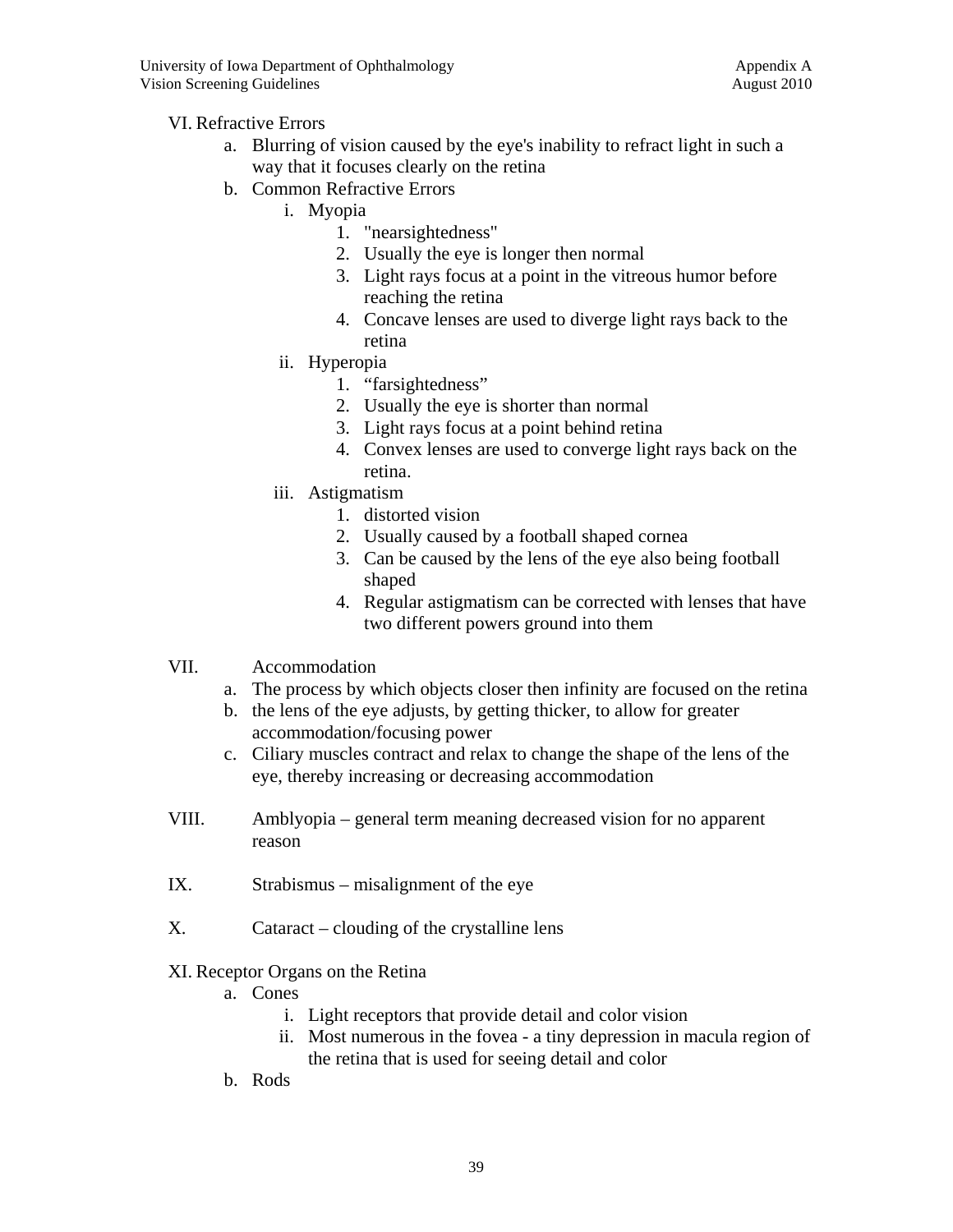VI. Refractive Errors

   a. Blurring of vision caused by the eye's inability to refract light in such a way that it focuses clearly on the retina
   b. Common Refractive Errors
      i. Myopia
         1. "nearsightedness"
         2. Usually the eye is longer then normal
         3. Light rays focus at a point in the vitreous humor before reaching the retina
         4. Concave lenses are used to diverge light rays back to the retina
      ii. Hyperopia
         1. “farsightedness”
         2. Usually the eye is shorter than normal
         3. Light rays focus at a point behind retina
         4. Convex lenses are used to converge light rays back on the retina.
      iii. Astigmatism
         1. distorted vision
         2. Usually caused by a football shaped cornea
         3. Can be caused by the lens of the eye also being football shaped
         4. Regular astigmatism can be corrected with lenses that have two different powers ground into them

VII. Accommodation

   a. The process by which objects closer then infinity are focused on the retina
   b. the lens of the eye adjusts, by getting thicker, to allow for greater accommodation/focusing power
   c. Ciliary muscles contract and relax to change the shape of the lens of the eye, thereby increasing or decreasing accommodation

VIII. Amblyopia – general term meaning decreased vision for no apparent reason

IX. Strabismus – misalignment of the eye

X. Cataract – clouding of the crystalline lens

XI. Receptor Organs on the Retina

   a. Cones
      i. Light receptors that provide detail and color vision
      ii. Most numerous in the fovea - a tiny depression in macula region of the retina that is used for seeing detail and color
   b. Rods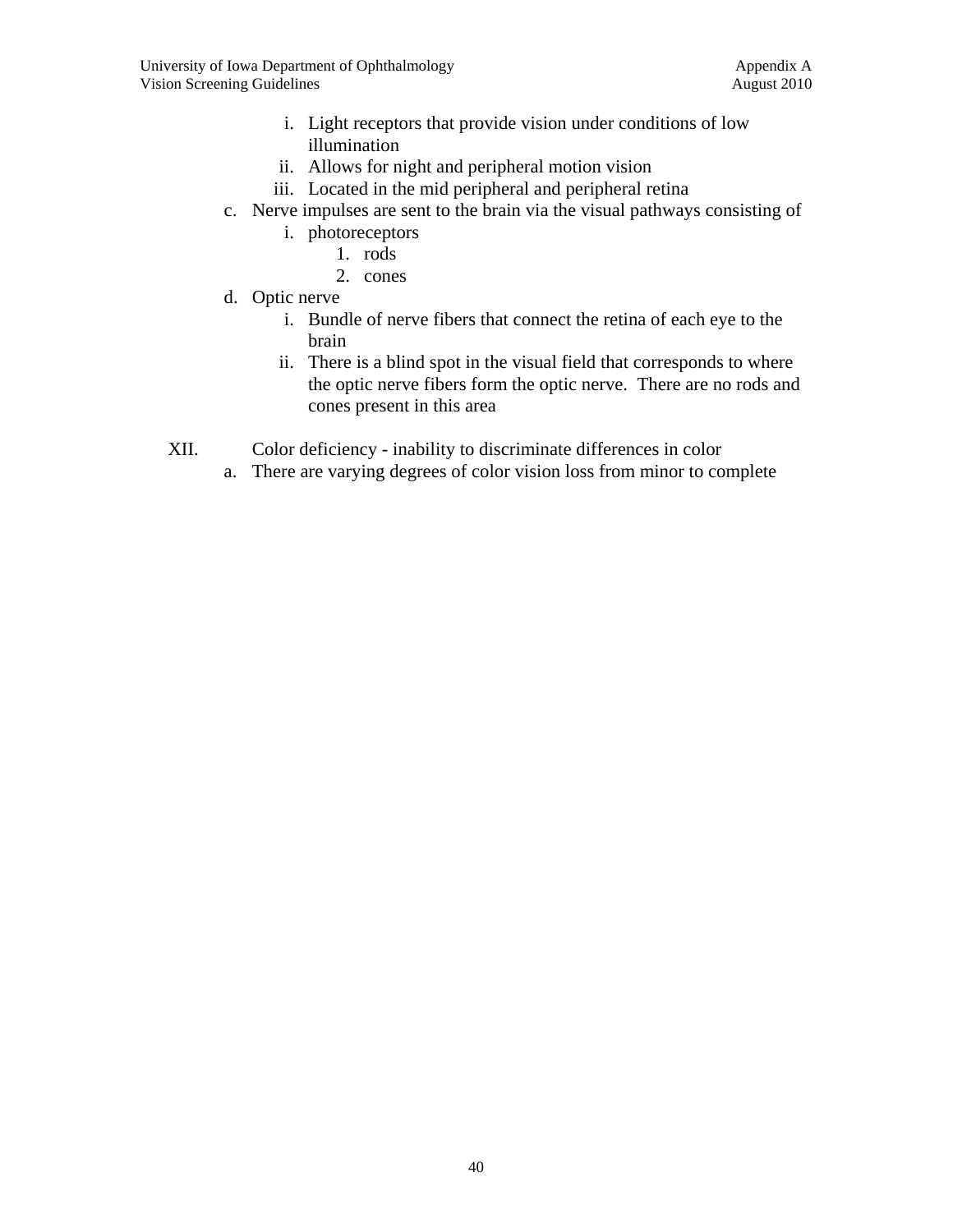i. Light receptors that provide vision under conditions of low illumination
        ii. Allows for night and peripheral motion vision
        iii. Located in the mid peripheral and peripheral retina
    c. Nerve impulses are sent to the brain via the visual pathways consisting of
        i. photoreceptors
            1. rods
            2. cones
    d. Optic nerve
        i. Bundle of nerve fibers that connect the retina of each eye to the brain
        ii. There is a blind spot in the visual field that corresponds to where the optic nerve fibers form the optic nerve.  There are no rods and cones present in this area

XII. Color deficiency - inability to discriminate differences in color
    a. There are varying degrees of color vision loss from minor to complete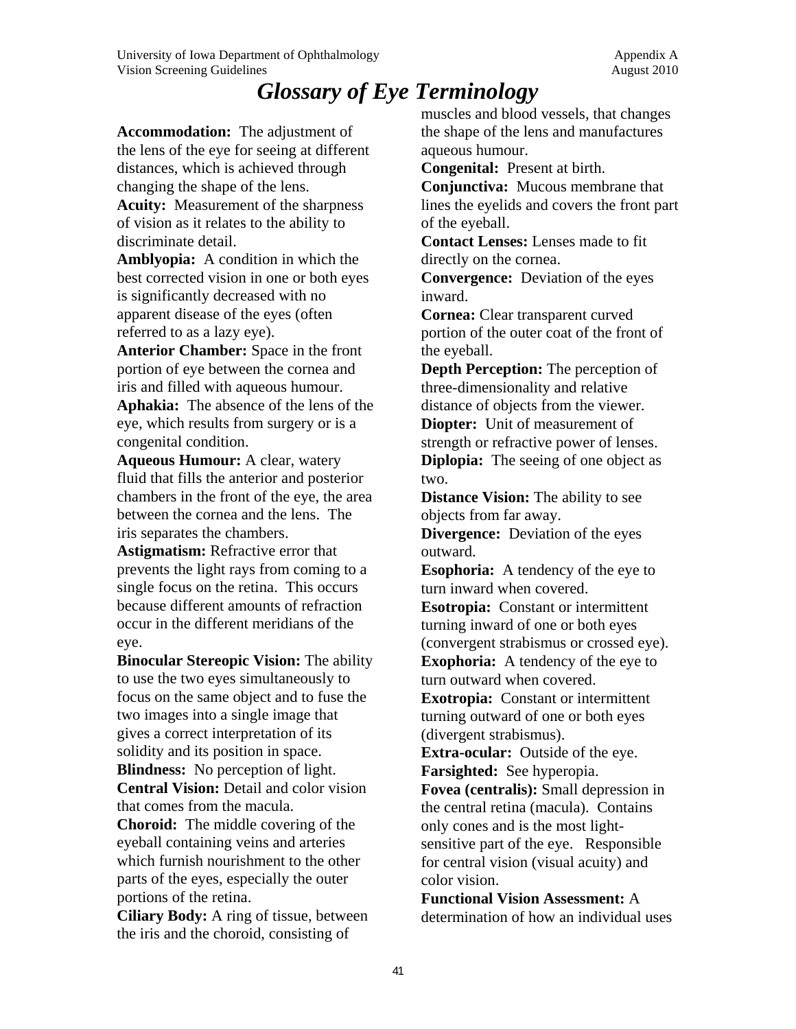# Glossary of Eye Terminology

**Accommodation:** The adjustment of the lens of the eye for seeing at different distances, which is achieved through changing the shape of the lens.

**Acuity:** Measurement of the sharpness of vision as it relates to the ability to discriminate detail.

**Amblyopia:** A condition in which the best corrected vision in one or both eyes is significantly decreased with no apparent disease of the eyes (often referred to as a lazy eye).

**Anterior Chamber:** Space in the front portion of eye between the cornea and iris and filled with aqueous humour.

**Aphakia:** The absence of the lens of the eye, which results from surgery or is a congenital condition.

**Aqueous Humour:** A clear, watery fluid that fills the anterior and posterior chambers in the front of the eye, the area between the cornea and the lens. The iris separates the chambers.

**Astigmatism:** Refractive error that prevents the light rays from coming to a single focus on the retina. This occurs because different amounts of refraction occur in the different meridians of the eye.

**Binocular Stereopic Vision:** The ability to use the two eyes simultaneously to focus on the same object and to fuse the two images into a single image that gives a correct interpretation of its solidity and its position in space.

**Blindness:** No perception of light.

**Central Vision:** Detail and color vision that comes from the macula.

**Choroid:** The middle covering of the eyeball containing veins and arteries which furnish nourishment to the other parts of the eyes, especially the outer portions of the retina.

**Ciliary Body:** A ring of tissue, between the iris and the choroid, consisting of muscles and blood vessels, that changes the shape of the lens and manufactures aqueous humour.

**Congenital:** Present at birth.

**Conjunctiva:** Mucous membrane that lines the eyelids and covers the front part of the eyeball.

**Contact Lenses:** Lenses made to fit directly on the cornea.

**Convergence:** Deviation of the eyes inward.

**Cornea:** Clear transparent curved portion of the outer coat of the front of the eyeball.

**Depth Perception:** The perception of three-dimensionality and relative distance of objects from the viewer.

**Diopter:** Unit of measurement of strength or refractive power of lenses.

**Diplopia:** The seeing of one object as two.

**Distance Vision:** The ability to see objects from far away.

**Divergence:** Deviation of the eyes outward.

**Esophoria:** A tendency of the eye to turn inward when covered.

**Esotropia:** Constant or intermittent turning inward of one or both eyes (convergent strabismus or crossed eye).

**Exophoria:** A tendency of the eye to turn outward when covered.

**Exotropia:** Constant or intermittent turning outward of one or both eyes (divergent strabismus).

**Extra-ocular:** Outside of the eye.

**Farsighted:** See hyperopia.

**Fovea (centralis):** Small depression in the central retina (macula). Contains only cones and is the most light-sensitive part of the eye. Responsible for central vision (visual acuity) and color vision.

**Functional Vision Assessment:** A determination of how an individual uses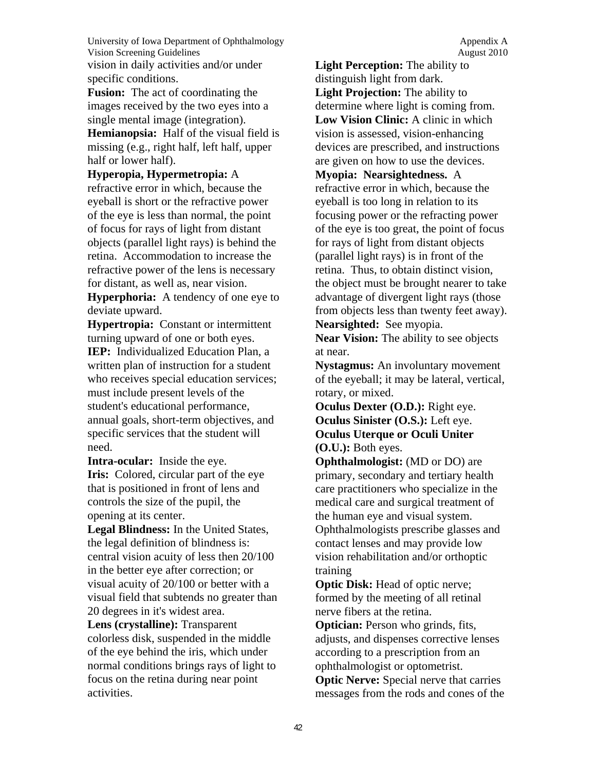vision in daily activities and/or under specific conditions.

**Fusion:** The act of coordinating the images received by the two eyes into a single mental image (integration).

**Hemianopsia:** Half of the visual field is missing (e.g., right half, left half, upper half or lower half).

**Hyperopia, Hypermetropia:** A refractive error in which, because the eyeball is short or the refractive power of the eye is less than normal, the point of focus for rays of light from distant objects (parallel light rays) is behind the retina. Accommodation to increase the refractive power of the lens is necessary for distant, as well as, near vision.

**Hyperphoria:** A tendency of one eye to deviate upward.

**Hypertropia:** Constant or intermittent turning upward of one or both eyes.

**IEP:** Individualized Education Plan, a written plan of instruction for a student who receives special education services; must include present levels of the student's educational performance, annual goals, short-term objectives, and specific services that the student will need.

**Intra-ocular:** Inside the eye.

**Iris:** Colored, circular part of the eye that is positioned in front of lens and controls the size of the pupil, the opening at its center.

**Legal Blindness:** In the United States, the legal definition of blindness is: central vision acuity of less then 20/100 in the better eye after correction; or visual acuity of 20/100 or better with a visual field that subtends no greater than 20 degrees in it's widest area.

**Lens (crystalline):** Transparent colorless disk, suspended in the middle of the eye behind the iris, which under normal conditions brings rays of light to focus on the retina during near point activities.

**Light Perception:** The ability to distinguish light from dark.

**Light Projection:** The ability to determine where light is coming from.

**Low Vision Clinic:** A clinic in which vision is assessed, vision-enhancing devices are prescribed, and instructions are given on how to use the devices.

**Myopia: Nearsightedness.** A refractive error in which, because the eyeball is too long in relation to its focusing power or the refracting power of the eye is too great, the point of focus for rays of light from distant objects (parallel light rays) is in front of the retina. Thus, to obtain distinct vision, the object must be brought nearer to take advantage of divergent light rays (those from objects less than twenty feet away).

**Nearsighted:** See myopia.

**Near Vision:** The ability to see objects at near.

**Nystagmus:** An involuntary movement of the eyeball; it may be lateral, vertical, rotary, or mixed.

**Oculus Dexter (O.D.):** Right eye.

**Oculus Sinister (O.S.):** Left eye.

**Oculus Uterque or Oculi Uniter (O.U.):** Both eyes.

**Ophthalmologist:** (MD or DO) are primary, secondary and tertiary health care practitioners who specialize in the medical care and surgical treatment of the human eye and visual system. Ophthalmologists prescribe glasses and contact lenses and may provide low vision rehabilitation and/or orthoptic training

**Optic Disk:** Head of optic nerve; formed by the meeting of all retinal nerve fibers at the retina.

**Optician:** Person who grinds, fits, adjusts, and dispenses corrective lenses according to a prescription from an ophthalmologist or optometrist.

**Optic Nerve:** Special nerve that carries messages from the rods and cones of the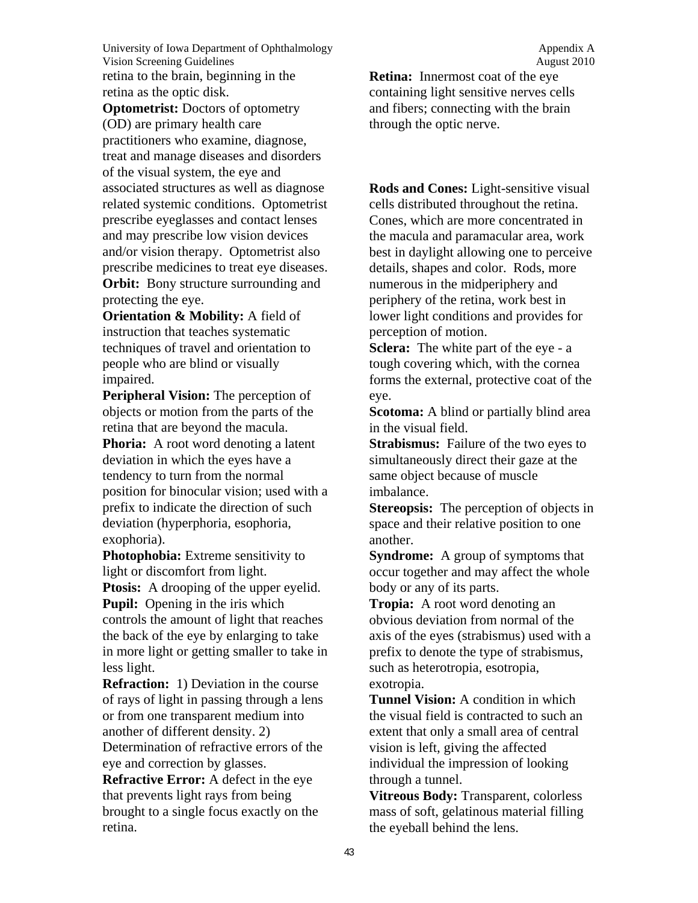retina to the brain, beginning in the retina as the optic disk.

**Optometrist:** Doctors of optometry (OD) are primary health care practitioners who examine, diagnose, treat and manage diseases and disorders of the visual system, the eye and associated structures as well as diagnose related systemic conditions. Optometrist prescribe eyeglasses and contact lenses and may prescribe low vision devices and/or vision therapy. Optometrist also prescribe medicines to treat eye diseases.

**Orbit:** Bony structure surrounding and protecting the eye.

**Orientation & Mobility:** A field of instruction that teaches systematic techniques of travel and orientation to people who are blind or visually impaired.

**Peripheral Vision:** The perception of objects or motion from the parts of the retina that are beyond the macula.

**Phoria:** A root word denoting a latent deviation in which the eyes have a tendency to turn from the normal position for binocular vision; used with a prefix to indicate the direction of such deviation (hyperphoria, esophoria, exophoria).

**Photophobia:** Extreme sensitivity to light or discomfort from light.

**Ptosis:** A drooping of the upper eyelid.

**Pupil:** Opening in the iris which controls the amount of light that reaches the back of the eye by enlarging to take in more light or getting smaller to take in less light.

**Refraction:** 1) Deviation in the course of rays of light in passing through a lens or from one transparent medium into another of different density. 2) Determination of refractive errors of the eye and correction by glasses.

**Refractive Error:** A defect in the eye that prevents light rays from being brought to a single focus exactly on the retina.

**Retina:** Innermost coat of the eye containing light sensitive nerves cells and fibers; connecting with the brain through the optic nerve.

**Rods and Cones:** Light-sensitive visual cells distributed throughout the retina. Cones, which are more concentrated in the macula and paramacular area, work best in daylight allowing one to perceive details, shapes and color. Rods, more numerous in the midperiphery and periphery of the retina, work best in lower light conditions and provides for perception of motion.

**Sclera:** The white part of the eye - a tough covering which, with the cornea forms the external, protective coat of the eye.

**Scotoma:** A blind or partially blind area in the visual field.

**Strabismus:** Failure of the two eyes to simultaneously direct their gaze at the same object because of muscle imbalance.

**Stereopsis:** The perception of objects in space and their relative position to one another.

**Syndrome:** A group of symptoms that occur together and may affect the whole body or any of its parts.

**Tropia:** A root word denoting an obvious deviation from normal of the axis of the eyes (strabismus) used with a prefix to denote the type of strabismus, such as heterotropia, esotropia, exotropia.

**Tunnel Vision:** A condition in which the visual field is contracted to such an extent that only a small area of central vision is left, giving the affected individual the impression of looking through a tunnel.

**Vitreous Body:** Transparent, colorless mass of soft, gelatinous material filling the eyeball behind the lens.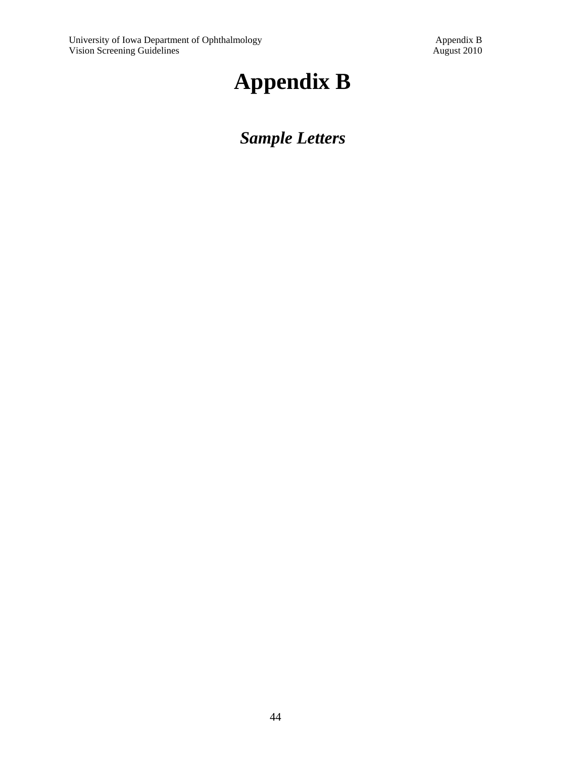# Appendix B

## *Sample Letters*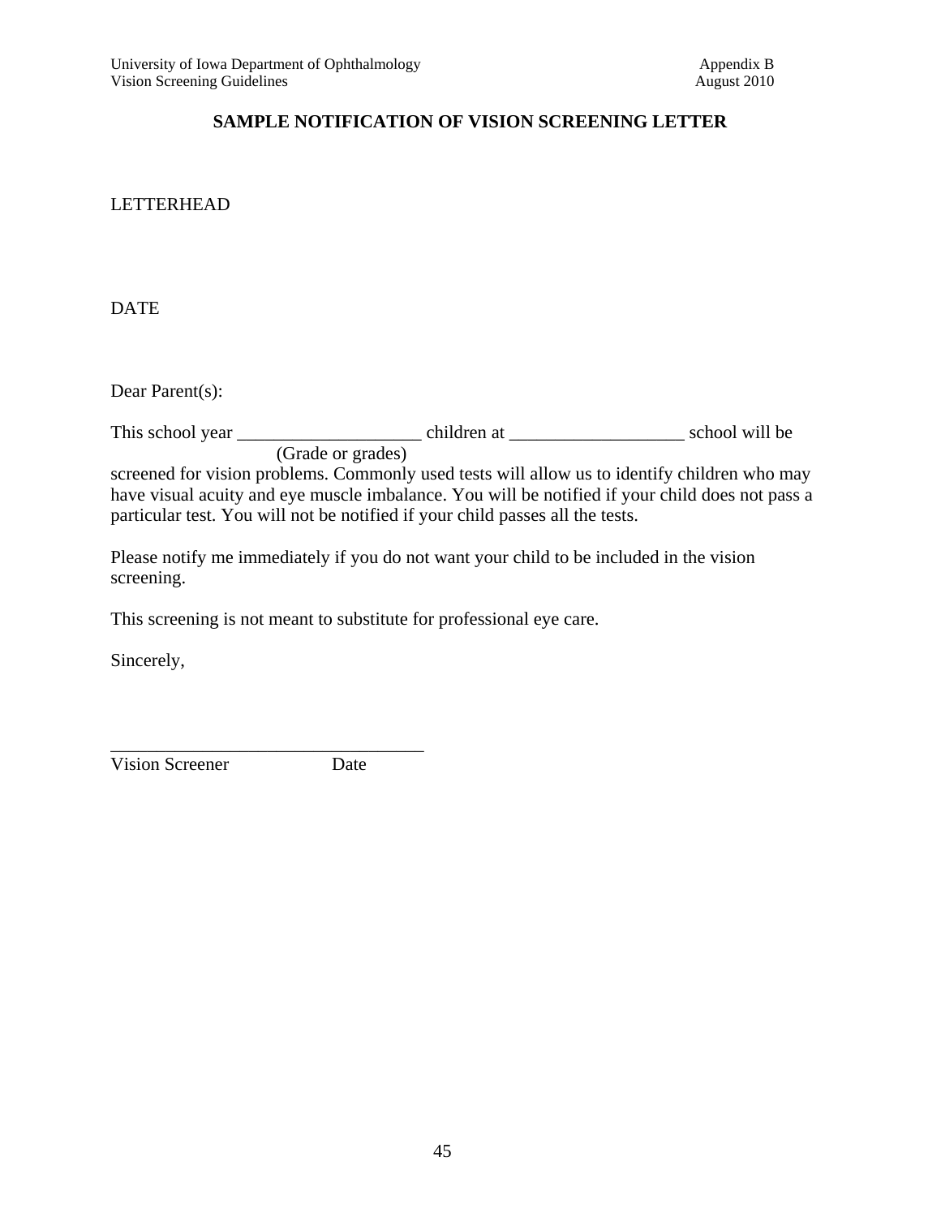## SAMPLE NOTIFICATION OF VISION SCREENING LETTER

LETTERHEAD

DATE

Dear Parent(s):

This school year ____________________ children at ___________________ school will be
(Grade or grades)
screened for vision problems. Commonly used tests will allow us to identify children who may have visual acuity and eye muscle imbalance. You will be notified if your child does not pass a particular test. You will not be notified if your child passes all the tests.

Please notify me immediately if you do not want your child to be included in the vision screening.

This screening is not meant to substitute for professional eye care.

Sincerely,

__________________________________
Vision Screener Date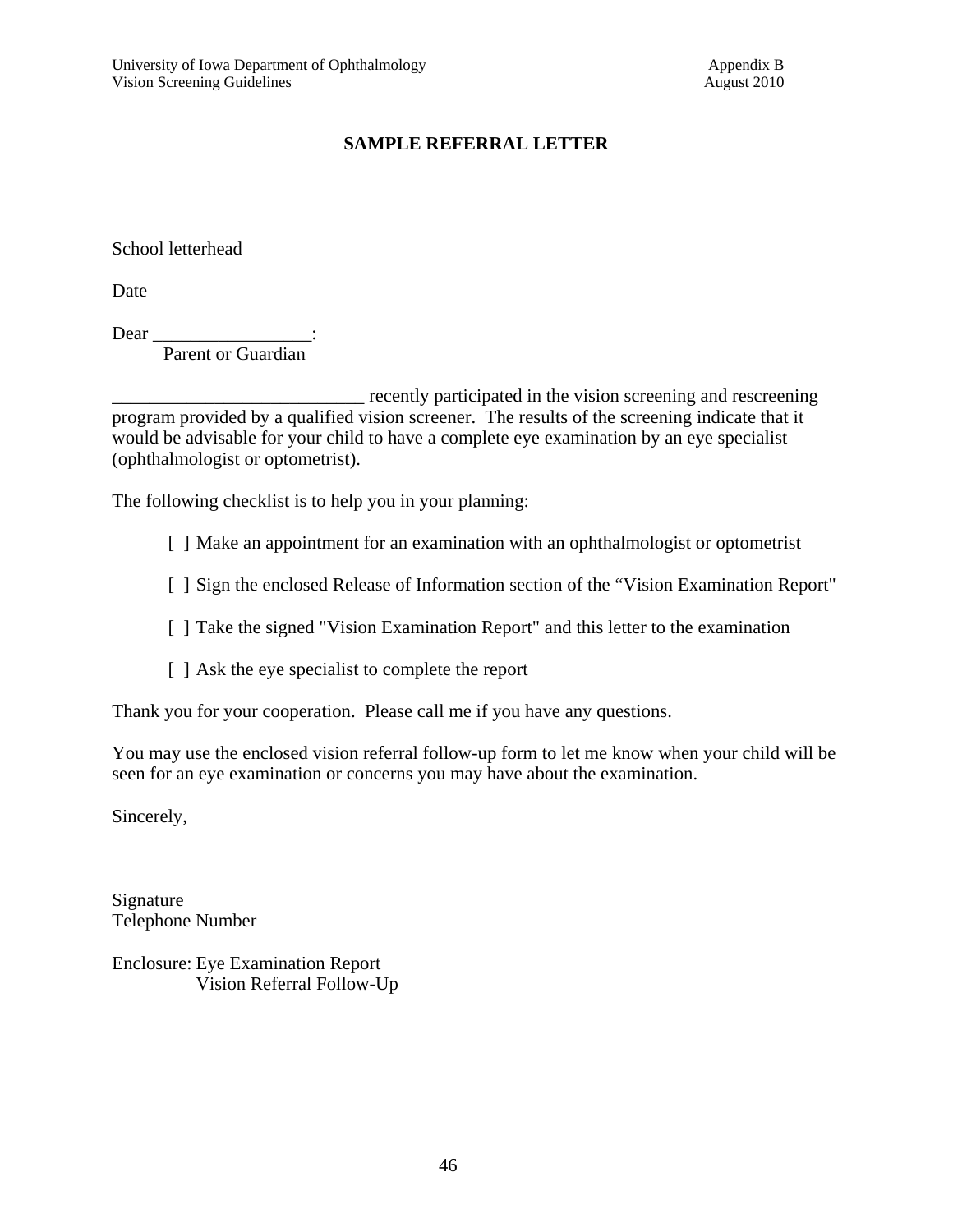# SAMPLE REFERRAL LETTER

School letterhead

Date

Dear _________________:
Parent or Guardian

___________________________ recently participated in the vision screening and rescreening program provided by a qualified vision screener. The results of the screening indicate that it would be advisable for your child to have a complete eye examination by an eye specialist (ophthalmologist or optometrist).

The following checklist is to help you in your planning:

- [ ] Make an appointment for an examination with an ophthalmologist or optometrist
- [ ] Sign the enclosed Release of Information section of the “Vision Examination Report"
- [ ] Take the signed "Vision Examination Report" and this letter to the examination
- [ ] Ask the eye specialist to complete the report

Thank you for your cooperation. Please call me if you have any questions.

You may use the enclosed vision referral follow-up form to let me know when your child will be seen for an eye examination or concerns you may have about the examination.

Sincerely,

Signature
Telephone Number

Enclosure: Eye Examination Report
Vision Referral Follow-Up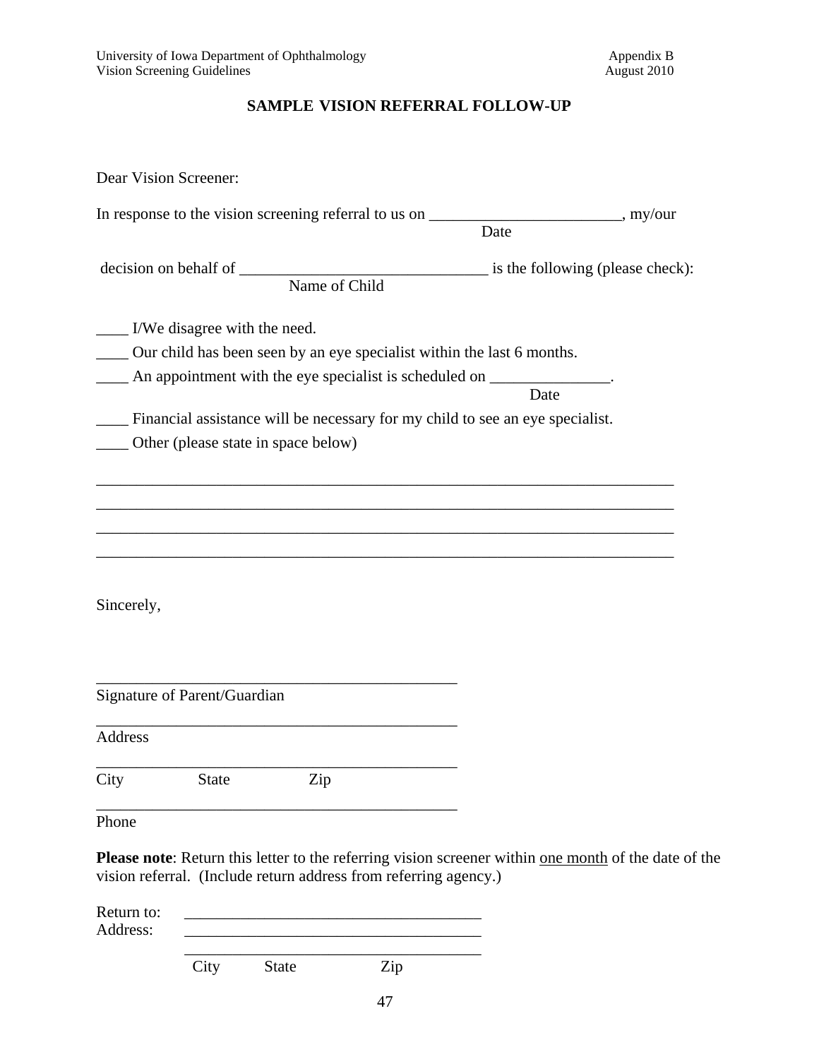# SAMPLE VISION REFERRAL FOLLOW-UP

Dear Vision Screener:

In response to the vision screening referral to us on ________________________, my/our
Date

decision on behalf of _______________________________ is the following (please check):
Name of Child

____ I/We disagree with the need.

____ Our child has been seen by an eye specialist within the last 6 months.

____ An appointment with the eye specialist is scheduled on _______________.
Date

____ Financial assistance will be necessary for my child to see an eye specialist.

____ Other (please state in space below)

_________________________________________________________________________

_________________________________________________________________________

_________________________________________________________________________

_________________________________________________________________________

Sincerely,

_____________________________________________

Signature of Parent/Guardian

_____________________________________________

Address

_____________________________________________

City State Zip

_____________________________________________

Phone

**Please note**: Return this letter to the referring vision screener within <u>one month</u> of the date of the vision referral. (Include return address from referring agency.)

Return to: _____________________________________

Address: _____________________________________

_____________________________________

City State Zip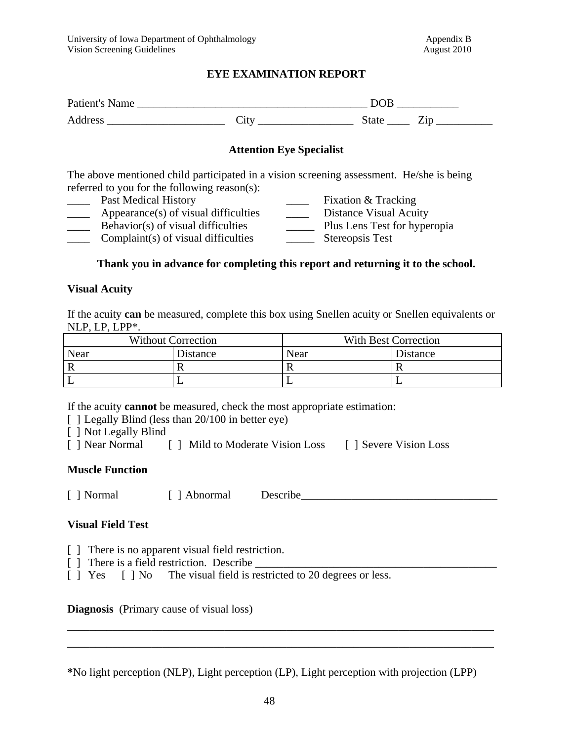# EYE EXAMINATION REPORT

Patient's Name __________________________________________ DOB ___________

Address _____________________ City _________________ State ____ Zip __________

## Attention Eye Specialist

The above mentioned child participated in a vision screening assessment. He/she is being referred to you for the following reason(s):

____ Past Medical History
____ Appearance(s) of visual difficulties
____ Behavior(s) of visual difficulties
____ Complaint(s) of visual difficulties
____ Fixation & Tracking
____ Distance Visual Acuity
_____ Plus Lens Test for hyperopia
_____ Stereopsis Test

**Thank you in advance for completing this report and returning it to the school.**

**Visual Acuity**

If the acuity **can** be measured, complete this box using Snellen acuity or Snellen equivalents or NLP, LP, LPP*.

| Without Correction | | With Best Correction | |
|---|---|---|---|
| Near | Distance | Near | Distance |
| R | R | R | R |
| L | L | L | L |

If the acuity **cannot** be measured, check the most appropriate estimation:

[ ] Legally Blind (less than 20/100 in better eye)
[ ] Not Legally Blind
[ ] Near Normal [ ] Mild to Moderate Vision Loss [ ] Severe Vision Loss

**Muscle Function**

[ ] Normal [ ] Abnormal Describe___________________________________

**Visual Field Test**

[ ] There is no apparent visual field restriction.
[ ] There is a field restriction. Describe ____________________________________________
[ ] Yes [ ] No The visual field is restricted to 20 degrees or less.

**Diagnosis** (Primary cause of visual loss)

_______________________________________________________________________________

_______________________________________________________________________________

**\***No light perception (NLP), Light perception (LP), Light perception with projection (LPP)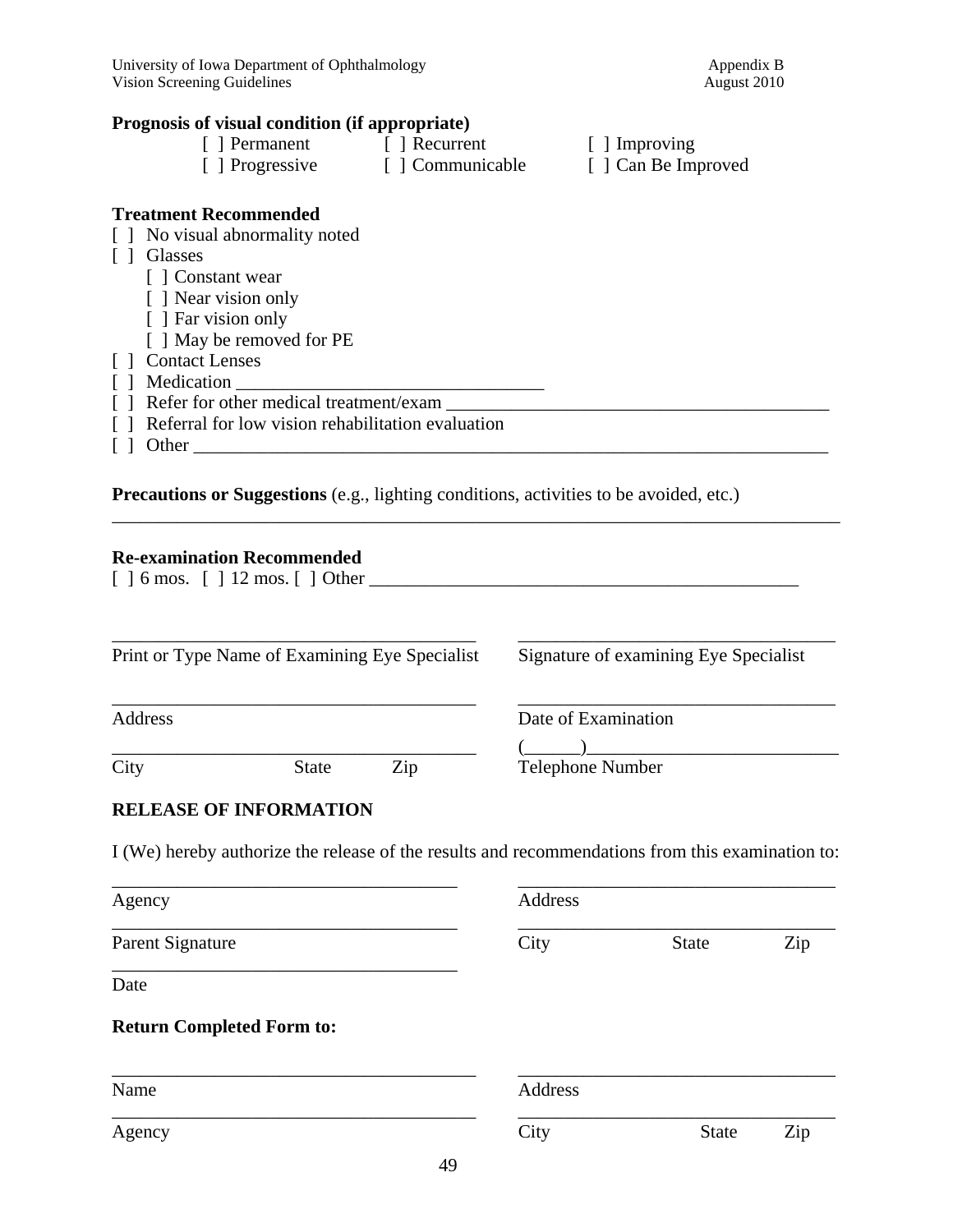**Prognosis of visual condition (if appropriate)**

[ ] Permanent [ ] Recurrent [ ] Improving
[ ] Progressive [ ] Communicable [ ] Can Be Improved

**Treatment Recommended**

[ ] No visual abnormality noted
[ ] Glasses
  [ ] Constant wear
  [ ] Near vision only
  [ ] Far vision only
  [ ] May be removed for PE
[ ] Contact Lenses
[ ] Medication _________________________________
[ ] Refer for other medical treatment/exam _________________________________________
[ ] Referral for low vision rehabilitation evaluation
[ ] Other _______________________________________________________________________

**Precautions or Suggestions** (e.g., lighting conditions, activities to be avoided, etc.)
_______________________________________________________________________________

**Re-examination Recommended**

[ ] 6 mos. [ ] 12 mos. [ ] Other _______________________________________________

_______________________________________ _________________________________
Print or Type Name of Examining Eye Specialist Signature of examining Eye Specialist

_______________________________________ _________________________________
Address Date of Examination

_______________________________________ (______)___________________________
City State Zip Telephone Number

**RELEASE OF INFORMATION**

I (We) hereby authorize the release of the results and recommendations from this examination to:

_____________________________________ _________________________________
Agency Address

_____________________________________ _________________________________
Parent Signature City State Zip

_____________________________________
Date

**Return Completed Form to:**

_______________________________________ _________________________________
Name Address

_______________________________________ _________________________________
Agency City State Zip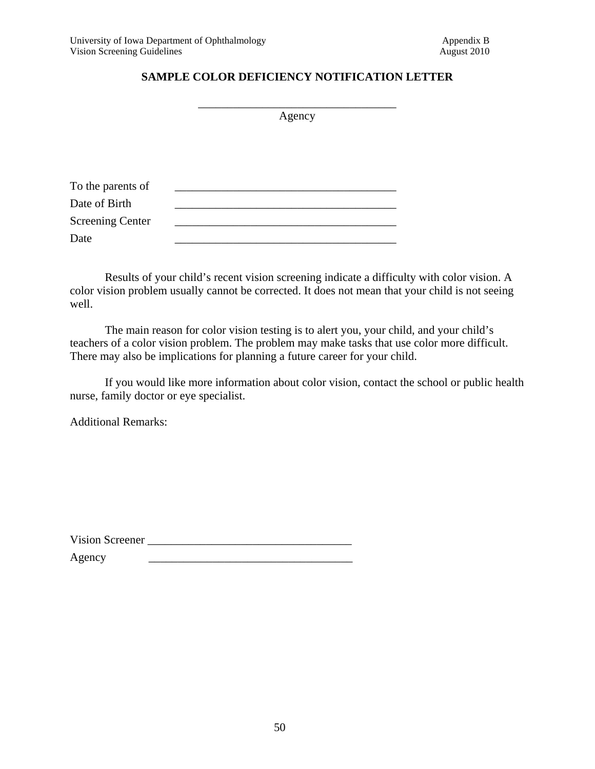# SAMPLE COLOR DEFICIENCY NOTIFICATION LETTER

___________________________________

Agency

To the parents of _______________________________________

Date of Birth _______________________________________

Screening Center _______________________________________

Date _______________________________________

Results of your child's recent vision screening indicate a difficulty with color vision. A color vision problem usually cannot be corrected. It does not mean that your child is not seeing well.

The main reason for color vision testing is to alert you, your child, and your child's teachers of a color vision problem. The problem may make tasks that use color more difficult. There may also be implications for planning a future career for your child.

If you would like more information about color vision, contact the school or public health nurse, family doctor or eye specialist.

Additional Remarks:

Vision Screener ____________________________________

Agency ____________________________________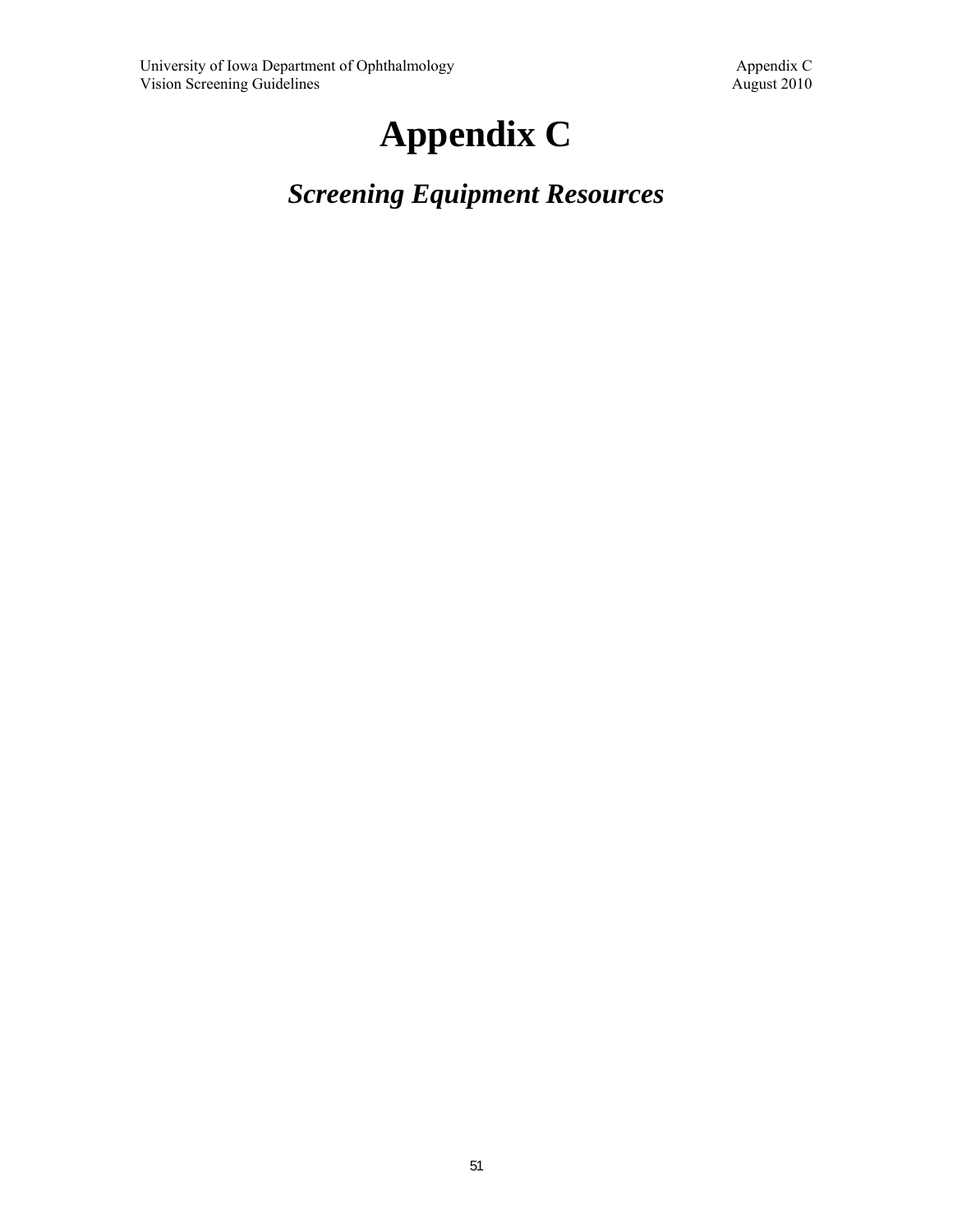# Appendix C

## *Screening Equipment Resources*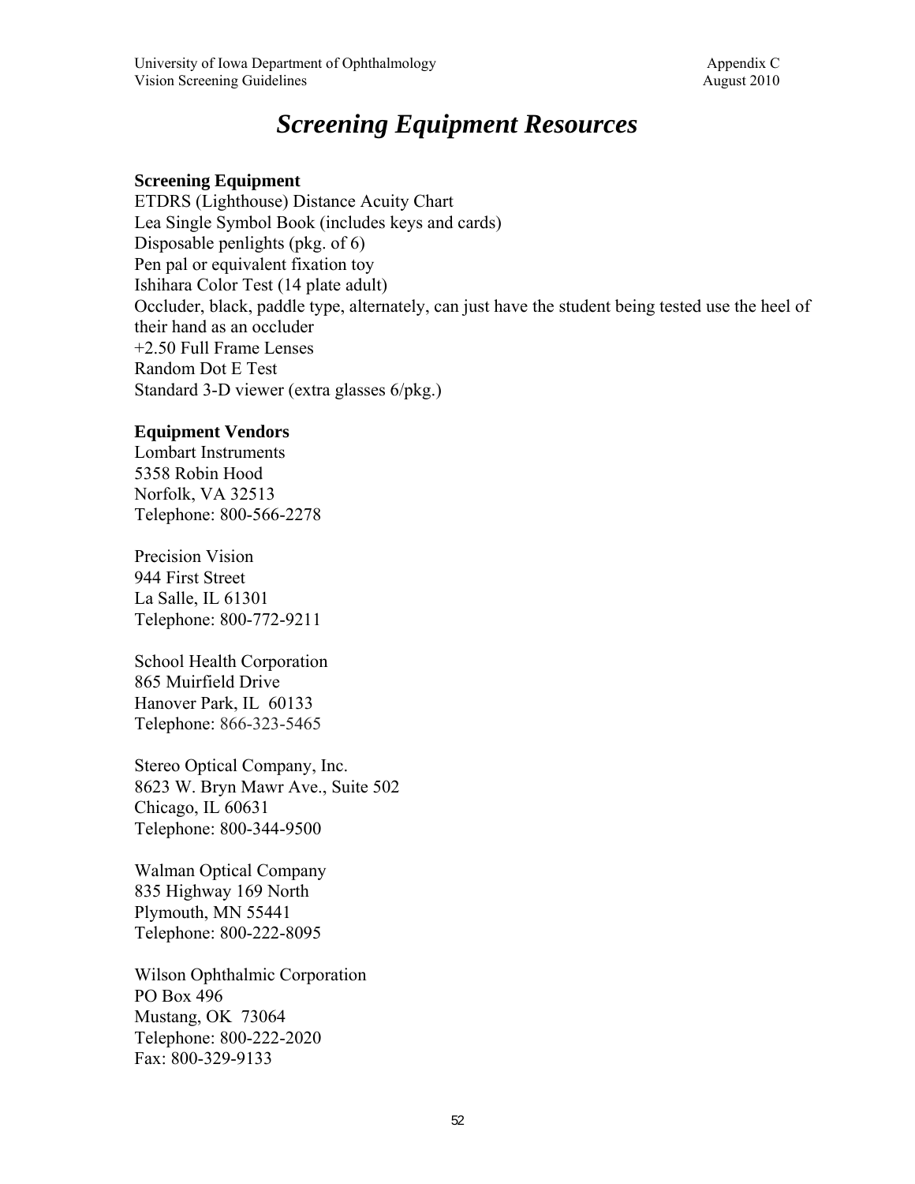# *Screening Equipment Resources*

**Screening Equipment**

ETDRS (Lighthouse) Distance Acuity Chart
Lea Single Symbol Book (includes keys and cards)
Disposable penlights (pkg. of 6)
Pen pal or equivalent fixation toy
Ishihara Color Test (14 plate adult)
Occluder, black, paddle type, alternately, can just have the student being tested use the heel of their hand as an occluder
+2.50 Full Frame Lenses
Random Dot E Test
Standard 3-D viewer (extra glasses 6/pkg.)

**Equipment Vendors**

Lombart Instruments
5358 Robin Hood
Norfolk, VA 32513
Telephone: 800-566-2278

Precision Vision
944 First Street
La Salle, IL 61301
Telephone: 800-772-9211

School Health Corporation
865 Muirfield Drive
Hanover Park, IL 60133
Telephone: 866-323-5465

Stereo Optical Company, Inc.
8623 W. Bryn Mawr Ave., Suite 502
Chicago, IL 60631
Telephone: 800-344-9500

Walman Optical Company
835 Highway 169 North
Plymouth, MN 55441
Telephone: 800-222-8095

Wilson Ophthalmic Corporation
PO Box 496
Mustang, OK 73064
Telephone: 800-222-2020
Fax: 800-329-9133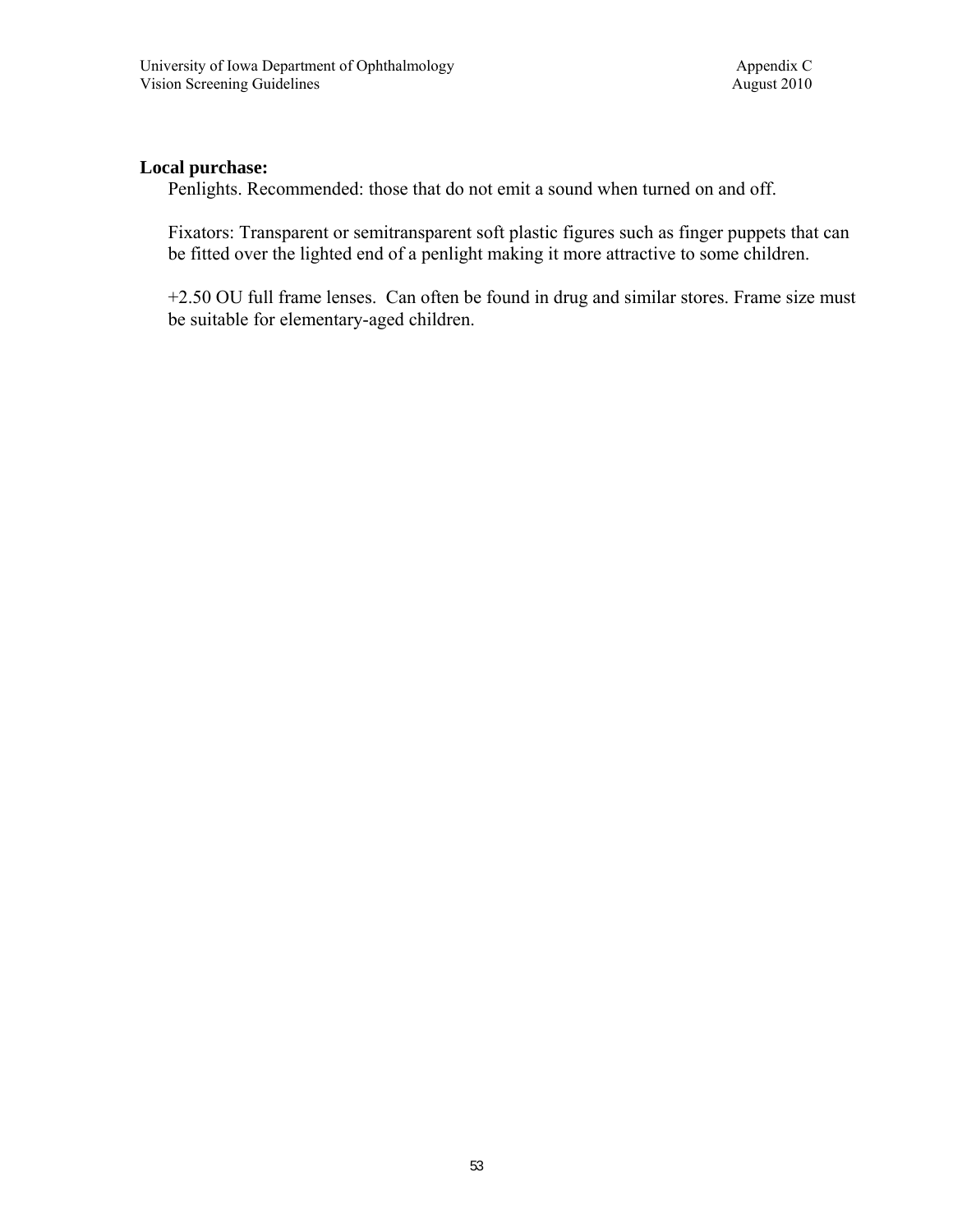**Local purchase:**

Penlights. Recommended: those that do not emit a sound when turned on and off.

Fixators: Transparent or semitransparent soft plastic figures such as finger puppets that can be fitted over the lighted end of a penlight making it more attractive to some children.

+2.50 OU full frame lenses. Can often be found in drug and similar stores. Frame size must be suitable for elementary-aged children.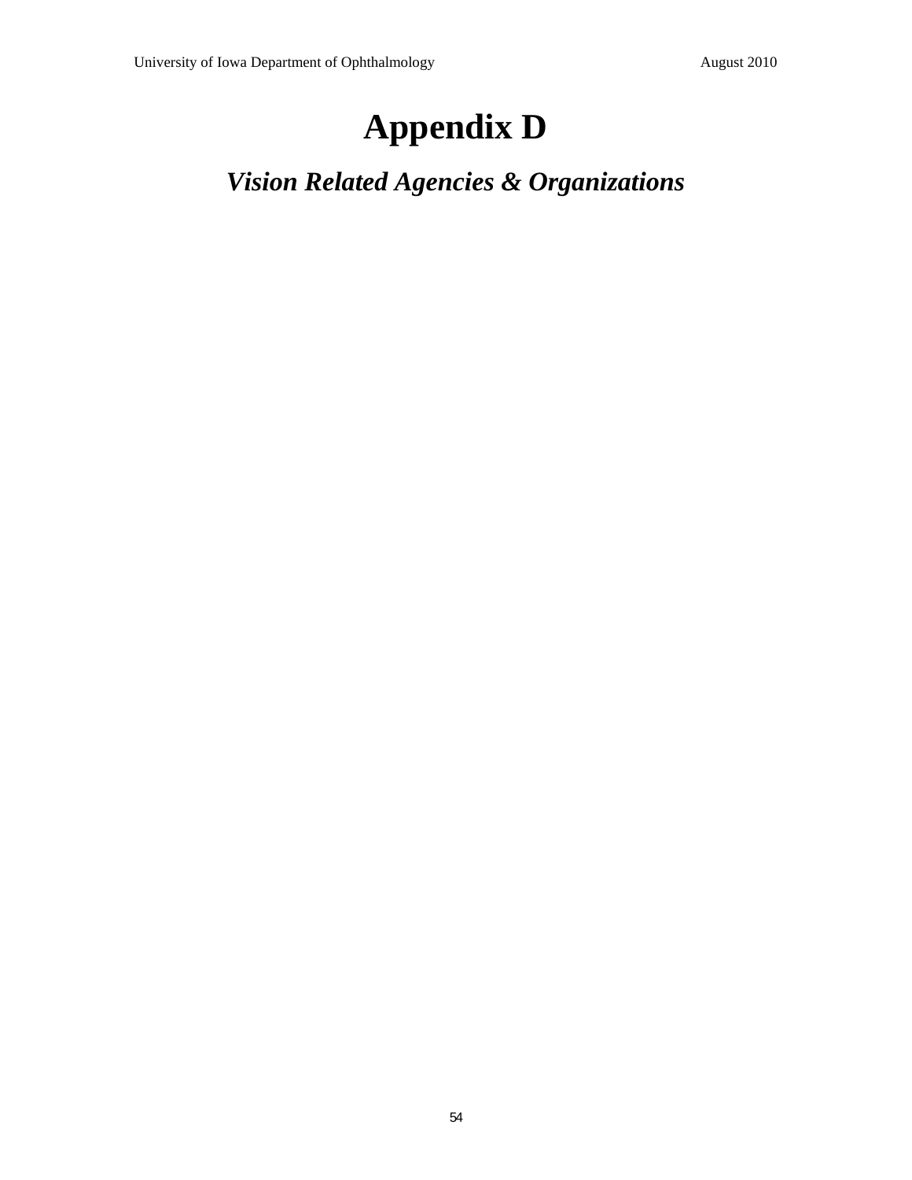# Appendix D

## *Vision Related Agencies & Organizations*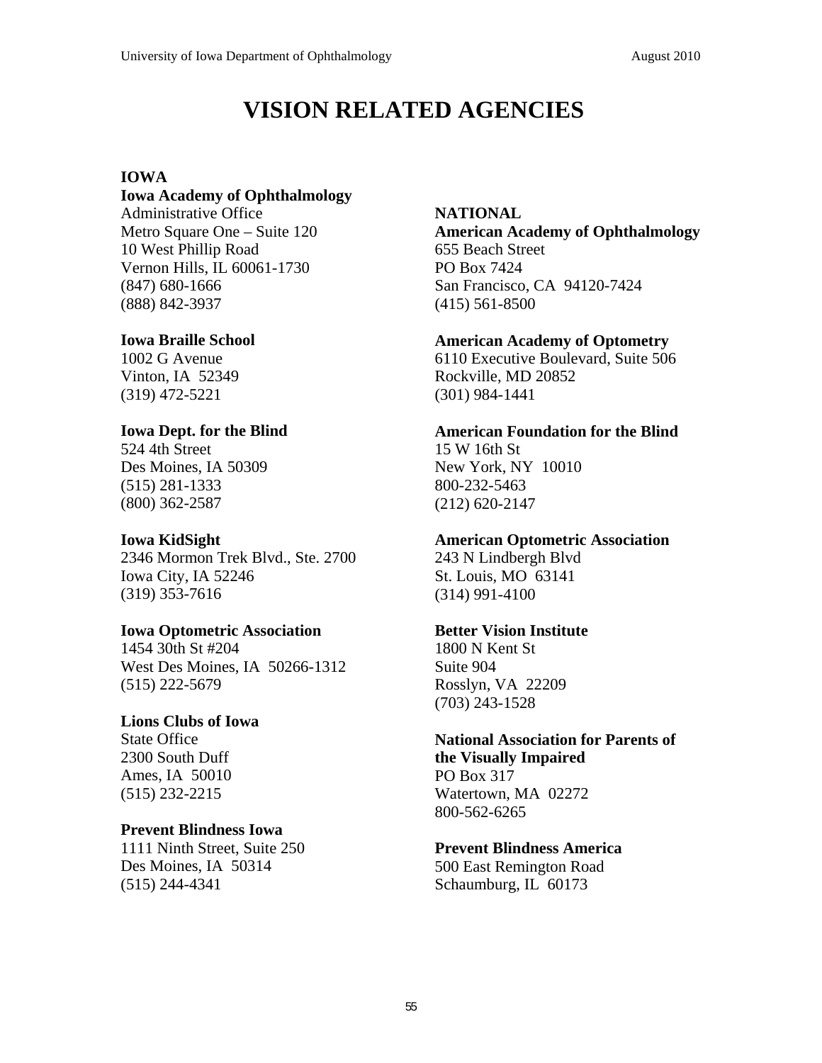# VISION RELATED AGENCIES

## IOWA

**Iowa Academy of Ophthalmology**
Administrative Office
Metro Square One – Suite 120
10 West Phillip Road
Vernon Hills, IL 60061-1730
(847) 680-1666
(888) 842-3937

**Iowa Braille School**
1002 G Avenue
Vinton, IA 52349
(319) 472-5221

**Iowa Dept. for the Blind**
524 4th Street
Des Moines, IA 50309
(515) 281-1333
(800) 362-2587

**Iowa KidSight**
2346 Mormon Trek Blvd., Ste. 2700
Iowa City, IA 52246
(319) 353-7616

**Iowa Optometric Association**
1454 30th St #204
West Des Moines, IA 50266-1312
(515) 222-5679

**Lions Clubs of Iowa**
State Office
2300 South Duff
Ames, IA 50010
(515) 232-2215

**Prevent Blindness Iowa**
1111 Ninth Street, Suite 250
Des Moines, IA 50314
(515) 244-4341

## NATIONAL

**American Academy of Ophthalmology**
655 Beach Street
PO Box 7424
San Francisco, CA 94120-7424
(415) 561-8500

**American Academy of Optometry**
6110 Executive Boulevard, Suite 506
Rockville, MD 20852
(301) 984-1441

**American Foundation for the Blind**
15 W 16th St
New York, NY 10010
800-232-5463
(212) 620-2147

**American Optometric Association**
243 N Lindbergh Blvd
St. Louis, MO 63141
(314) 991-4100

**Better Vision Institute**
1800 N Kent St
Suite 904
Rosslyn, VA 22209
(703) 243-1528

**National Association for Parents of the Visually Impaired**
PO Box 317
Watertown, MA 02272
800-562-6265

**Prevent Blindness America**
500 East Remington Road
Schaumburg, IL 60173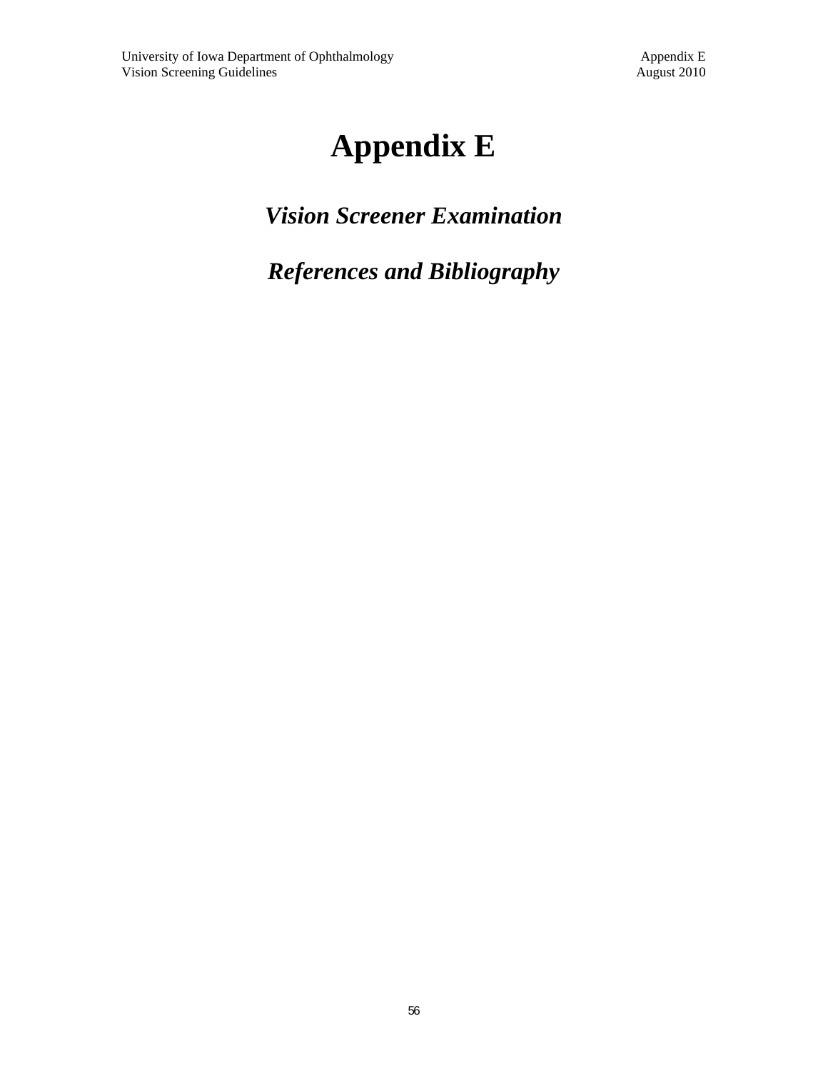# Appendix E

## *Vision Screener Examination*

## *References and Bibliography*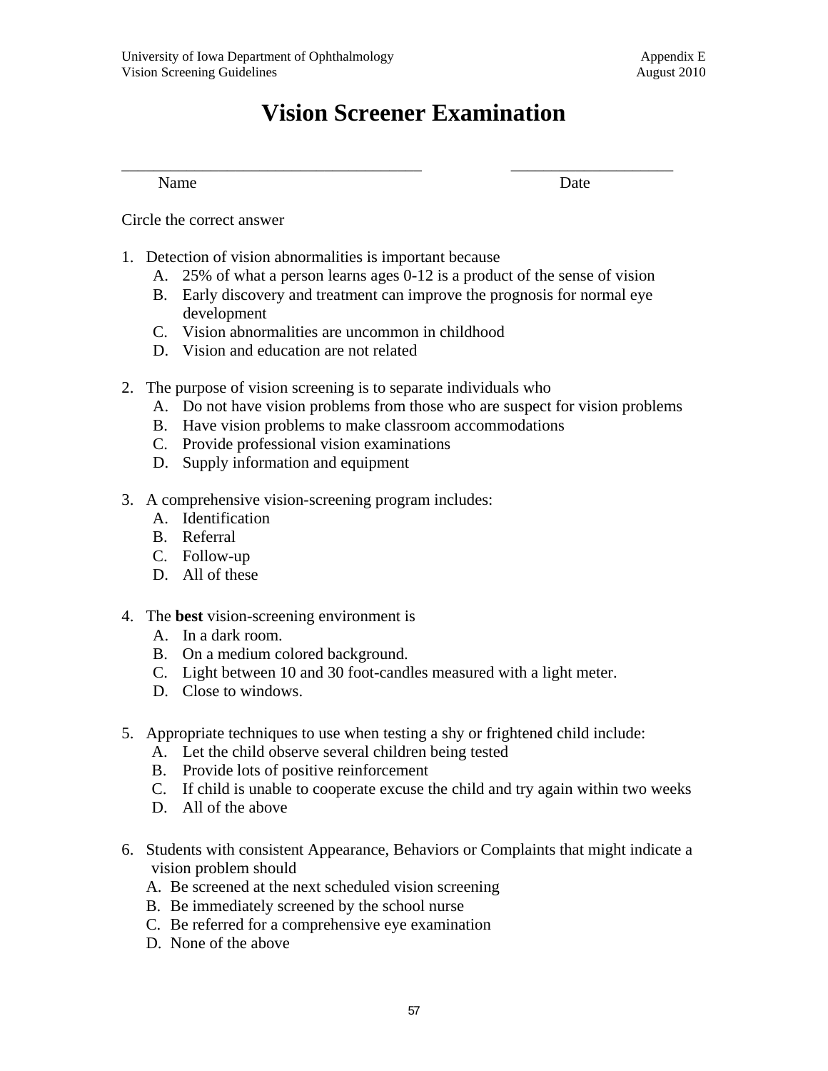# Vision Screener Examination

\_\_\_\_\_\_\_\_\_\_\_\_\_\_\_\_\_\_\_\_\_\_\_\_\_\_\_\_\_\_\_\_\_\_\_\_ \_\_\_\_\_\_\_\_\_\_\_\_\_\_\_\_\_\_\_\_

Name Date

Circle the correct answer

1. Detection of vision abnormalities is important because
   A. 25% of what a person learns ages 0-12 is a product of the sense of vision
   B. Early discovery and treatment can improve the prognosis for normal eye development
   C. Vision abnormalities are uncommon in childhood
   D. Vision and education are not related

2. The purpose of vision screening is to separate individuals who
   A. Do not have vision problems from those who are suspect for vision problems
   B. Have vision problems to make classroom accommodations
   C. Provide professional vision examinations
   D. Supply information and equipment

3. A comprehensive vision-screening program includes:
   A. Identification
   B. Referral
   C. Follow-up
   D. All of these

4. The **best** vision-screening environment is
   A. In a dark room.
   B. On a medium colored background.
   C. Light between 10 and 30 foot-candles measured with a light meter.
   D. Close to windows.

5. Appropriate techniques to use when testing a shy or frightened child include:
   A. Let the child observe several children being tested
   B. Provide lots of positive reinforcement
   C. If child is unable to cooperate excuse the child and try again within two weeks
   D. All of the above

6. Students with consistent Appearance, Behaviors or Complaints that might indicate a vision problem should
   A. Be screened at the next scheduled vision screening
   B. Be immediately screened by the school nurse
   C. Be referred for a comprehensive eye examination
   D. None of the above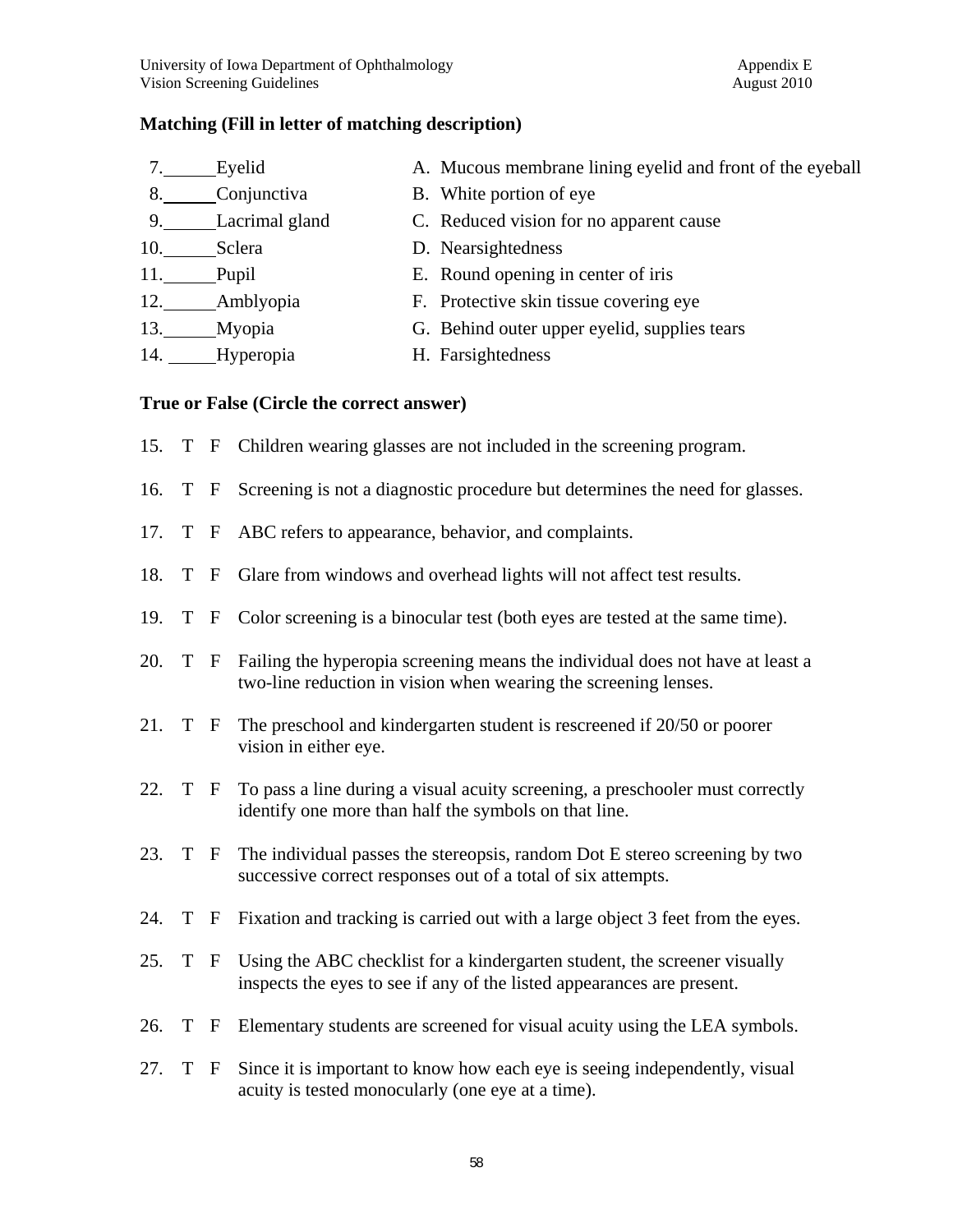**Matching (Fill in letter of matching description)**

| | |
|---|---|
| 7. ______ Eyelid | A. Mucous membrane lining eyelid and front of the eyeball |
| 8. ______ Conjunctiva | B. White portion of eye |
| 9. ______ Lacrimal gland | C. Reduced vision for no apparent cause |
| 10. ______ Sclera | D. Nearsightedness |
| 11. ______ Pupil | E. Round opening in center of iris |
| 12. ______ Amblyopia | F. Protective skin tissue covering eye |
| 13. ______ Myopia | G. Behind outer upper eyelid, supplies tears |
| 14. ______ Hyperopia | H. Farsightedness |

**True or False (Circle the correct answer)**

15. T F Children wearing glasses are not included in the screening program.

16. T F Screening is not a diagnostic procedure but determines the need for glasses.

17. T F ABC refers to appearance, behavior, and complaints.

18. T F Glare from windows and overhead lights will not affect test results.

19. T F Color screening is a binocular test (both eyes are tested at the same time).

20. T F Failing the hyperopia screening means the individual does not have at least a two-line reduction in vision when wearing the screening lenses.

21. T F The preschool and kindergarten student is rescreened if 20/50 or poorer vision in either eye.

22. T F To pass a line during a visual acuity screening, a preschooler must correctly identify one more than half the symbols on that line.

23. T F The individual passes the stereopsis, random Dot E stereo screening by two successive correct responses out of a total of six attempts.

24. T F Fixation and tracking is carried out with a large object 3 feet from the eyes.

25. T F Using the ABC checklist for a kindergarten student, the screener visually inspects the eyes to see if any of the listed appearances are present.

26. T F Elementary students are screened for visual acuity using the LEA symbols.

27. T F Since it is important to know how each eye is seeing independently, visual acuity is tested monocularly (one eye at a time).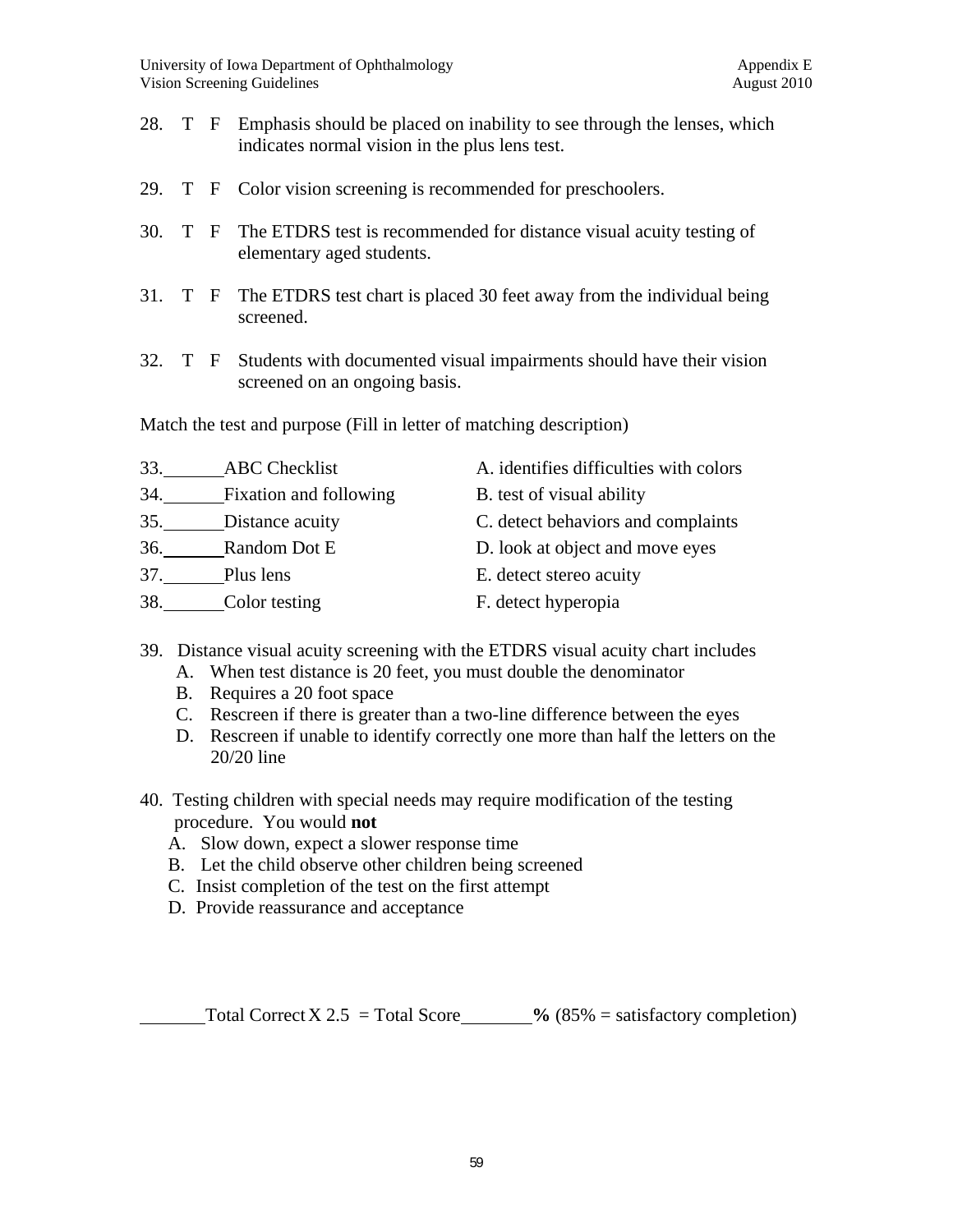28. T F Emphasis should be placed on inability to see through the lenses, which indicates normal vision in the plus lens test.

29. T F Color vision screening is recommended for preschoolers.

30. T F The ETDRS test is recommended for distance visual acuity testing of elementary aged students.

31. T F The ETDRS test chart is placed 30 feet away from the individual being screened.

32. T F Students with documented visual impairments should have their vision screened on an ongoing basis.

Match the test and purpose (Fill in letter of matching description)

| | |
|---|---|
| 33.______ABC Checklist | A. identifies difficulties with colors |
| 34.______Fixation and following | B. test of visual ability |
| 35.______Distance acuity | C. detect behaviors and complaints |
| 36.______Random Dot E | D. look at object and move eyes |
| 37.______Plus lens | E. detect stereo acuity |
| 38.______Color testing | F. detect hyperopia |

39. Distance visual acuity screening with the ETDRS visual acuity chart includes
    - A. When test distance is 20 feet, you must double the denominator
    - B. Requires a 20 foot space
    - C. Rescreen if there is greater than a two-line difference between the eyes
    - D. Rescreen if unable to identify correctly one more than half the letters on the 20/20 line

40. Testing children with special needs may require modification of the testing procedure. You would **not**
    - A. Slow down, expect a slower response time
    - B. Let the child observe other children being screened
    - C. Insist completion of the test on the first attempt
    - D. Provide reassurance and acceptance

______Total Correct X 2.5 = Total Score______**%** (85% = satisfactory completion)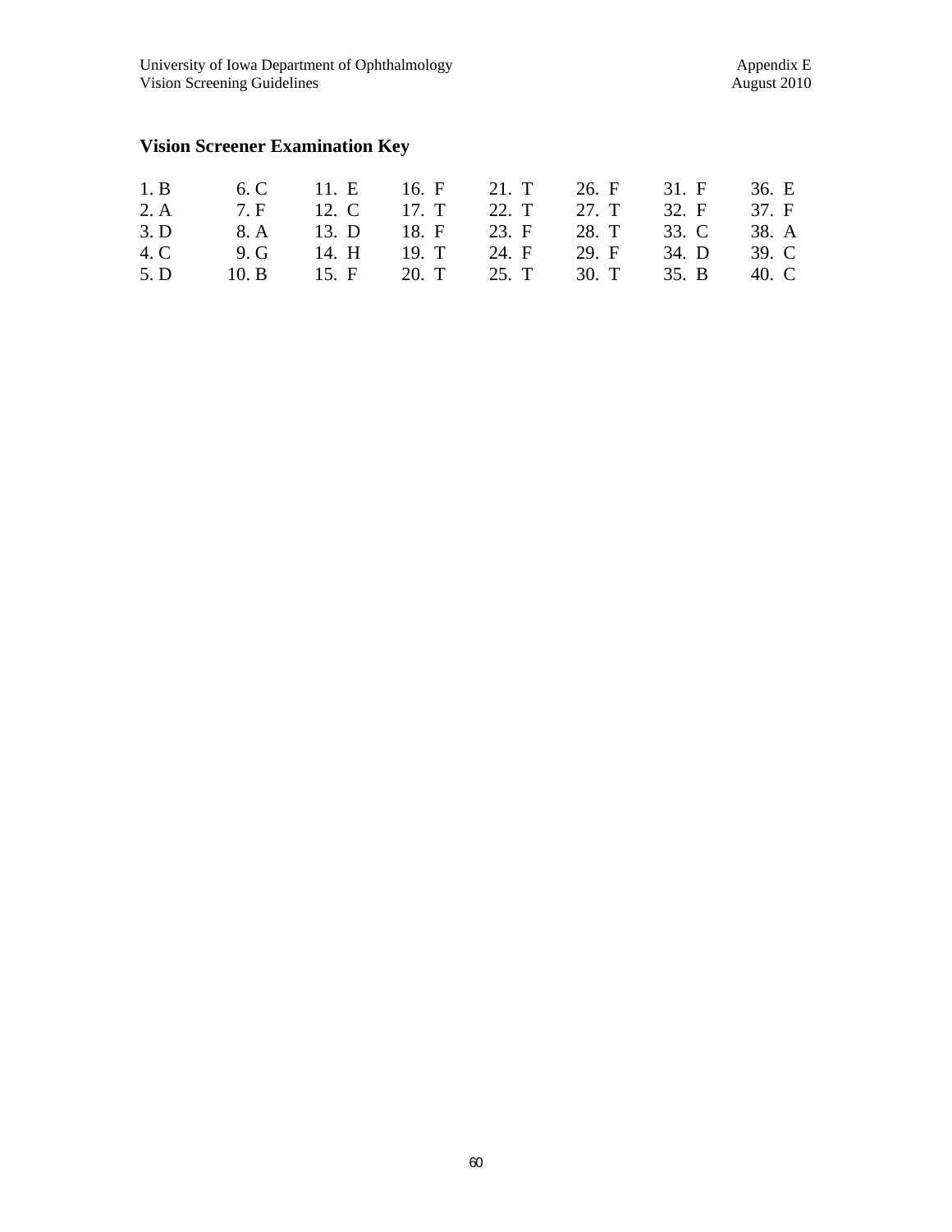## Vision Screener Examination Key

| | | | | | | | |
|---|---|---|---|---|---|---|---|
| 1. B | 6. C | 11. E | 16. F | 21. T | 26. F | 31. F | 36. E |
| 2. A | 7. F | 12. C | 17. T | 22. T | 27. T | 32. F | 37. F |
| 3. D | 8. A | 13. D | 18. F | 23. F | 28. T | 33. C | 38. A |
| 4. C | 9. G | 14. H | 19. T | 24. F | 29. F | 34. D | 39. C |
| 5. D | 10. B | 15. F | 20. T | 25. T | 30. T | 35. B | 40. C |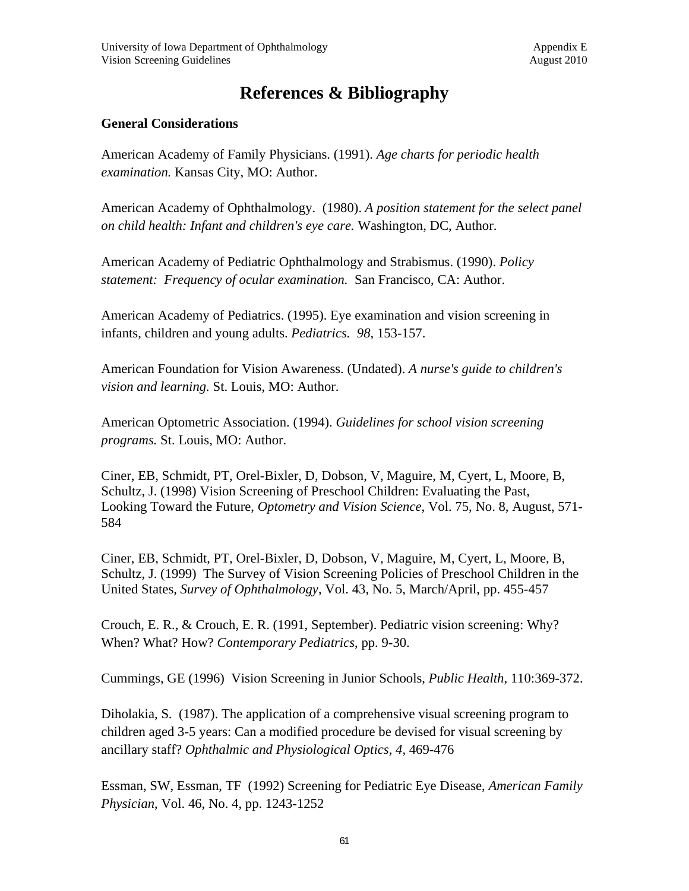# References & Bibliography

**General Considerations**

American Academy of Family Physicians. (1991). *Age charts for periodic health examination.* Kansas City, MO: Author.

American Academy of Ophthalmology. (1980). *A position statement for the select panel on child health: Infant and children's eye care.* Washington, DC, Author.

American Academy of Pediatric Ophthalmology and Strabismus. (1990). *Policy statement: Frequency of ocular examination.* San Francisco, CA: Author.

American Academy of Pediatrics. (1995). Eye examination and vision screening in infants, children and young adults. *Pediatrics. 98*, 153-157.

American Foundation for Vision Awareness. (Undated). *A nurse's guide to children's vision and learning.* St. Louis, MO: Author.

American Optometric Association. (1994). *Guidelines for school vision screening programs.* St. Louis, MO: Author.

Ciner, EB, Schmidt, PT, Orel-Bixler, D, Dobson, V, Maguire, M, Cyert, L, Moore, B, Schultz, J. (1998) Vision Screening of Preschool Children: Evaluating the Past, Looking Toward the Future, *Optometry and Vision Science*, Vol. 75, No. 8, August, 571-584

Ciner, EB, Schmidt, PT, Orel-Bixler, D, Dobson, V, Maguire, M, Cyert, L, Moore, B, Schultz, J. (1999) The Survey of Vision Screening Policies of Preschool Children in the United States, *Survey of Ophthalmology*, Vol. 43, No. 5, March/April, pp. 455-457

Crouch, E. R., & Crouch, E. R. (1991, September). Pediatric vision screening: Why? When? What? How? *Contemporary Pediatrics*, pp. 9-30.

Cummings, GE (1996) Vision Screening in Junior Schools, *Public Health*, 110:369-372.

Diholakia, S. (1987). The application of a comprehensive visual screening program to children aged 3-5 years: Can a modified procedure be devised for visual screening by ancillary staff? *Ophthalmic and Physiological Optics, 4*, 469-476

Essman, SW, Essman, TF (1992) Screening for Pediatric Eye Disease, *American Family Physician*, Vol. 46, No. 4, pp. 1243-1252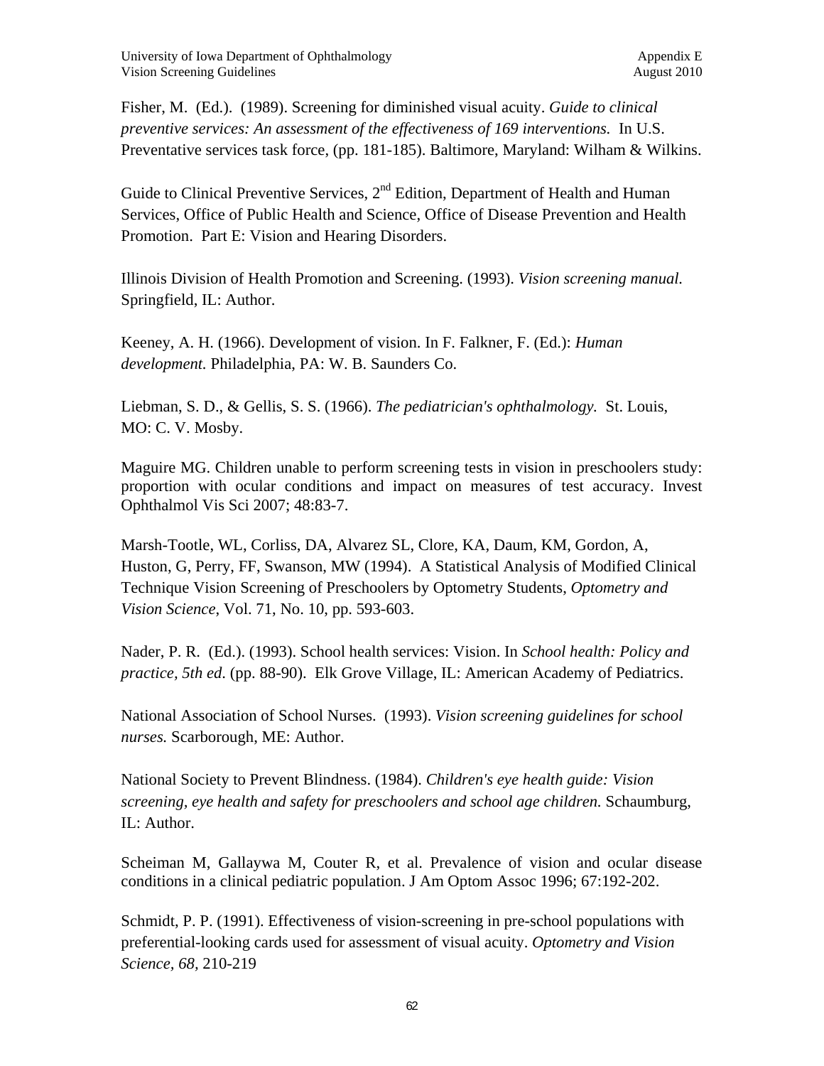Fisher, M. (Ed.). (1989). Screening for diminished visual acuity. *Guide to clinical preventive services: An assessment of the effectiveness of 169 interventions.* In U.S. Preventative services task force, (pp. 181-185). Baltimore, Maryland: Wilham & Wilkins.

Guide to Clinical Preventive Services, 2nd Edition, Department of Health and Human Services, Office of Public Health and Science, Office of Disease Prevention and Health Promotion. Part E: Vision and Hearing Disorders.

Illinois Division of Health Promotion and Screening. (1993). *Vision screening manual.* Springfield, IL: Author.

Keeney, A. H. (1966). Development of vision. In F. Falkner, F. (Ed.): *Human development.* Philadelphia, PA: W. B. Saunders Co.

Liebman, S. D., & Gellis, S. S. (1966). *The pediatrician's ophthalmology.* St. Louis, MO: C. V. Mosby.

Maguire MG. Children unable to perform screening tests in vision in preschoolers study: proportion with ocular conditions and impact on measures of test accuracy. Invest Ophthalmol Vis Sci 2007; 48:83-7.

Marsh-Tootle, WL, Corliss, DA, Alvarez SL, Clore, KA, Daum, KM, Gordon, A, Huston, G, Perry, FF, Swanson, MW (1994). A Statistical Analysis of Modified Clinical Technique Vision Screening of Preschoolers by Optometry Students, *Optometry and Vision Science*, Vol. 71, No. 10, pp. 593-603.

Nader, P. R. (Ed.). (1993). School health services: Vision. In *School health: Policy and practice, 5th ed*. (pp. 88-90). Elk Grove Village, IL: American Academy of Pediatrics.

National Association of School Nurses. (1993). *Vision screening guidelines for school nurses.* Scarborough, ME: Author.

National Society to Prevent Blindness. (1984). *Children's eye health guide: Vision screening, eye health and safety for preschoolers and school age children.* Schaumburg, IL: Author.

Scheiman M, Gallaywa M, Couter R, et al. Prevalence of vision and ocular disease conditions in a clinical pediatric population. J Am Optom Assoc 1996; 67:192-202.

Schmidt, P. P. (1991). Effectiveness of vision-screening in pre-school populations with preferential-looking cards used for assessment of visual acuity. *Optometry and Vision Science*, *68*, 210-219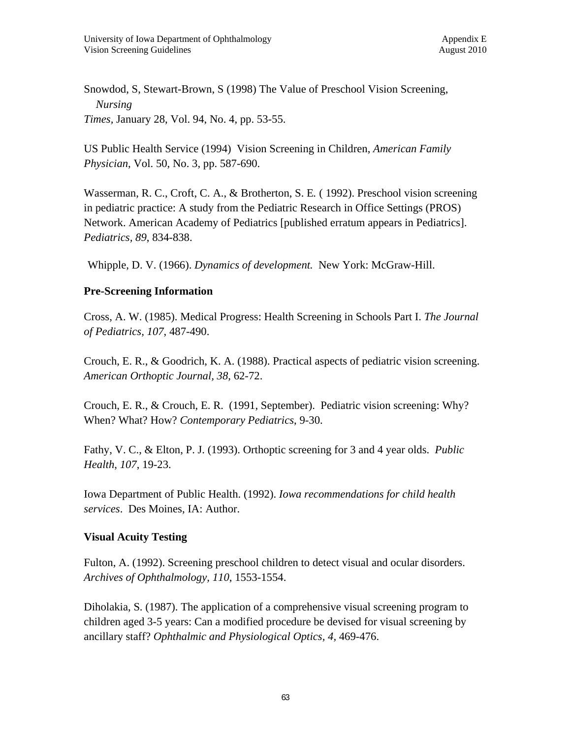Snowdod, S, Stewart-Brown, S (1998) The Value of Preschool Vision Screening, *Nursing Times*, January 28, Vol. 94, No. 4, pp. 53-55.

US Public Health Service (1994) Vision Screening in Children, *American Family Physician*, Vol. 50, No. 3, pp. 587-690.

Wasserman, R. C., Croft, C. A., & Brotherton, S. E. ( 1992). Preschool vision screening in pediatric practice: A study from the Pediatric Research in Office Settings (PROS) Network. American Academy of Pediatrics [published erratum appears in Pediatrics]. *Pediatrics, 89*, 834-838.

Whipple, D. V. (1966). *Dynamics of development.* New York: McGraw-Hill.

**Pre-Screening Information**

Cross, A. W. (1985). Medical Progress: Health Screening in Schools Part I. *The Journal of Pediatrics, 107*, 487-490.

Crouch, E. R., & Goodrich, K. A. (1988). Practical aspects of pediatric vision screening. *American Orthoptic Journal, 38*, 62-72.

Crouch, E. R., & Crouch, E. R. (1991, September). Pediatric vision screening: Why? When? What? How? *Contemporary Pediatrics*, 9-30.

Fathy, V. C., & Elton, P. J. (1993). Orthoptic screening for 3 and 4 year olds. *Public Health*, *107*, 19-23.

Iowa Department of Public Health. (1992). *Iowa recommendations for child health services*. Des Moines, IA: Author.

**Visual Acuity Testing**

Fulton, A. (1992). Screening preschool children to detect visual and ocular disorders. *Archives of Ophthalmology, 110*, 1553-1554.

Diholakia, S. (1987). The application of a comprehensive visual screening program to children aged 3-5 years: Can a modified procedure be devised for visual screening by ancillary staff? *Ophthalmic and Physiological Optics, 4*, 469-476.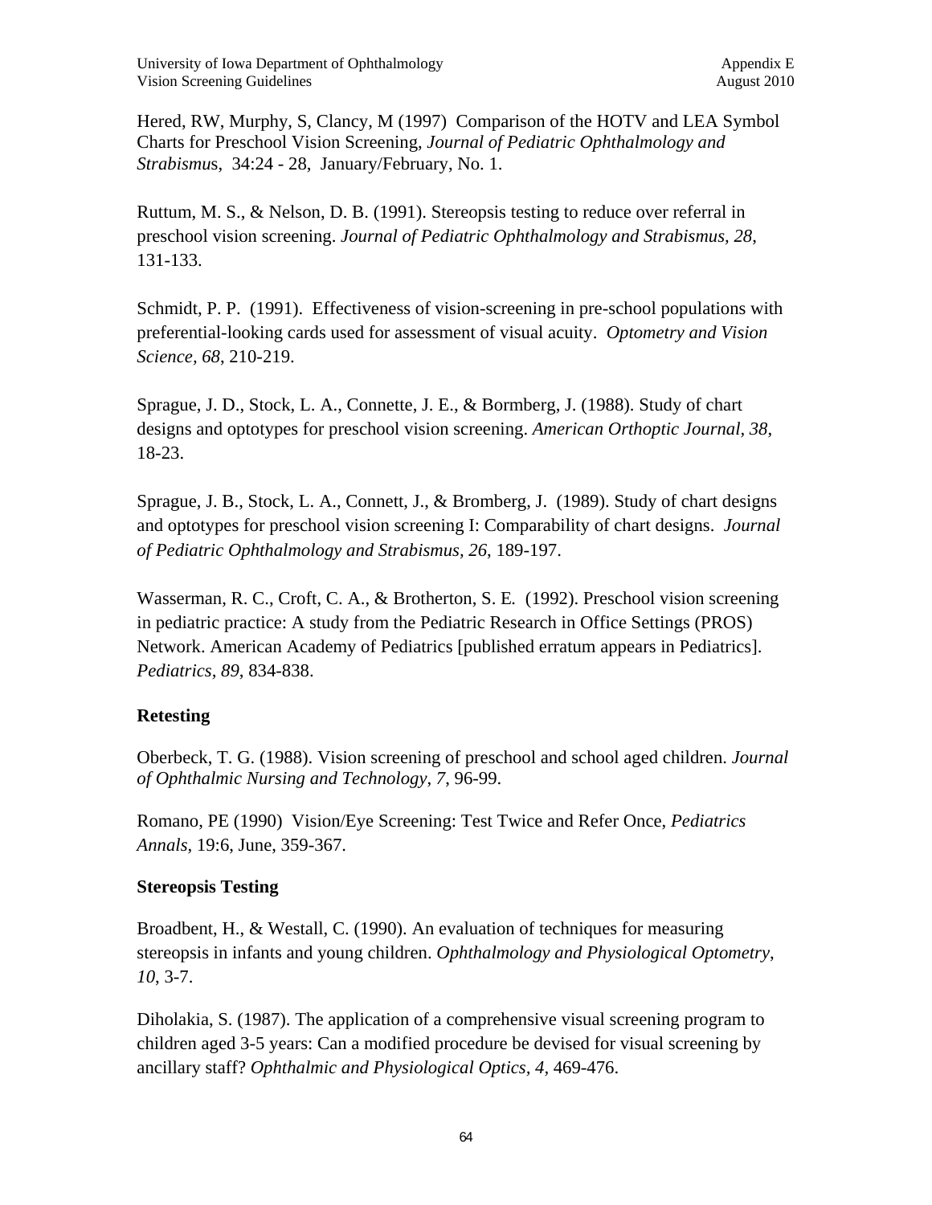Hered, RW, Murphy, S, Clancy, M (1997) Comparison of the HOTV and LEA Symbol Charts for Preschool Vision Screening, *Journal of Pediatric Ophthalmology and Strabismus*, 34:24 - 28, January/February, No. 1.

Ruttum, M. S., & Nelson, D. B. (1991). Stereopsis testing to reduce over referral in preschool vision screening. *Journal of Pediatric Ophthalmology and Strabismus, 28*, 131-133.

Schmidt, P. P. (1991). Effectiveness of vision-screening in pre-school populations with preferential-looking cards used for assessment of visual acuity. *Optometry and Vision Science, 68*, 210-219.

Sprague, J. D., Stock, L. A., Connette, J. E., & Bormberg, J. (1988). Study of chart designs and optotypes for preschool vision screening. *American Orthoptic Journal, 38*, 18-23.

Sprague, J. B., Stock, L. A., Connett, J., & Bromberg, J. (1989). Study of chart designs and optotypes for preschool vision screening I: Comparability of chart designs. *Journal of Pediatric Ophthalmology and Strabismus, 26*, 189-197.

Wasserman, R. C., Croft, C. A., & Brotherton, S. E. (1992). Preschool vision screening in pediatric practice: A study from the Pediatric Research in Office Settings (PROS) Network. American Academy of Pediatrics [published erratum appears in Pediatrics]. *Pediatrics, 89*, 834-838.

## Retesting

Oberbeck, T. G. (1988). Vision screening of preschool and school aged children. *Journal of Ophthalmic Nursing and Technology, 7*, 96-99.

Romano, PE (1990) Vision/Eye Screening: Test Twice and Refer Once, *Pediatrics Annals*, 19:6, June, 359-367.

## Stereopsis Testing

Broadbent, H., & Westall, C. (1990). An evaluation of techniques for measuring stereopsis in infants and young children. *Ophthalmology and Physiological Optometry, 10*, 3-7.

Diholakia, S. (1987). The application of a comprehensive visual screening program to children aged 3-5 years: Can a modified procedure be devised for visual screening by ancillary staff? *Ophthalmic and Physiological Optics, 4*, 469-476.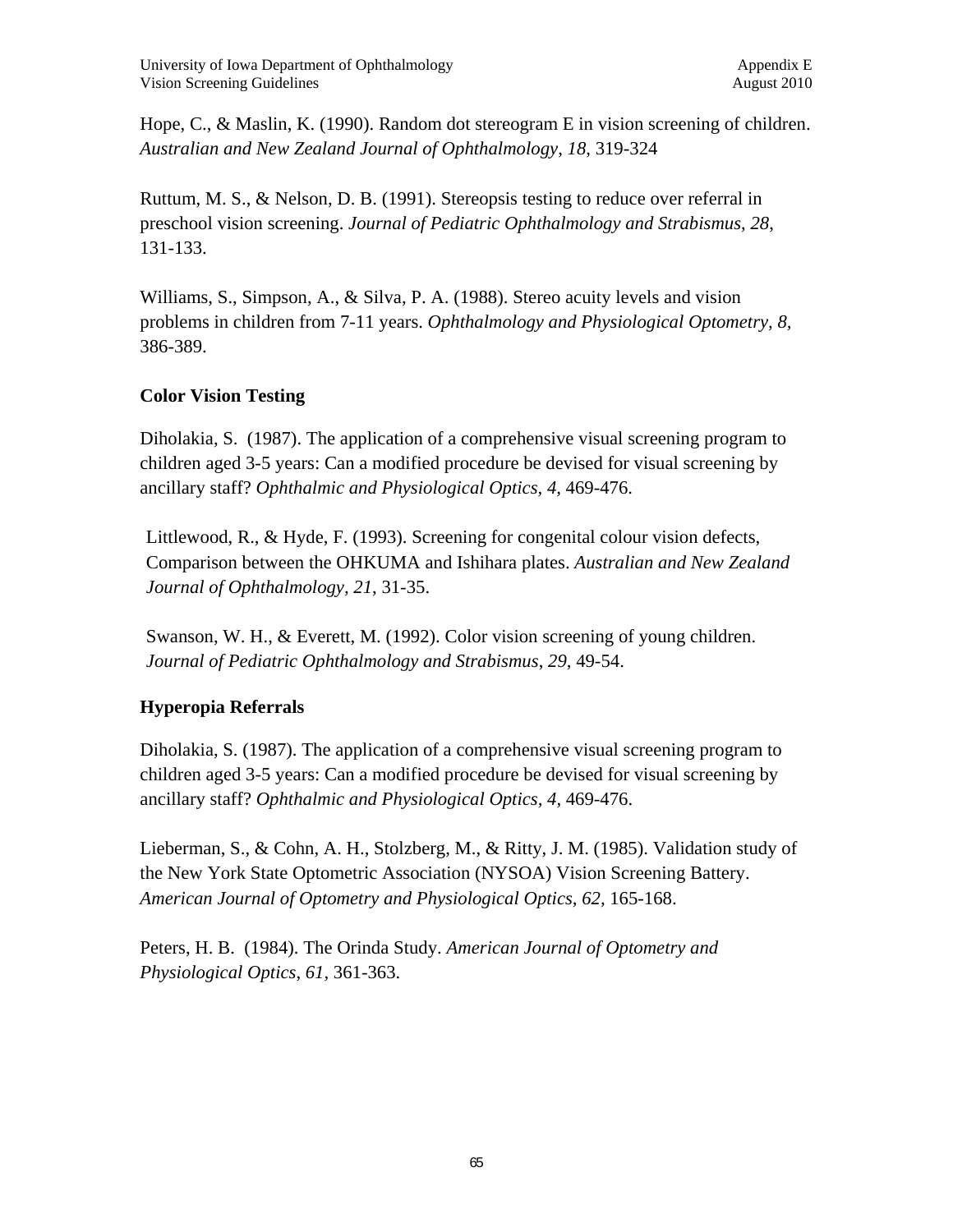Hope, C., & Maslin, K. (1990). Random dot stereogram E in vision screening of children. *Australian and New Zealand Journal of Ophthalmology*, *18*, 319-324

Ruttum, M. S., & Nelson, D. B. (1991). Stereopsis testing to reduce over referral in preschool vision screening. *Journal of Pediatric Ophthalmology and Strabismus*, *28*, 131-133.

Williams, S., Simpson, A., & Silva, P. A. (1988). Stereo acuity levels and vision problems in children from 7-11 years. *Ophthalmology and Physiological Optometry*, *8*, 386-389.

**Color Vision Testing**

Diholakia, S. (1987). The application of a comprehensive visual screening program to children aged 3-5 years: Can a modified procedure be devised for visual screening by ancillary staff? *Ophthalmic and Physiological Optics*, *4*, 469-476.

Littlewood, R., & Hyde, F. (1993). Screening for congenital colour vision defects, Comparison between the OHKUMA and Ishihara plates. *Australian and New Zealand Journal of Ophthalmology*, *21*, 31-35.

Swanson, W. H., & Everett, M. (1992). Color vision screening of young children. *Journal of Pediatric Ophthalmology and Strabismus*, *29*, 49-54.

**Hyperopia Referrals**

Diholakia, S. (1987). The application of a comprehensive visual screening program to children aged 3-5 years: Can a modified procedure be devised for visual screening by ancillary staff? *Ophthalmic and Physiological Optics*, *4*, 469-476.

Lieberman, S., & Cohn, A. H., Stolzberg, M., & Ritty, J. M. (1985). Validation study of the New York State Optometric Association (NYSOA) Vision Screening Battery. *American Journal of Optometry and Physiological Optics*, *62*, 165-168.

Peters, H. B. (1984). The Orinda Study. *American Journal of Optometry and Physiological Optics*, *61*, 361-363.